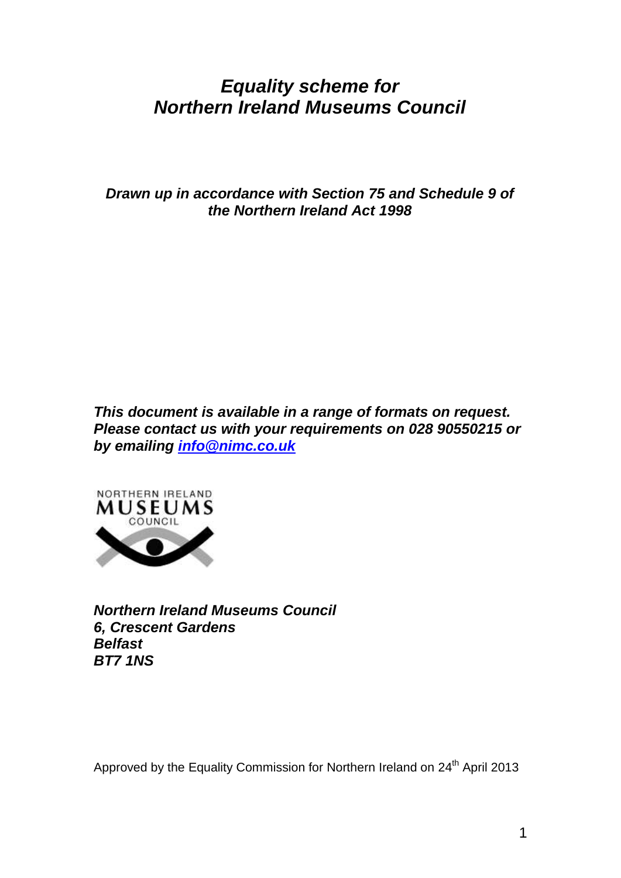# *Equality scheme for Northern Ireland Museums Council*

***Drawn up in accordance with Section 75 and Schedule 9 of the Northern Ireland Act 1998***

***This document is available in a range of formats on request. Please contact us with your requirements on 028 90550215 or by emailing [info@nimc.co.uk](mailto:info@nimc.co.uk)***

NORTHERN IRELAND
MUSEUMS
COUNCIL

***Northern Ireland Museums Council***
***6, Crescent Gardens***
***Belfast***
***BT7 1NS***

Approved by the Equality Commission for Northern Ireland on 24th April 2013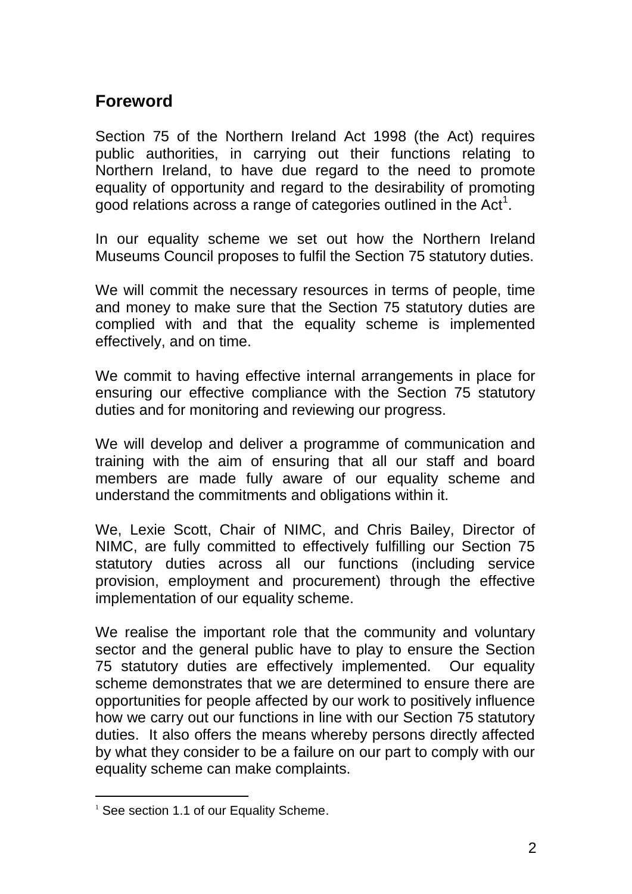## Foreword

Section 75 of the Northern Ireland Act 1998 (the Act) requires public authorities, in carrying out their functions relating to Northern Ireland, to have due regard to the need to promote equality of opportunity and regard to the desirability of promoting good relations across a range of categories outlined in the Act[1].

In our equality scheme we set out how the Northern Ireland Museums Council proposes to fulfil the Section 75 statutory duties.

We will commit the necessary resources in terms of people, time and money to make sure that the Section 75 statutory duties are complied with and that the equality scheme is implemented effectively, and on time.

We commit to having effective internal arrangements in place for ensuring our effective compliance with the Section 75 statutory duties and for monitoring and reviewing our progress.

We will develop and deliver a programme of communication and training with the aim of ensuring that all our staff and board members are made fully aware of our equality scheme and understand the commitments and obligations within it.

We, Lexie Scott, Chair of NIMC, and Chris Bailey, Director of NIMC, are fully committed to effectively fulfilling our Section 75 statutory duties across all our functions (including service provision, employment and procurement) through the effective implementation of our equality scheme.

We realise the important role that the community and voluntary sector and the general public have to play to ensure the Section 75 statutory duties are effectively implemented. Our equality scheme demonstrates that we are determined to ensure there are opportunities for people affected by our work to positively influence how we carry out our functions in line with our Section 75 statutory duties. It also offers the means whereby persons directly affected by what they consider to be a failure on our part to comply with our equality scheme can make complaints.

---

[1] See section 1.1 of our Equality Scheme.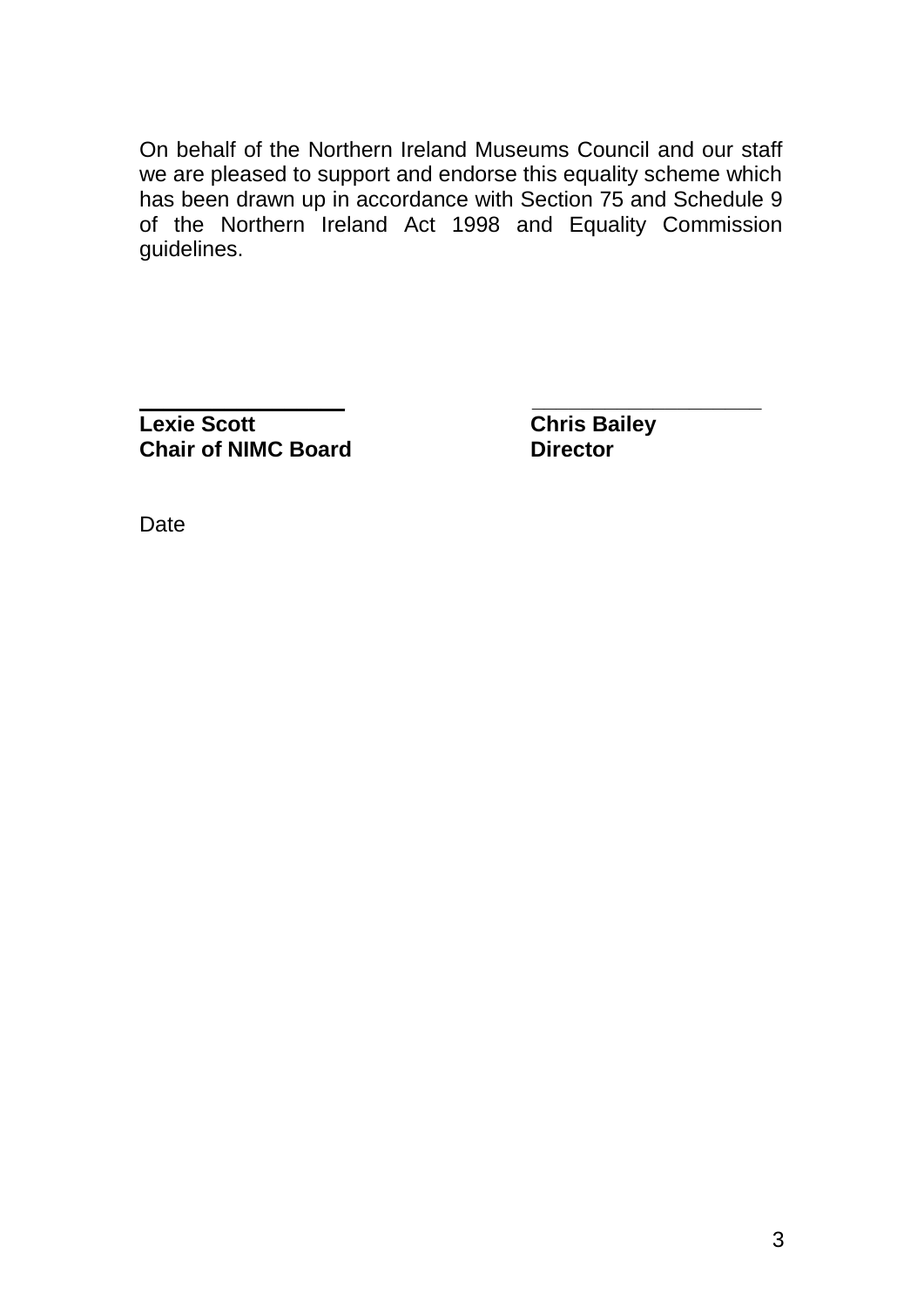On behalf of the Northern Ireland Museums Council and our staff we are pleased to support and endorse this equality scheme which has been drawn up in accordance with Section 75 and Schedule 9 of the Northern Ireland Act 1998 and Equality Commission guidelines.

\_\_\_\_\_\_\_\_\_\_\_\_\_\_\_\_\_\_\_\_ \_\_\_\_\_\_\_\_\_\_\_\_\_\_\_\_\_\_\_\_

**Lexie Scott**
**Chair of NIMC Board**

**Chris Bailey**
**Director**

Date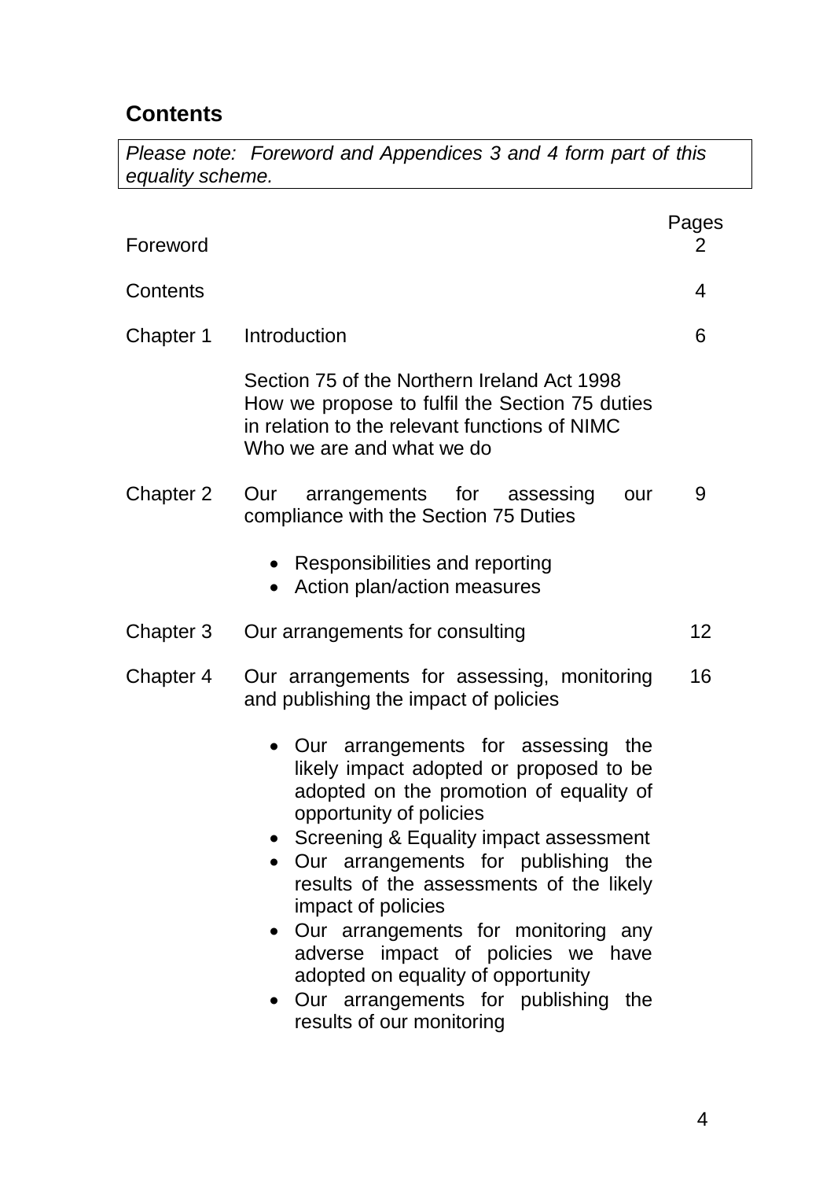## Contents

*Please note: Foreword and Appendices 3 and 4 form part of this equality scheme.*

| | | Pages |
|---|---|---|
| Foreword | | 2 |
| Contents | | 4 |
| Chapter 1 | Introduction<br><br>Section 75 of the Northern Ireland Act 1998<br>How we propose to fulfil the Section 75 duties in relation to the relevant functions of NIMC<br>Who we are and what we do | 6 |
| Chapter 2 | Our arrangements for assessing our compliance with the Section 75 Duties<br><br>• Responsibilities and reporting<br>• Action plan/action measures | 9 |
| Chapter 3 | Our arrangements for consulting | 12 |
| Chapter 4 | Our arrangements for assessing, monitoring and publishing the impact of policies<br><br>• Our arrangements for assessing the likely impact adopted or proposed to be adopted on the promotion of equality of opportunity of policies<br>• Screening & Equality impact assessment<br>• Our arrangements for publishing the results of the assessments of the likely impact of policies<br>• Our arrangements for monitoring any adverse impact of policies we have adopted on equality of opportunity<br>• Our arrangements for publishing the results of our monitoring | 16 |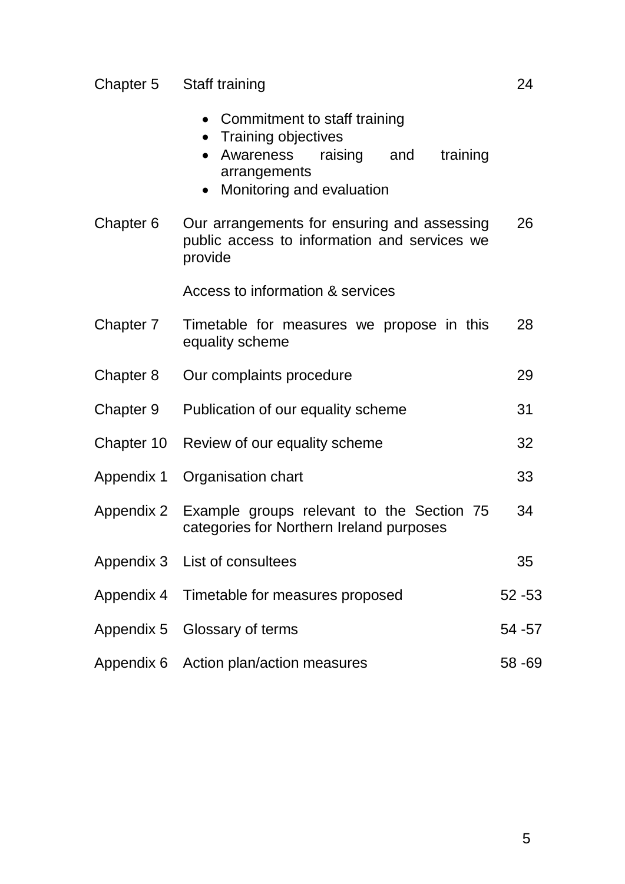| | | |
|---|---|---|
| Chapter 5 | Staff training<br><br>• Commitment to staff training<br>• Training objectives<br>• Awareness raising and training arrangements<br>• Monitoring and evaluation | 24 |
| Chapter 6 | Our arrangements for ensuring and assessing public access to information and services we provide<br><br>Access to information & services | 26 |
| Chapter 7 | Timetable for measures we propose in this equality scheme | 28 |
| Chapter 8 | Our complaints procedure | 29 |
| Chapter 9 | Publication of our equality scheme | 31 |
| Chapter 10 | Review of our equality scheme | 32 |
| Appendix 1 | Organisation chart | 33 |
| Appendix 2 | Example groups relevant to the Section 75 categories for Northern Ireland purposes | 34 |
| Appendix 3 | List of consultees | 35 |
| Appendix 4 | Timetable for measures proposed | 52 -53 |
| Appendix 5 | Glossary of terms | 54 -57 |
| Appendix 6 | Action plan/action measures | 58 -69 |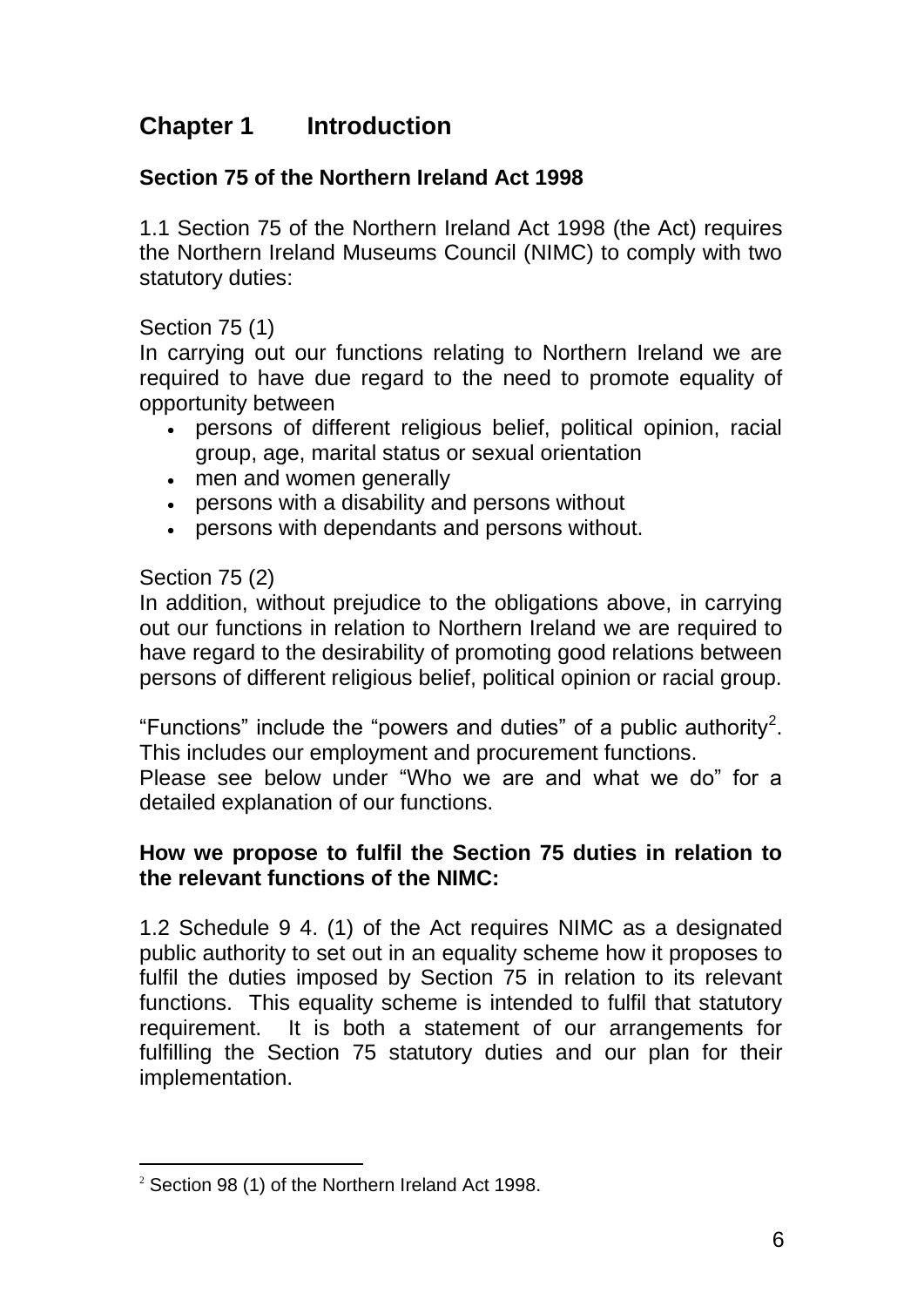# Chapter 1 Introduction

## Section 75 of the Northern Ireland Act 1998

1.1 Section 75 of the Northern Ireland Act 1998 (the Act) requires the Northern Ireland Museums Council (NIMC) to comply with two statutory duties:

Section 75 (1)

In carrying out our functions relating to Northern Ireland we are required to have due regard to the need to promote equality of opportunity between

- persons of different religious belief, political opinion, racial group, age, marital status or sexual orientation
- men and women generally
- persons with a disability and persons without
- persons with dependants and persons without.

Section 75 (2)

In addition, without prejudice to the obligations above, in carrying out our functions in relation to Northern Ireland we are required to have regard to the desirability of promoting good relations between persons of different religious belief, political opinion or racial group.

"Functions" include the "powers and duties" of a public authority[2]. This includes our employment and procurement functions.

Please see below under "Who we are and what we do" for a detailed explanation of our functions.

**How we propose to fulfil the Section 75 duties in relation to the relevant functions of the NIMC:**

1.2 Schedule 9 4. (1) of the Act requires NIMC as a designated public authority to set out in an equality scheme how it proposes to fulfil the duties imposed by Section 75 in relation to its relevant functions. This equality scheme is intended to fulfil that statutory requirement. It is both a statement of our arrangements for fulfilling the Section 75 statutory duties and our plan for their implementation.

[2] Section 98 (1) of the Northern Ireland Act 1998.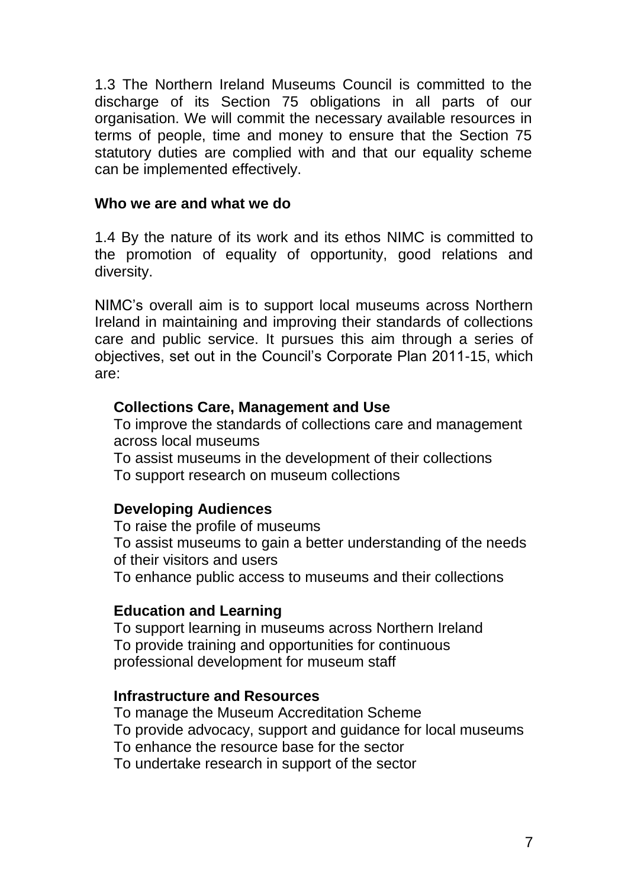1.3 The Northern Ireland Museums Council is committed to the discharge of its Section 75 obligations in all parts of our organisation. We will commit the necessary available resources in terms of people, time and money to ensure that the Section 75 statutory duties are complied with and that our equality scheme can be implemented effectively.

**Who we are and what we do**

1.4 By the nature of its work and its ethos NIMC is committed to the promotion of equality of opportunity, good relations and diversity.

NIMC's overall aim is to support local museums across Northern Ireland in maintaining and improving their standards of collections care and public service. It pursues this aim through a series of objectives, set out in the Council's Corporate Plan 2011-15, which are:

**Collections Care, Management and Use**
To improve the standards of collections care and management across local museums
To assist museums in the development of their collections
To support research on museum collections

**Developing Audiences**
To raise the profile of museums
To assist museums to gain a better understanding of the needs of their visitors and users
To enhance public access to museums and their collections

**Education and Learning**
To support learning in museums across Northern Ireland
To provide training and opportunities for continuous professional development for museum staff

**Infrastructure and Resources**
To manage the Museum Accreditation Scheme
To provide advocacy, support and guidance for local museums
To enhance the resource base for the sector
To undertake research in support of the sector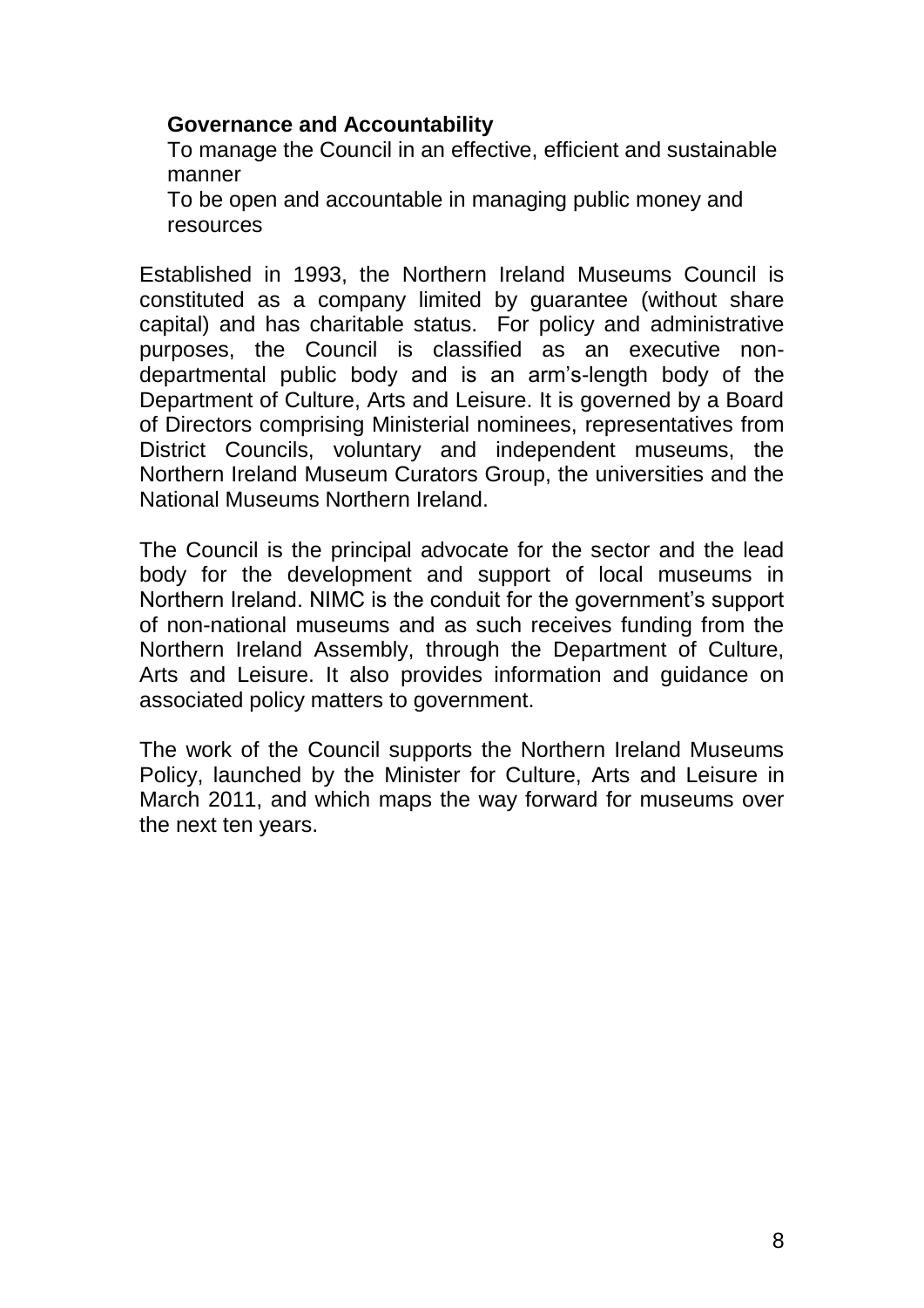**Governance and Accountability**

To manage the Council in an effective, efficient and sustainable manner

To be open and accountable in managing public money and resources

Established in 1993, the Northern Ireland Museums Council is constituted as a company limited by guarantee (without share capital) and has charitable status. For policy and administrative purposes, the Council is classified as an executive non-departmental public body and is an arm's-length body of the Department of Culture, Arts and Leisure. It is governed by a Board of Directors comprising Ministerial nominees, representatives from District Councils, voluntary and independent museums, the Northern Ireland Museum Curators Group, the universities and the National Museums Northern Ireland.

The Council is the principal advocate for the sector and the lead body for the development and support of local museums in Northern Ireland. NIMC is the conduit for the government's support of non-national museums and as such receives funding from the Northern Ireland Assembly, through the Department of Culture, Arts and Leisure. It also provides information and guidance on associated policy matters to government.

The work of the Council supports the Northern Ireland Museums Policy, launched by the Minister for Culture, Arts and Leisure in March 2011, and which maps the way forward for museums over the next ten years.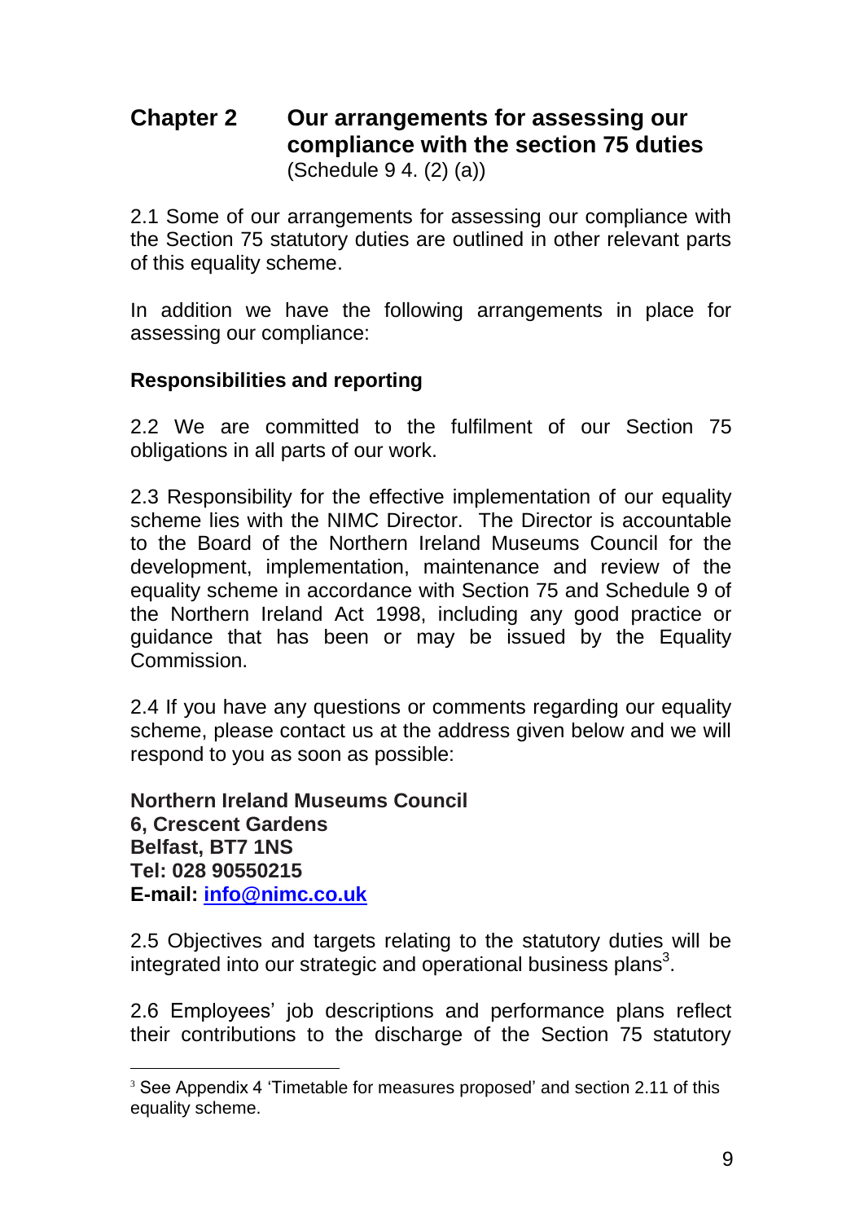## Chapter 2 Our arrangements for assessing our compliance with the section 75 duties

(Schedule 9 4. (2) (a))

2.1 Some of our arrangements for assessing our compliance with the Section 75 statutory duties are outlined in other relevant parts of this equality scheme.

In addition we have the following arrangements in place for assessing our compliance:

**Responsibilities and reporting**

2.2 We are committed to the fulfilment of our Section 75 obligations in all parts of our work.

2.3 Responsibility for the effective implementation of our equality scheme lies with the NIMC Director. The Director is accountable to the Board of the Northern Ireland Museums Council for the development, implementation, maintenance and review of the equality scheme in accordance with Section 75 and Schedule 9 of the Northern Ireland Act 1998, including any good practice or guidance that has been or may be issued by the Equality Commission.

2.4 If you have any questions or comments regarding our equality scheme, please contact us at the address given below and we will respond to you as soon as possible:

**Northern Ireland Museums Council**
**6, Crescent Gardens**
**Belfast, BT7 1NS**
**Tel: 028 90550215**
**E-mail: info@nimc.co.uk**

2.5 Objectives and targets relating to the statutory duties will be integrated into our strategic and operational business plans[3].

2.6 Employees' job descriptions and performance plans reflect their contributions to the discharge of the Section 75 statutory

[3] See Appendix 4 'Timetable for measures proposed' and section 2.11 of this equality scheme.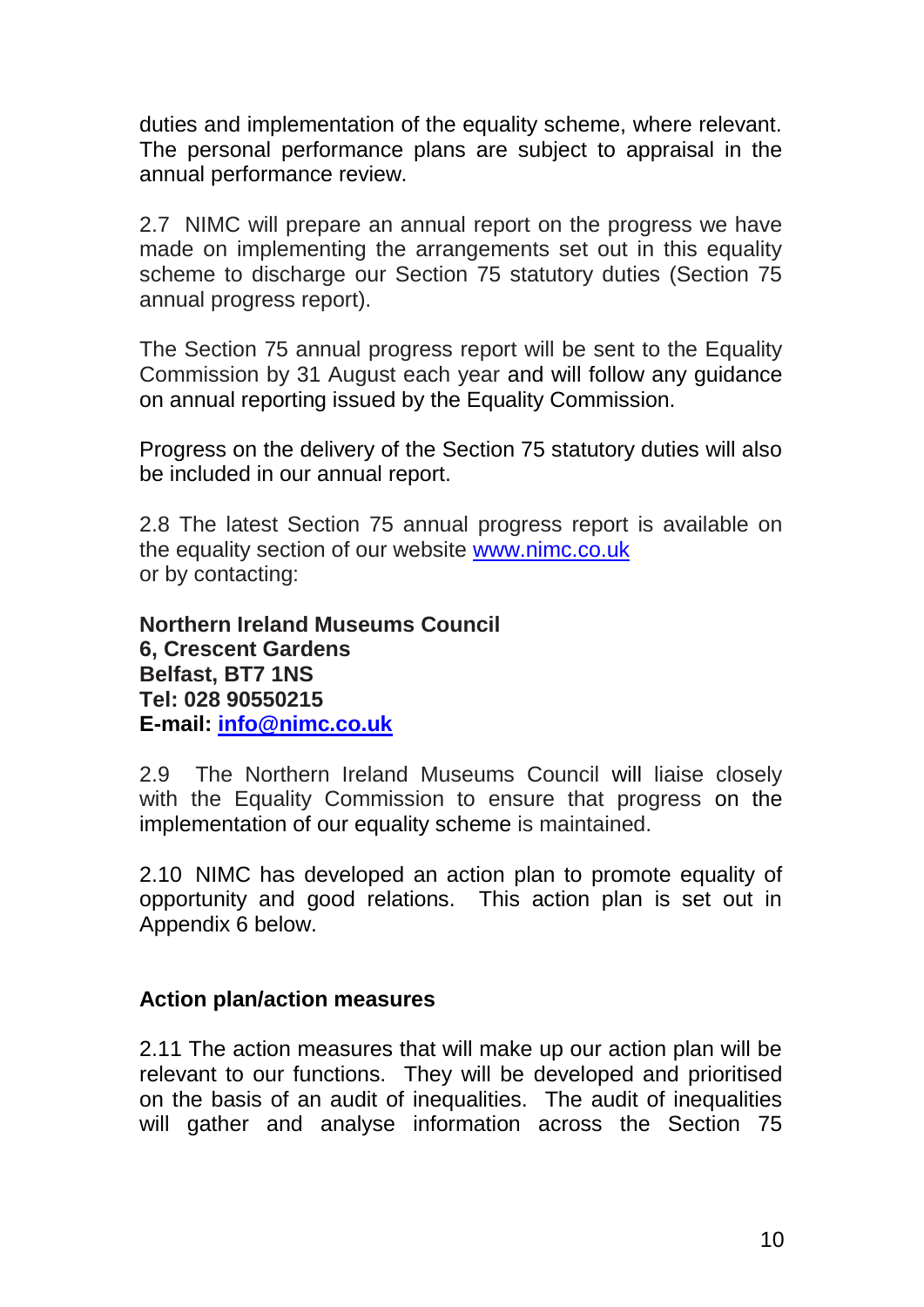duties and implementation of the equality scheme, where relevant. The personal performance plans are subject to appraisal in the annual performance review.

2.7 NIMC will prepare an annual report on the progress we have made on implementing the arrangements set out in this equality scheme to discharge our Section 75 statutory duties (Section 75 annual progress report).

The Section 75 annual progress report will be sent to the Equality Commission by 31 August each year and will follow any guidance on annual reporting issued by the Equality Commission.

Progress on the delivery of the Section 75 statutory duties will also be included in our annual report.

2.8 The latest Section 75 annual progress report is available on the equality section of our website [www.nimc.co.uk](http://www.nimc.co.uk)
or by contacting:

**Northern Ireland Museums Council**
**6, Crescent Gardens**
**Belfast, BT7 1NS**
**Tel: 028 90550215**
**E-mail: [info@nimc.co.uk](mailto:info@nimc.co.uk)**

2.9 The Northern Ireland Museums Council will liaise closely with the Equality Commission to ensure that progress on the implementation of our equality scheme is maintained.

2.10 NIMC has developed an action plan to promote equality of opportunity and good relations. This action plan is set out in Appendix 6 below.

**Action plan/action measures**

2.11 The action measures that will make up our action plan will be relevant to our functions. They will be developed and prioritised on the basis of an audit of inequalities. The audit of inequalities will gather and analyse information across the Section 75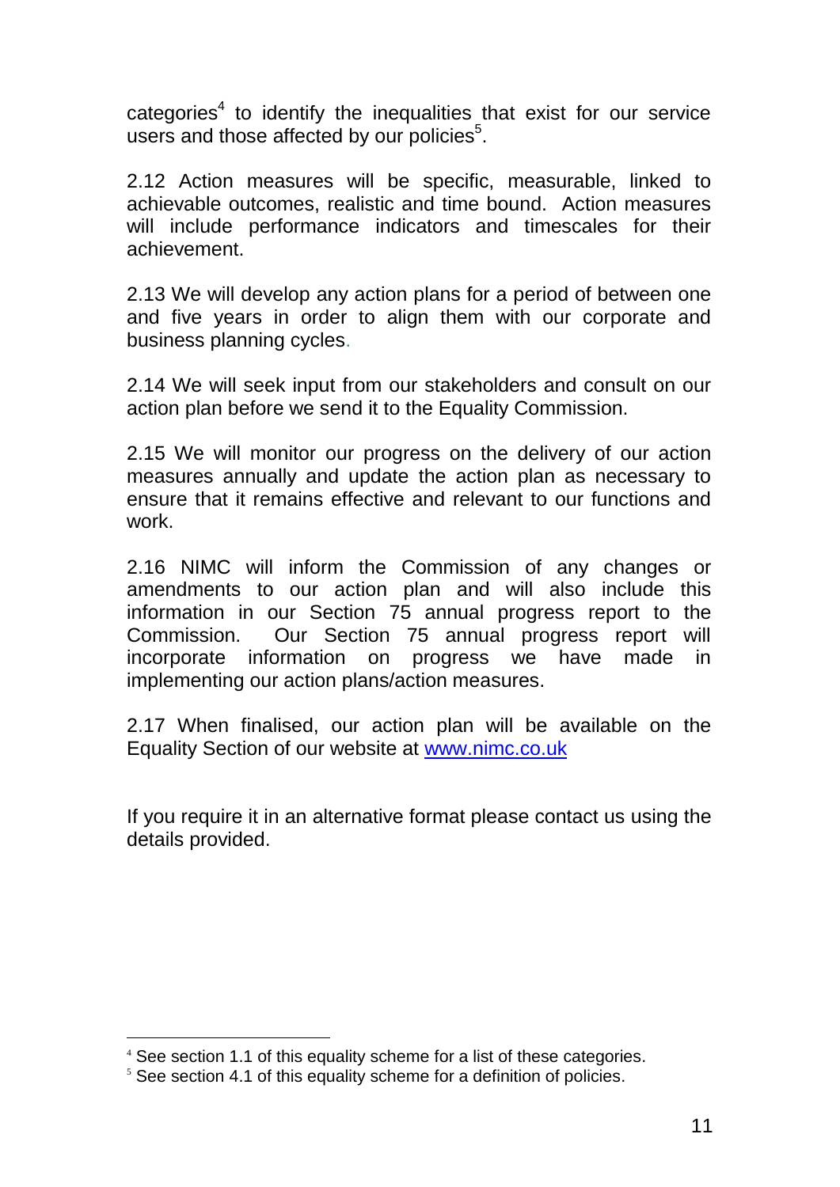categories[4] to identify the inequalities that exist for our service users and those affected by our policies[5].

2.12 Action measures will be specific, measurable, linked to achievable outcomes, realistic and time bound. Action measures will include performance indicators and timescales for their achievement.

2.13 We will develop any action plans for a period of between one and five years in order to align them with our corporate and business planning cycles.

2.14 We will seek input from our stakeholders and consult on our action plan before we send it to the Equality Commission.

2.15 We will monitor our progress on the delivery of our action measures annually and update the action plan as necessary to ensure that it remains effective and relevant to our functions and work.

2.16 NIMC will inform the Commission of any changes or amendments to our action plan and will also include this information in our Section 75 annual progress report to the Commission. Our Section 75 annual progress report will incorporate information on progress we have made in implementing our action plans/action measures.

2.17 When finalised, our action plan will be available on the Equality Section of our website at [www.nimc.co.uk](http://www.nimc.co.uk)

If you require it in an alternative format please contact us using the details provided.

---

[4] See section 1.1 of this equality scheme for a list of these categories.

[5] See section 4.1 of this equality scheme for a definition of policies.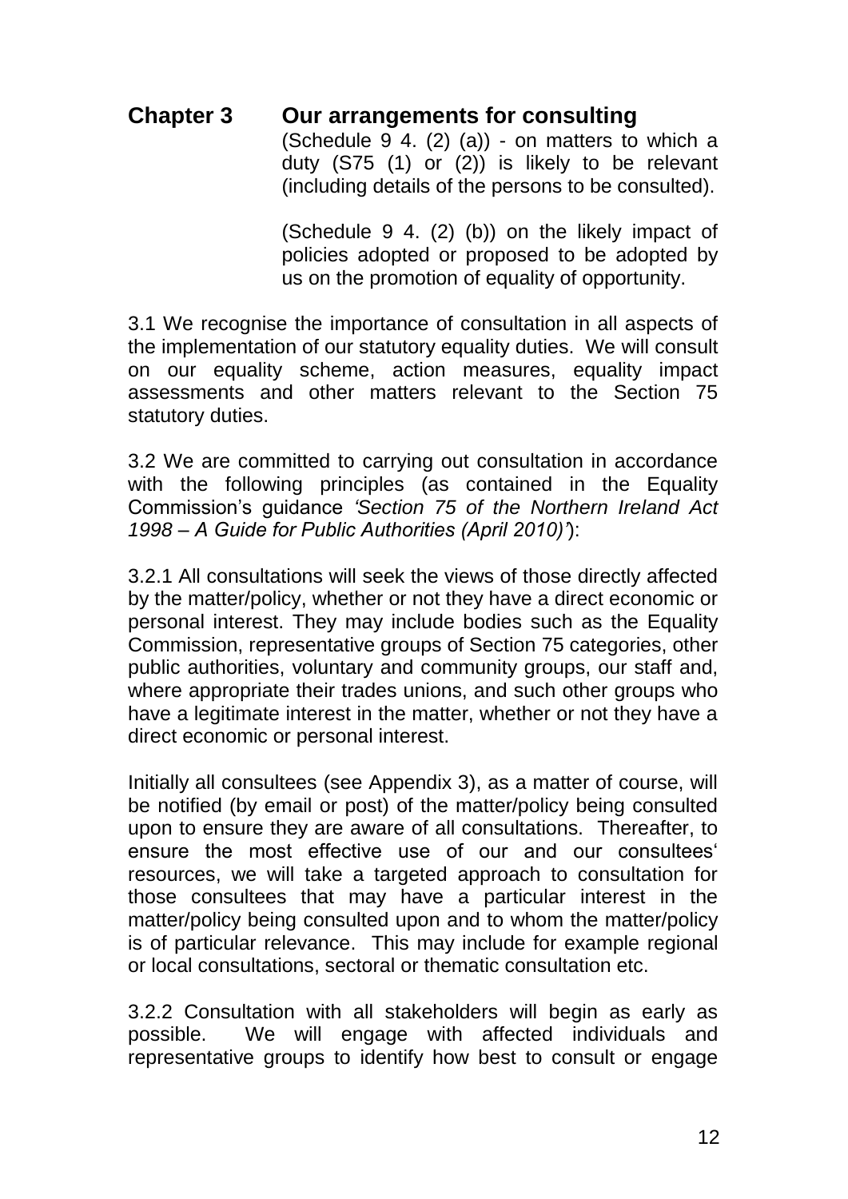# Chapter 3 Our arrangements for consulting

(Schedule 9 4. (2) (a)) - on matters to which a duty (S75 (1) or (2)) is likely to be relevant (including details of the persons to be consulted).

(Schedule 9 4. (2) (b)) on the likely impact of policies adopted or proposed to be adopted by us on the promotion of equality of opportunity.

3.1 We recognise the importance of consultation in all aspects of the implementation of our statutory equality duties. We will consult on our equality scheme, action measures, equality impact assessments and other matters relevant to the Section 75 statutory duties.

3.2 We are committed to carrying out consultation in accordance with the following principles (as contained in the Equality Commission's guidance *'Section 75 of the Northern Ireland Act 1998 – A Guide for Public Authorities (April 2010)'*):

3.2.1 All consultations will seek the views of those directly affected by the matter/policy, whether or not they have a direct economic or personal interest. They may include bodies such as the Equality Commission, representative groups of Section 75 categories, other public authorities, voluntary and community groups, our staff and, where appropriate their trades unions, and such other groups who have a legitimate interest in the matter, whether or not they have a direct economic or personal interest.

Initially all consultees (see Appendix 3), as a matter of course, will be notified (by email or post) of the matter/policy being consulted upon to ensure they are aware of all consultations. Thereafter, to ensure the most effective use of our and our consultees' resources, we will take a targeted approach to consultation for those consultees that may have a particular interest in the matter/policy being consulted upon and to whom the matter/policy is of particular relevance. This may include for example regional or local consultations, sectoral or thematic consultation etc.

3.2.2 Consultation with all stakeholders will begin as early as possible. We will engage with affected individuals and representative groups to identify how best to consult or engage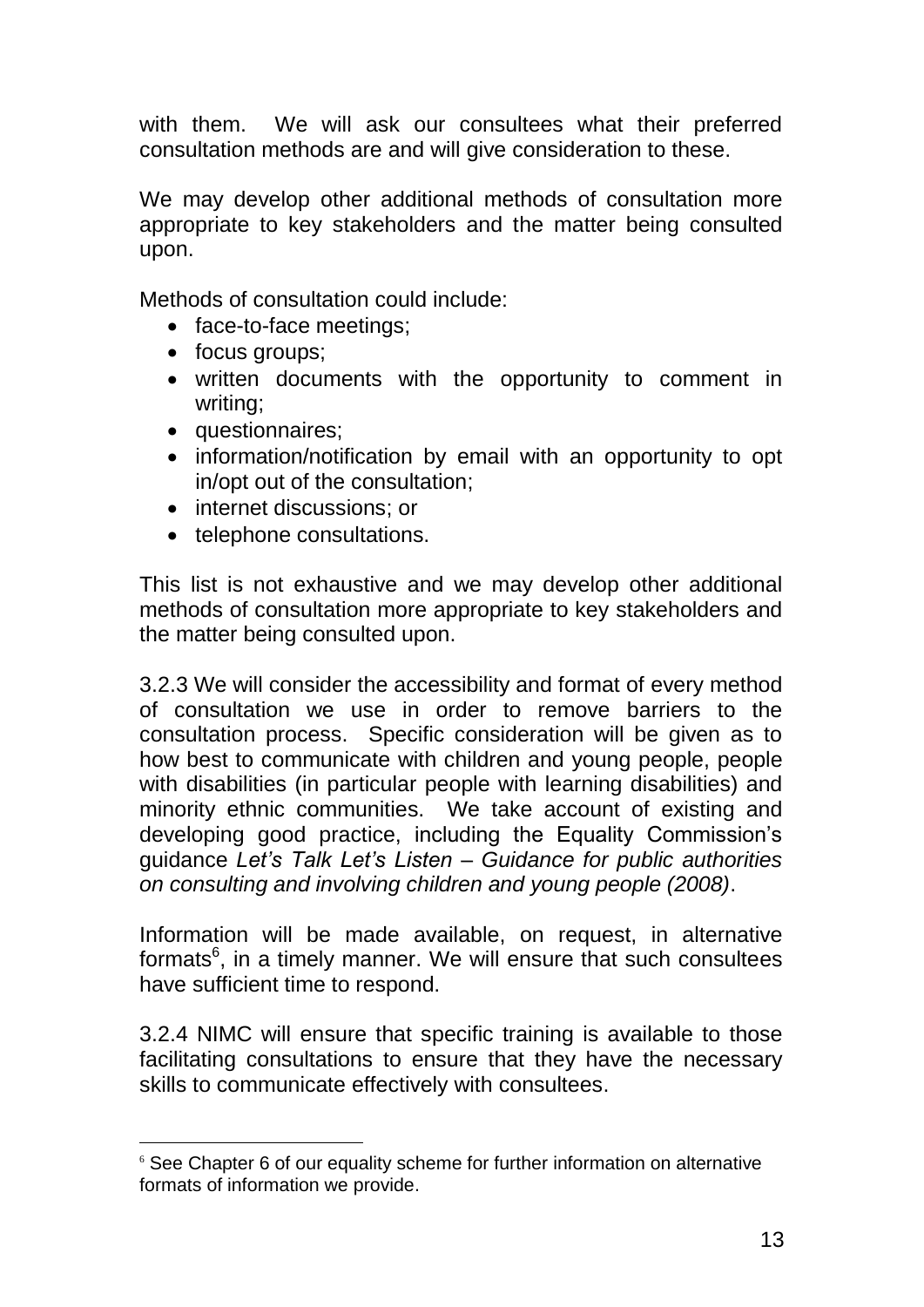with them. We will ask our consultees what their preferred consultation methods are and will give consideration to these.

We may develop other additional methods of consultation more appropriate to key stakeholders and the matter being consulted upon.

Methods of consultation could include:

- face-to-face meetings;
- focus groups;
- written documents with the opportunity to comment in writing;
- questionnaires;
- information/notification by email with an opportunity to opt in/opt out of the consultation;
- internet discussions; or
- telephone consultations.

This list is not exhaustive and we may develop other additional methods of consultation more appropriate to key stakeholders and the matter being consulted upon.

3.2.3 We will consider the accessibility and format of every method of consultation we use in order to remove barriers to the consultation process. Specific consideration will be given as to how best to communicate with children and young people, people with disabilities (in particular people with learning disabilities) and minority ethnic communities. We take account of existing and developing good practice, including the Equality Commission's guidance *Let's Talk Let's Listen – Guidance for public authorities on consulting and involving children and young people (2008)*.

Information will be made available, on request, in alternative formats[6], in a timely manner. We will ensure that such consultees have sufficient time to respond.

3.2.4 NIMC will ensure that specific training is available to those facilitating consultations to ensure that they have the necessary skills to communicate effectively with consultees.

---

[6] See Chapter 6 of our equality scheme for further information on alternative formats of information we provide.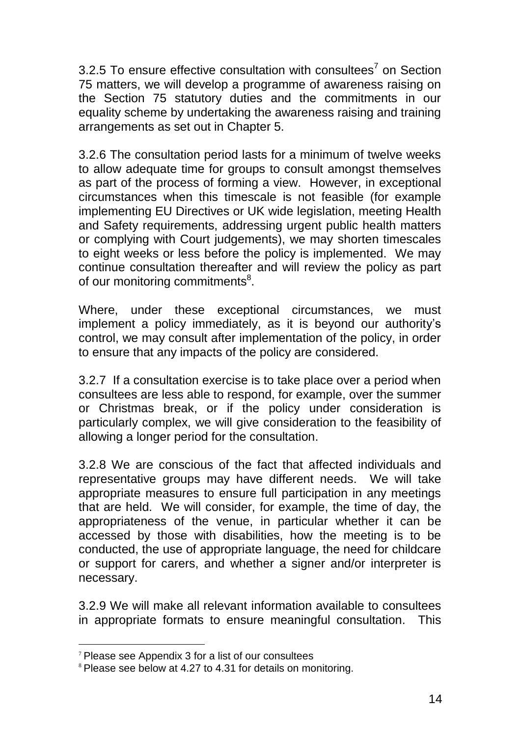3.2.5 To ensure effective consultation with consultees[7] on Section 75 matters, we will develop a programme of awareness raising on the Section 75 statutory duties and the commitments in our equality scheme by undertaking the awareness raising and training arrangements as set out in Chapter 5.

3.2.6 The consultation period lasts for a minimum of twelve weeks to allow adequate time for groups to consult amongst themselves as part of the process of forming a view. However, in exceptional circumstances when this timescale is not feasible (for example implementing EU Directives or UK wide legislation, meeting Health and Safety requirements, addressing urgent public health matters or complying with Court judgements), we may shorten timescales to eight weeks or less before the policy is implemented. We may continue consultation thereafter and will review the policy as part of our monitoring commitments[8].

Where, under these exceptional circumstances, we must implement a policy immediately, as it is beyond our authority's control, we may consult after implementation of the policy, in order to ensure that any impacts of the policy are considered.

3.2.7 If a consultation exercise is to take place over a period when consultees are less able to respond, for example, over the summer or Christmas break, or if the policy under consideration is particularly complex, we will give consideration to the feasibility of allowing a longer period for the consultation.

3.2.8 We are conscious of the fact that affected individuals and representative groups may have different needs. We will take appropriate measures to ensure full participation in any meetings that are held. We will consider, for example, the time of day, the appropriateness of the venue, in particular whether it can be accessed by those with disabilities, how the meeting is to be conducted, the use of appropriate language, the need for childcare or support for carers, and whether a signer and/or interpreter is necessary.

3.2.9 We will make all relevant information available to consultees in appropriate formats to ensure meaningful consultation. This

---

[7] Please see Appendix 3 for a list of our consultees

[8] Please see below at 4.27 to 4.31 for details on monitoring.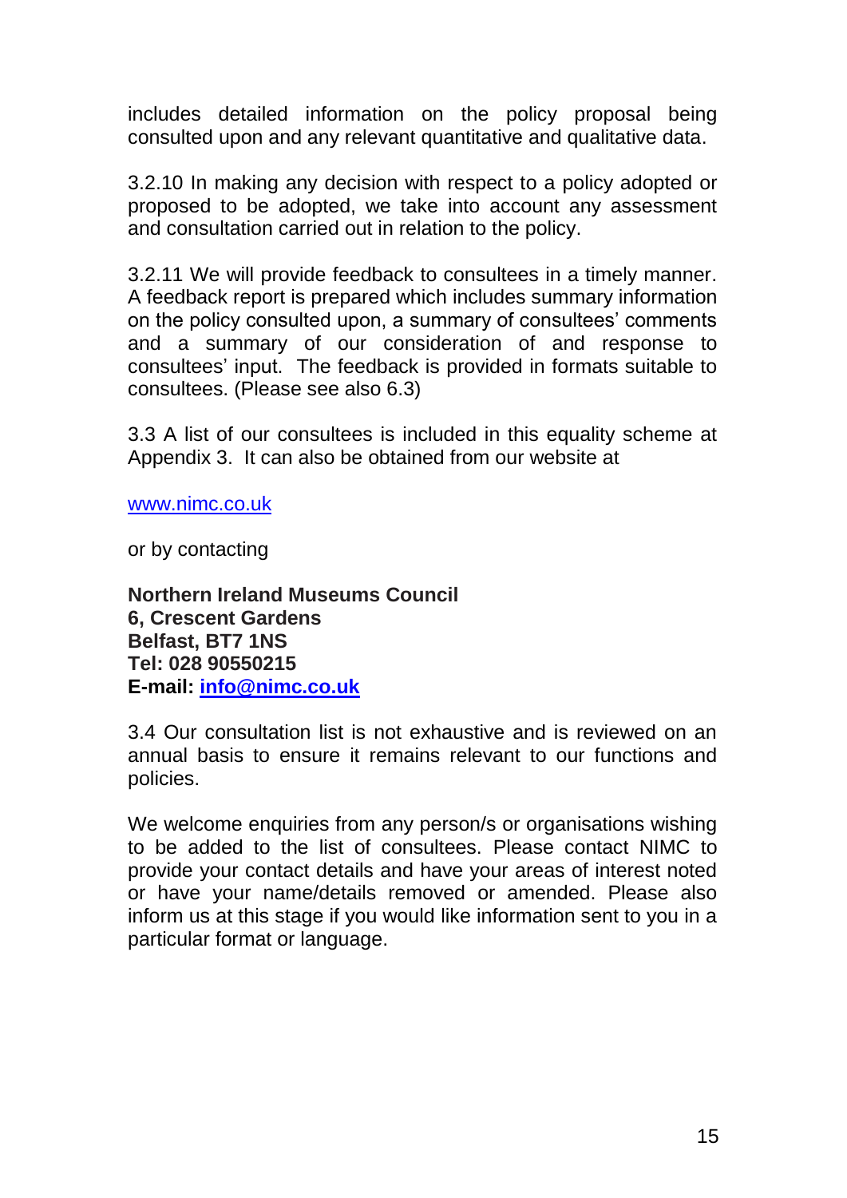includes detailed information on the policy proposal being consulted upon and any relevant quantitative and qualitative data.

3.2.10 In making any decision with respect to a policy adopted or proposed to be adopted, we take into account any assessment and consultation carried out in relation to the policy.

3.2.11 We will provide feedback to consultees in a timely manner. A feedback report is prepared which includes summary information on the policy consulted upon, a summary of consultees' comments and a summary of our consideration of and response to consultees' input. The feedback is provided in formats suitable to consultees. (Please see also 6.3)

3.3 A list of our consultees is included in this equality scheme at Appendix 3. It can also be obtained from our website at

[www.nimc.co.uk](http://www.nimc.co.uk)

or by contacting

**Northern Ireland Museums Council**
**6, Crescent Gardens**
**Belfast, BT7 1NS**
**Tel: 028 90550215**
**E-mail: [info@nimc.co.uk](mailto:info@nimc.co.uk)**

3.4 Our consultation list is not exhaustive and is reviewed on an annual basis to ensure it remains relevant to our functions and policies.

We welcome enquiries from any person/s or organisations wishing to be added to the list of consultees. Please contact NIMC to provide your contact details and have your areas of interest noted or have your name/details removed or amended. Please also inform us at this stage if you would like information sent to you in a particular format or language.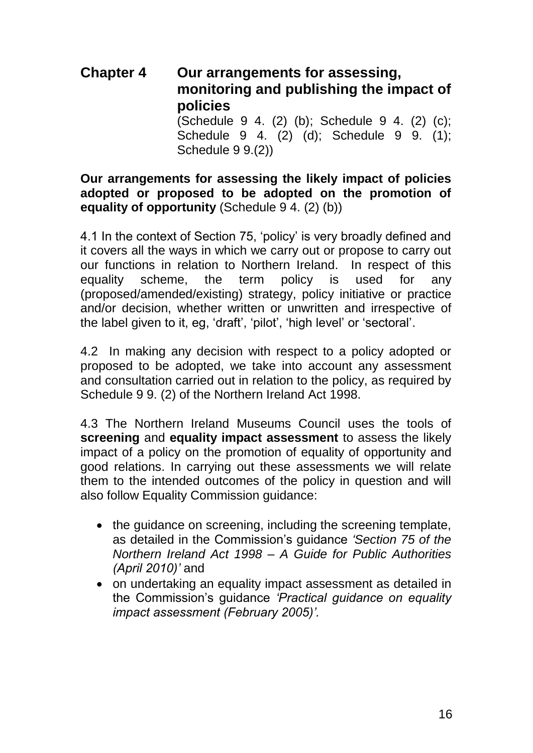## Chapter 4 Our arrangements for assessing, monitoring and publishing the impact of policies

(Schedule 9 4. (2) (b); Schedule 9 4. (2) (c); Schedule 9 4. (2) (d); Schedule 9 9. (1); Schedule 9 9.(2))

**Our arrangements for assessing the likely impact of policies adopted or proposed to be adopted on the promotion of equality of opportunity** (Schedule 9 4. (2) (b))

4.1 In the context of Section 75, 'policy' is very broadly defined and it covers all the ways in which we carry out or propose to carry out our functions in relation to Northern Ireland. In respect of this equality scheme, the term policy is used for any (proposed/amended/existing) strategy, policy initiative or practice and/or decision, whether written or unwritten and irrespective of the label given to it, eg, 'draft', 'pilot', 'high level' or 'sectoral'.

4.2 In making any decision with respect to a policy adopted or proposed to be adopted, we take into account any assessment and consultation carried out in relation to the policy, as required by Schedule 9 9. (2) of the Northern Ireland Act 1998.

4.3 The Northern Ireland Museums Council uses the tools of **screening** and **equality impact assessment** to assess the likely impact of a policy on the promotion of equality of opportunity and good relations. In carrying out these assessments we will relate them to the intended outcomes of the policy in question and will also follow Equality Commission guidance:

- the guidance on screening, including the screening template, as detailed in the Commission's guidance *'Section 75 of the Northern Ireland Act 1998 – A Guide for Public Authorities (April 2010)'* and
- on undertaking an equality impact assessment as detailed in the Commission's guidance *'Practical guidance on equality impact assessment (February 2005)'.*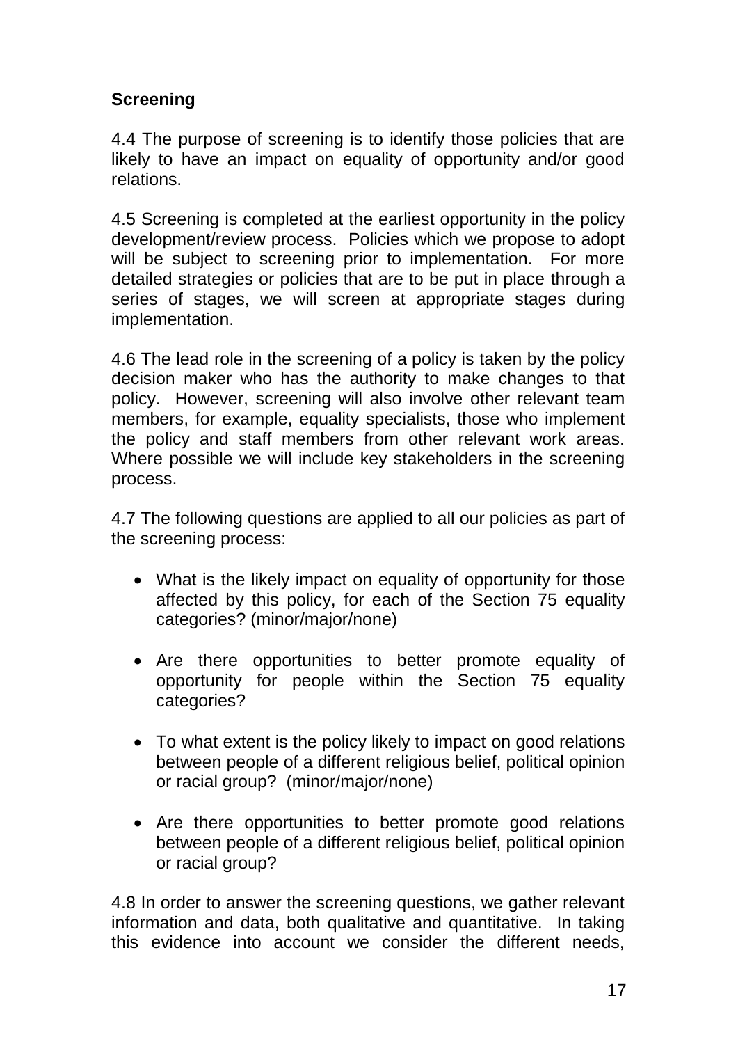## Screening

4.4 The purpose of screening is to identify those policies that are likely to have an impact on equality of opportunity and/or good relations.

4.5 Screening is completed at the earliest opportunity in the policy development/review process. Policies which we propose to adopt will be subject to screening prior to implementation. For more detailed strategies or policies that are to be put in place through a series of stages, we will screen at appropriate stages during implementation.

4.6 The lead role in the screening of a policy is taken by the policy decision maker who has the authority to make changes to that policy. However, screening will also involve other relevant team members, for example, equality specialists, those who implement the policy and staff members from other relevant work areas. Where possible we will include key stakeholders in the screening process.

4.7 The following questions are applied to all our policies as part of the screening process:

- What is the likely impact on equality of opportunity for those affected by this policy, for each of the Section 75 equality categories? (minor/major/none)
- Are there opportunities to better promote equality of opportunity for people within the Section 75 equality categories?
- To what extent is the policy likely to impact on good relations between people of a different religious belief, political opinion or racial group? (minor/major/none)
- Are there opportunities to better promote good relations between people of a different religious belief, political opinion or racial group?

4.8 In order to answer the screening questions, we gather relevant information and data, both qualitative and quantitative. In taking this evidence into account we consider the different needs,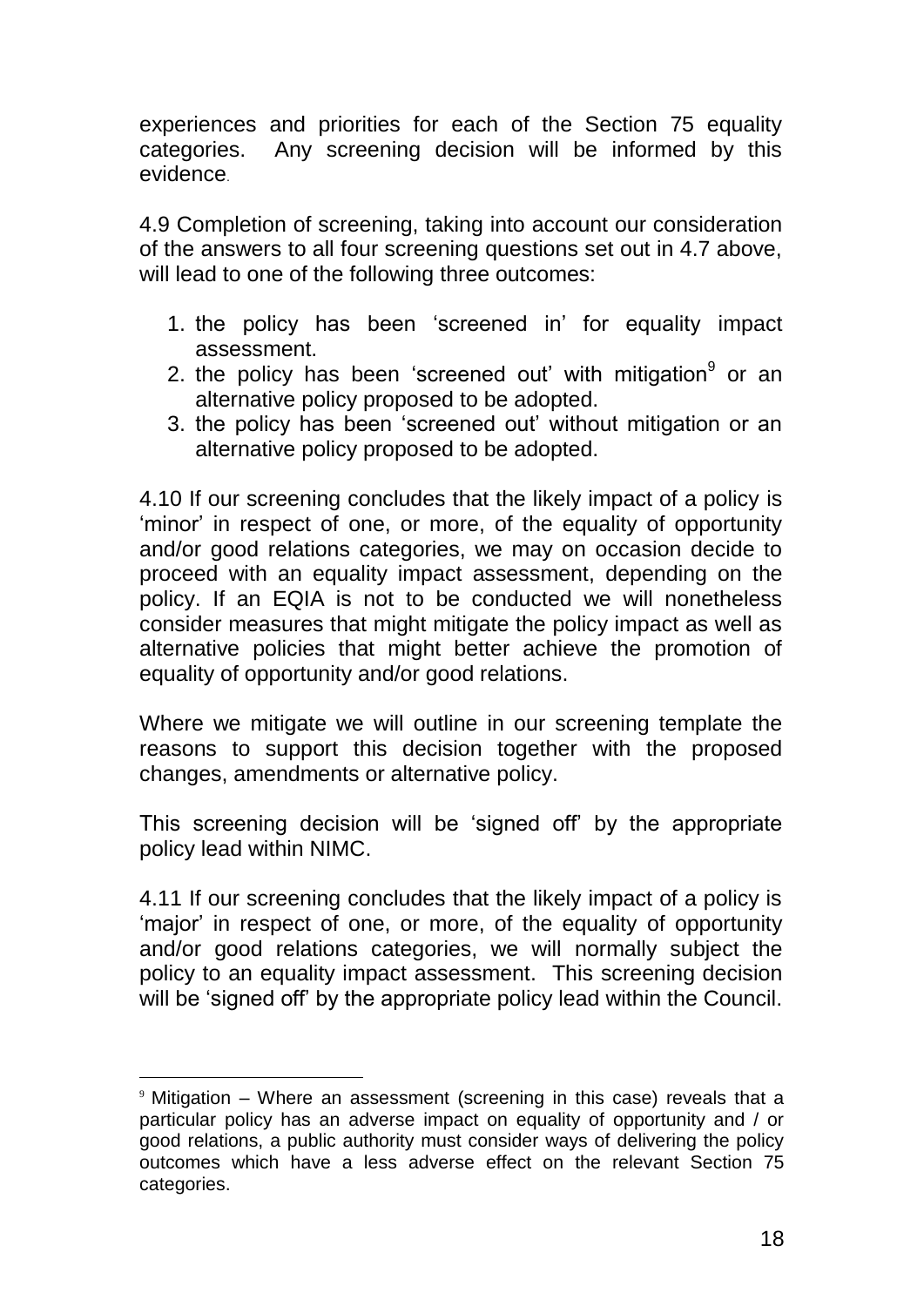experiences and priorities for each of the Section 75 equality categories. Any screening decision will be informed by this evidence.

4.9 Completion of screening, taking into account our consideration of the answers to all four screening questions set out in 4.7 above, will lead to one of the following three outcomes:

1. the policy has been 'screened in' for equality impact assessment.
2. the policy has been 'screened out' with mitigation[9] or an alternative policy proposed to be adopted.
3. the policy has been 'screened out' without mitigation or an alternative policy proposed to be adopted.

4.10 If our screening concludes that the likely impact of a policy is 'minor' in respect of one, or more, of the equality of opportunity and/or good relations categories, we may on occasion decide to proceed with an equality impact assessment, depending on the policy. If an EQIA is not to be conducted we will nonetheless consider measures that might mitigate the policy impact as well as alternative policies that might better achieve the promotion of equality of opportunity and/or good relations.

Where we mitigate we will outline in our screening template the reasons to support this decision together with the proposed changes, amendments or alternative policy.

This screening decision will be 'signed off' by the appropriate policy lead within NIMC.

4.11 If our screening concludes that the likely impact of a policy is 'major' in respect of one, or more, of the equality of opportunity and/or good relations categories, we will normally subject the policy to an equality impact assessment. This screening decision will be 'signed off' by the appropriate policy lead within the Council.

[9] Mitigation – Where an assessment (screening in this case) reveals that a particular policy has an adverse impact on equality of opportunity and / or good relations, a public authority must consider ways of delivering the policy outcomes which have a less adverse effect on the relevant Section 75 categories.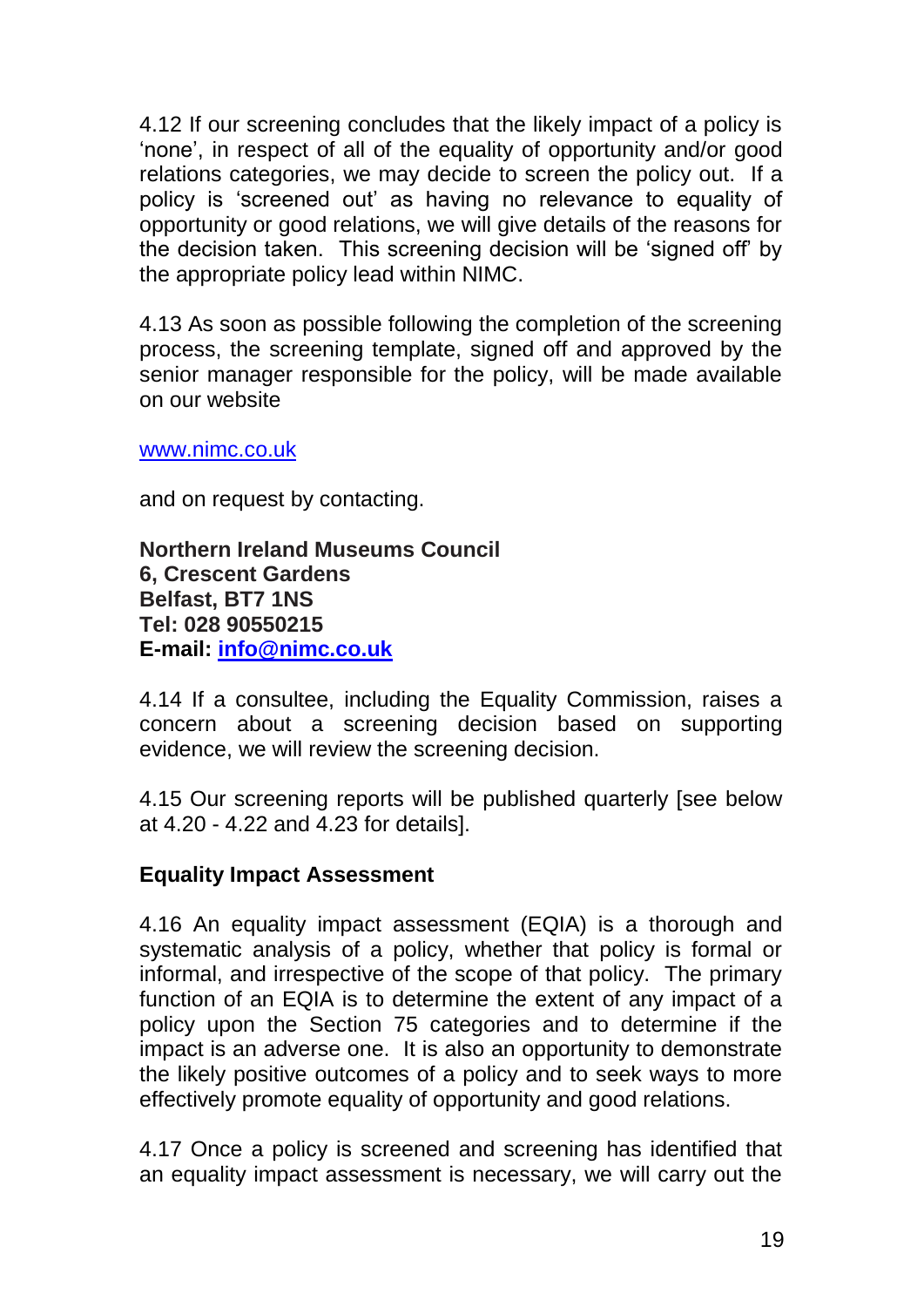4.12 If our screening concludes that the likely impact of a policy is 'none', in respect of all of the equality of opportunity and/or good relations categories, we may decide to screen the policy out. If a policy is 'screened out' as having no relevance to equality of opportunity or good relations, we will give details of the reasons for the decision taken. This screening decision will be 'signed off' by the appropriate policy lead within NIMC.

4.13 As soon as possible following the completion of the screening process, the screening template, signed off and approved by the senior manager responsible for the policy, will be made available on our website

www.nimc.co.uk

and on request by contacting.

**Northern Ireland Museums Council**
**6, Crescent Gardens**
**Belfast, BT7 1NS**
**Tel: 028 90550215**
**E-mail: info@nimc.co.uk**

4.14 If a consultee, including the Equality Commission, raises a concern about a screening decision based on supporting evidence, we will review the screening decision.

4.15 Our screening reports will be published quarterly [see below at 4.20 - 4.22 and 4.23 for details].

**Equality Impact Assessment**

4.16 An equality impact assessment (EQIA) is a thorough and systematic analysis of a policy, whether that policy is formal or informal, and irrespective of the scope of that policy. The primary function of an EQIA is to determine the extent of any impact of a policy upon the Section 75 categories and to determine if the impact is an adverse one. It is also an opportunity to demonstrate the likely positive outcomes of a policy and to seek ways to more effectively promote equality of opportunity and good relations.

4.17 Once a policy is screened and screening has identified that an equality impact assessment is necessary, we will carry out the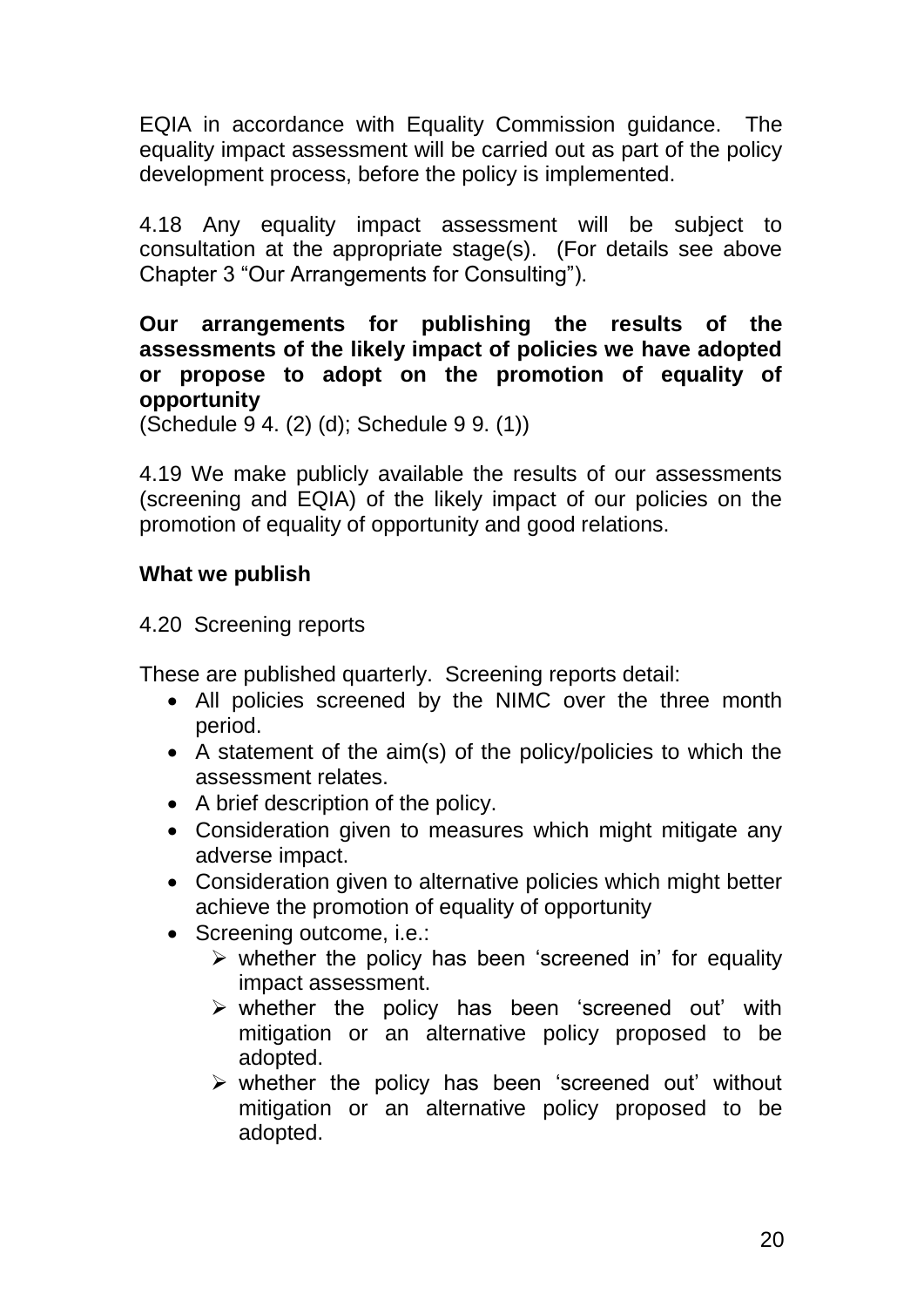EQIA in accordance with Equality Commission guidance. The equality impact assessment will be carried out as part of the policy development process, before the policy is implemented.

4.18 Any equality impact assessment will be subject to consultation at the appropriate stage(s). (For details see above Chapter 3 "Our Arrangements for Consulting").

**Our arrangements for publishing the results of the assessments of the likely impact of policies we have adopted or propose to adopt on the promotion of equality of opportunity**

(Schedule 9 4. (2) (d); Schedule 9 9. (1))

4.19 We make publicly available the results of our assessments (screening and EQIA) of the likely impact of our policies on the promotion of equality of opportunity and good relations.

**What we publish**

4.20 Screening reports

These are published quarterly. Screening reports detail:

- All policies screened by the NIMC over the three month period.
- A statement of the aim(s) of the policy/policies to which the assessment relates.
- A brief description of the policy.
- Consideration given to measures which might mitigate any adverse impact.
- Consideration given to alternative policies which might better achieve the promotion of equality of opportunity
- Screening outcome, i.e.:
  - whether the policy has been 'screened in' for equality impact assessment.
  - whether the policy has been 'screened out' with mitigation or an alternative policy proposed to be adopted.
  - whether the policy has been 'screened out' without mitigation or an alternative policy proposed to be adopted.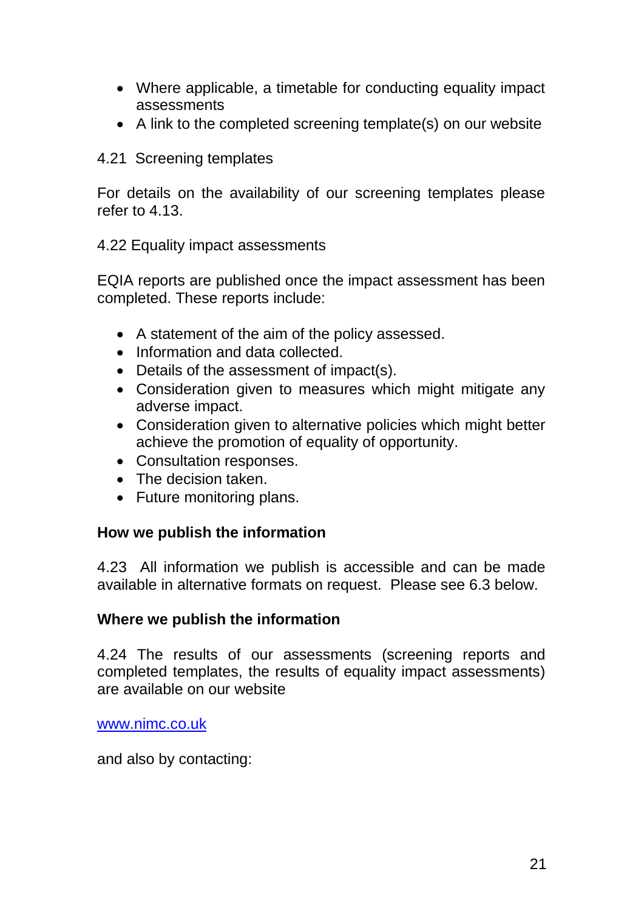- Where applicable, a timetable for conducting equality impact assessments
- A link to the completed screening template(s) on our website

4.21 Screening templates

For details on the availability of our screening templates please refer to 4.13.

4.22 Equality impact assessments

EQIA reports are published once the impact assessment has been completed. These reports include:

- A statement of the aim of the policy assessed.
- Information and data collected.
- Details of the assessment of impact(s).
- Consideration given to measures which might mitigate any adverse impact.
- Consideration given to alternative policies which might better achieve the promotion of equality of opportunity.
- Consultation responses.
- The decision taken.
- Future monitoring plans.

**How we publish the information**

4.23 All information we publish is accessible and can be made available in alternative formats on request. Please see 6.3 below.

**Where we publish the information**

4.24 The results of our assessments (screening reports and completed templates, the results of equality impact assessments) are available on our website

[www.nimc.co.uk](http://www.nimc.co.uk)

and also by contacting: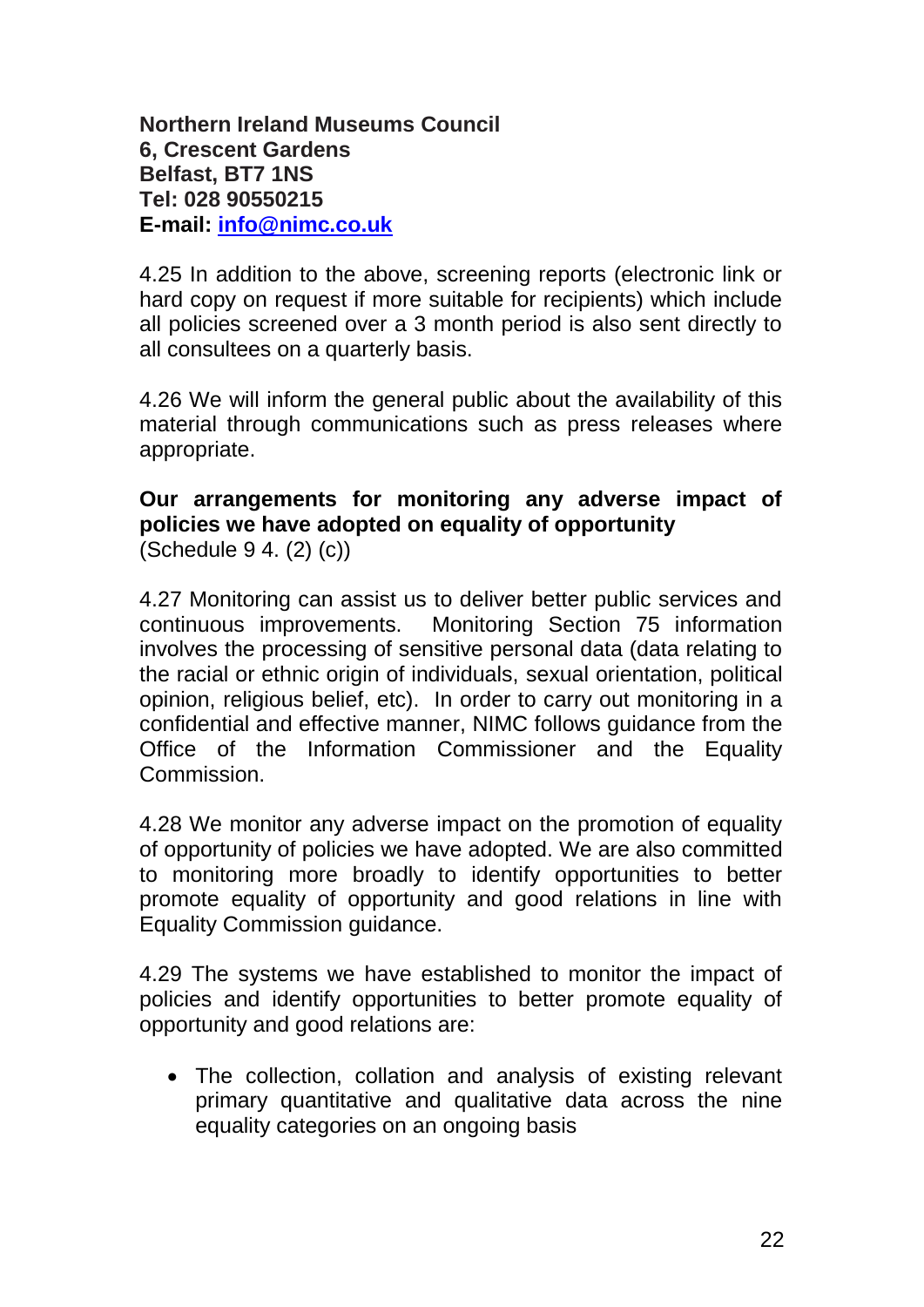**Northern Ireland Museums Council**
**6, Crescent Gardens**
**Belfast, BT7 1NS**
**Tel: 028 90550215**
**E-mail: [info@nimc.co.uk](mailto:info@nimc.co.uk)**

4.25 In addition to the above, screening reports (electronic link or hard copy on request if more suitable for recipients) which include all policies screened over a 3 month period is also sent directly to all consultees on a quarterly basis.

4.26 We will inform the general public about the availability of this material through communications such as press releases where appropriate.

**Our arrangements for monitoring any adverse impact of policies we have adopted on equality of opportunity**
(Schedule 9 4. (2) (c))

4.27 Monitoring can assist us to deliver better public services and continuous improvements. Monitoring Section 75 information involves the processing of sensitive personal data (data relating to the racial or ethnic origin of individuals, sexual orientation, political opinion, religious belief, etc). In order to carry out monitoring in a confidential and effective manner, NIMC follows guidance from the Office of the Information Commissioner and the Equality Commission.

4.28 We monitor any adverse impact on the promotion of equality of opportunity of policies we have adopted. We are also committed to monitoring more broadly to identify opportunities to better promote equality of opportunity and good relations in line with Equality Commission guidance.

4.29 The systems we have established to monitor the impact of policies and identify opportunities to better promote equality of opportunity and good relations are:

- The collection, collation and analysis of existing relevant primary quantitative and qualitative data across the nine equality categories on an ongoing basis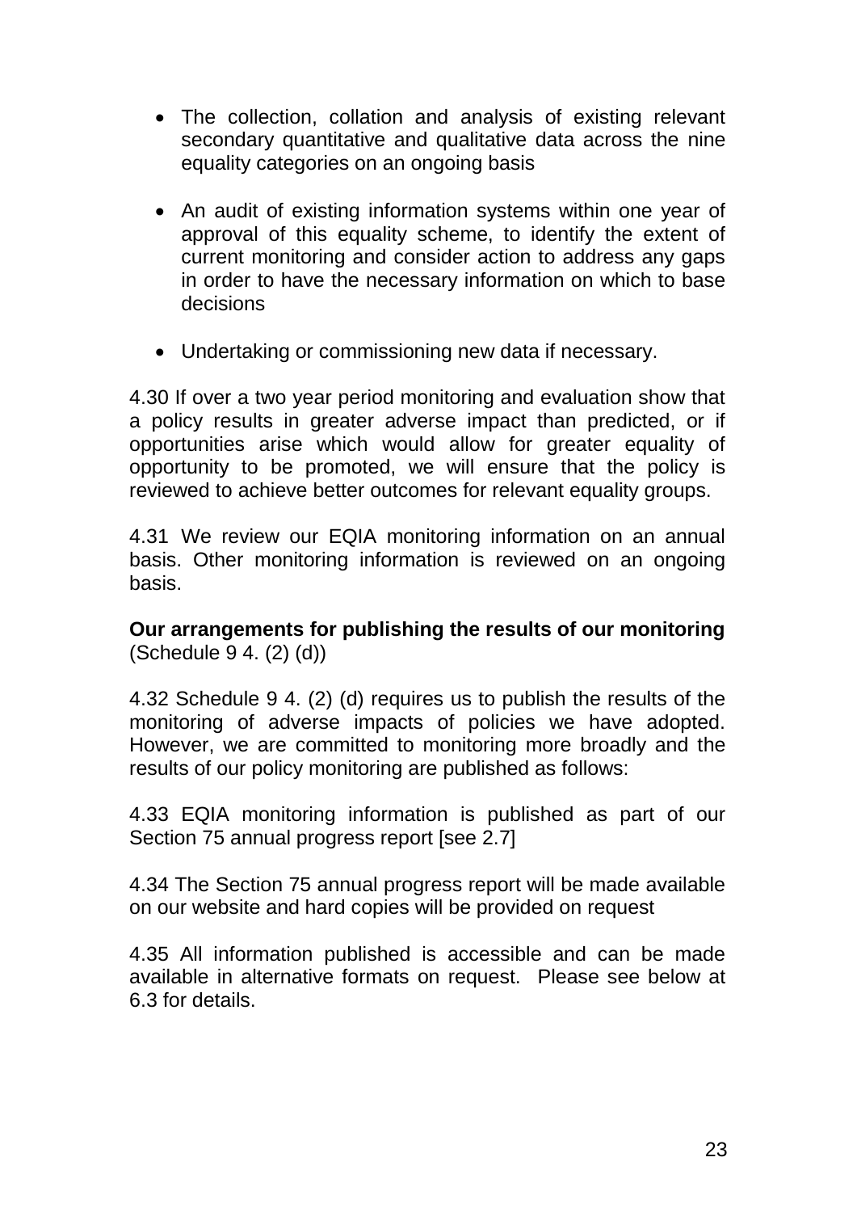- The collection, collation and analysis of existing relevant secondary quantitative and qualitative data across the nine equality categories on an ongoing basis
- An audit of existing information systems within one year of approval of this equality scheme, to identify the extent of current monitoring and consider action to address any gaps in order to have the necessary information on which to base decisions
- Undertaking or commissioning new data if necessary.

4.30 If over a two year period monitoring and evaluation show that a policy results in greater adverse impact than predicted, or if opportunities arise which would allow for greater equality of opportunity to be promoted, we will ensure that the policy is reviewed to achieve better outcomes for relevant equality groups.

4.31 We review our EQIA monitoring information on an annual basis. Other monitoring information is reviewed on an ongoing basis.

**Our arrangements for publishing the results of our monitoring** (Schedule 9 4. (2) (d))

4.32 Schedule 9 4. (2) (d) requires us to publish the results of the monitoring of adverse impacts of policies we have adopted. However, we are committed to monitoring more broadly and the results of our policy monitoring are published as follows:

4.33 EQIA monitoring information is published as part of our Section 75 annual progress report [see 2.7]

4.34 The Section 75 annual progress report will be made available on our website and hard copies will be provided on request

4.35 All information published is accessible and can be made available in alternative formats on request. Please see below at 6.3 for details.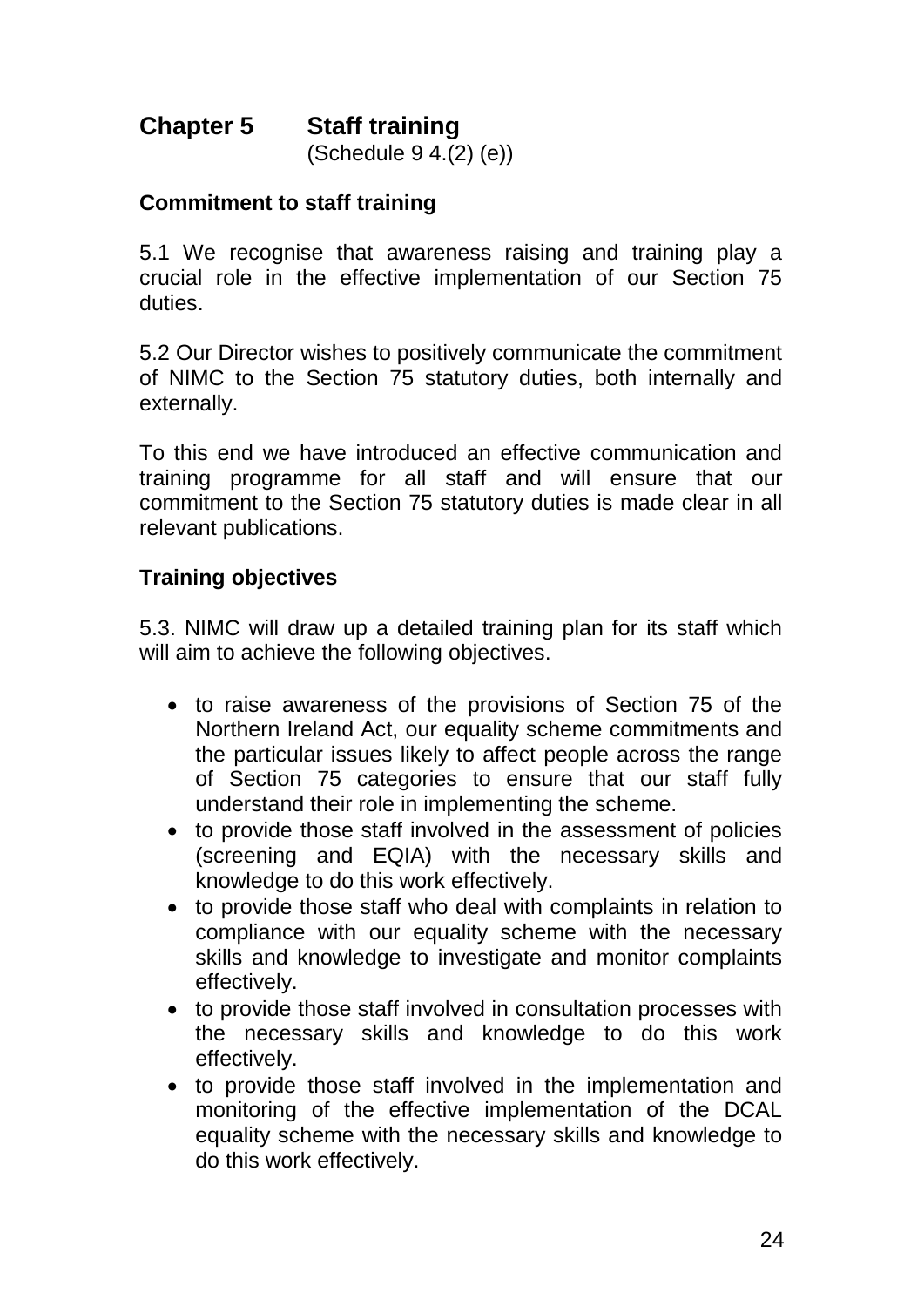# Chapter 5 Staff training

(Schedule 9 4.(2) (e))

### Commitment to staff training

5.1 We recognise that awareness raising and training play a crucial role in the effective implementation of our Section 75 duties.

5.2 Our Director wishes to positively communicate the commitment of NIMC to the Section 75 statutory duties, both internally and externally.

To this end we have introduced an effective communication and training programme for all staff and will ensure that our commitment to the Section 75 statutory duties is made clear in all relevant publications.

### Training objectives

5.3. NIMC will draw up a detailed training plan for its staff which will aim to achieve the following objectives.

- to raise awareness of the provisions of Section 75 of the Northern Ireland Act, our equality scheme commitments and the particular issues likely to affect people across the range of Section 75 categories to ensure that our staff fully understand their role in implementing the scheme.
- to provide those staff involved in the assessment of policies (screening and EQIA) with the necessary skills and knowledge to do this work effectively.
- to provide those staff who deal with complaints in relation to compliance with our equality scheme with the necessary skills and knowledge to investigate and monitor complaints effectively.
- to provide those staff involved in consultation processes with the necessary skills and knowledge to do this work effectively.
- to provide those staff involved in the implementation and monitoring of the effective implementation of the DCAL equality scheme with the necessary skills and knowledge to do this work effectively.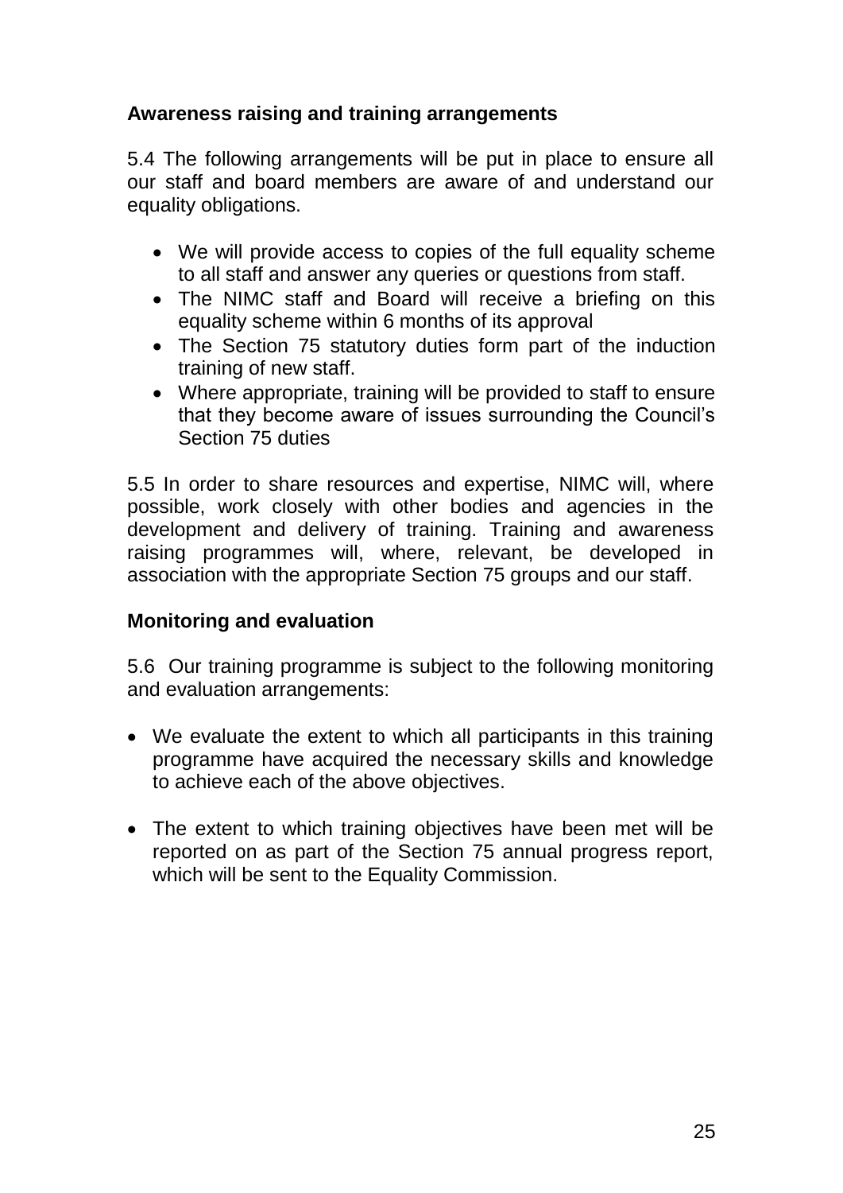**Awareness raising and training arrangements**

5.4 The following arrangements will be put in place to ensure all our staff and board members are aware of and understand our equality obligations.

- We will provide access to copies of the full equality scheme to all staff and answer any queries or questions from staff.
- The NIMC staff and Board will receive a briefing on this equality scheme within 6 months of its approval
- The Section 75 statutory duties form part of the induction training of new staff.
- Where appropriate, training will be provided to staff to ensure that they become aware of issues surrounding the Council's Section 75 duties

5.5 In order to share resources and expertise, NIMC will, where possible, work closely with other bodies and agencies in the development and delivery of training. Training and awareness raising programmes will, where, relevant, be developed in association with the appropriate Section 75 groups and our staff.

**Monitoring and evaluation**

5.6 Our training programme is subject to the following monitoring and evaluation arrangements:

- We evaluate the extent to which all participants in this training programme have acquired the necessary skills and knowledge to achieve each of the above objectives.

- The extent to which training objectives have been met will be reported on as part of the Section 75 annual progress report, which will be sent to the Equality Commission.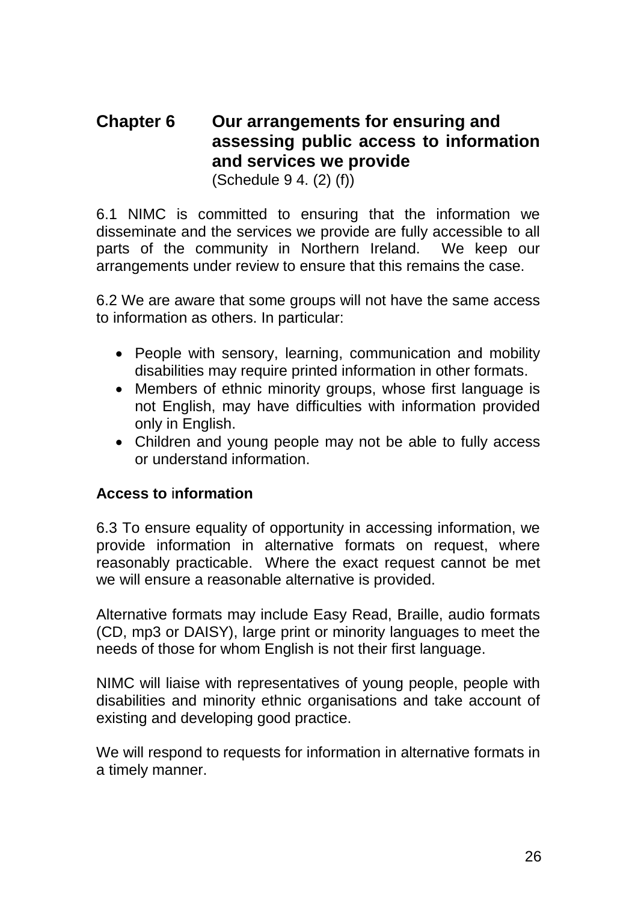## Chapter 6 Our arrangements for ensuring and assessing public access to information and services we provide

(Schedule 9 4. (2) (f))

6.1 NIMC is committed to ensuring that the information we disseminate and the services we provide are fully accessible to all parts of the community in Northern Ireland. We keep our arrangements under review to ensure that this remains the case.

6.2 We are aware that some groups will not have the same access to information as others. In particular:

- People with sensory, learning, communication and mobility disabilities may require printed information in other formats.
- Members of ethnic minority groups, whose first language is not English, may have difficulties with information provided only in English.
- Children and young people may not be able to fully access or understand information.

**Access to information**

6.3 To ensure equality of opportunity in accessing information, we provide information in alternative formats on request, where reasonably practicable. Where the exact request cannot be met we will ensure a reasonable alternative is provided.

Alternative formats may include Easy Read, Braille, audio formats (CD, mp3 or DAISY), large print or minority languages to meet the needs of those for whom English is not their first language.

NIMC will liaise with representatives of young people, people with disabilities and minority ethnic organisations and take account of existing and developing good practice.

We will respond to requests for information in alternative formats in a timely manner.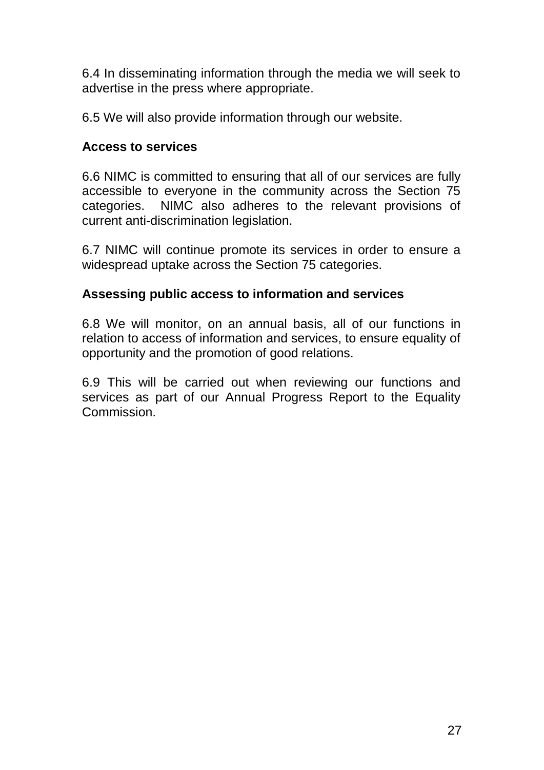6.4 In disseminating information through the media we will seek to advertise in the press where appropriate.

6.5 We will also provide information through our website.

**Access to services**

6.6 NIMC is committed to ensuring that all of our services are fully accessible to everyone in the community across the Section 75 categories. NIMC also adheres to the relevant provisions of current anti-discrimination legislation.

6.7 NIMC will continue promote its services in order to ensure a widespread uptake across the Section 75 categories.

**Assessing public access to information and services**

6.8 We will monitor, on an annual basis, all of our functions in relation to access of information and services, to ensure equality of opportunity and the promotion of good relations.

6.9 This will be carried out when reviewing our functions and services as part of our Annual Progress Report to the Equality Commission.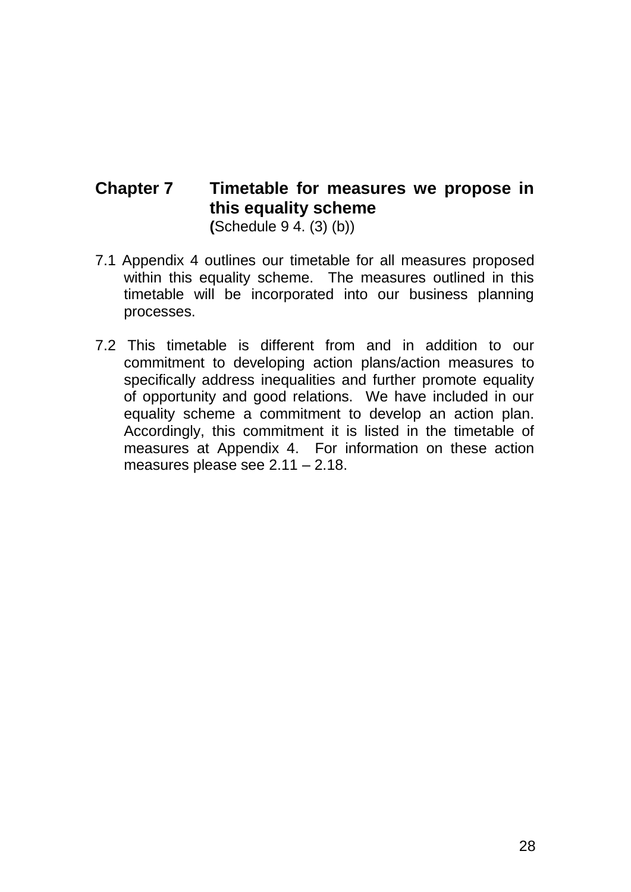# Chapter 7 Timetable for measures we propose in this equality scheme

**(**Schedule 9 4. (3) (b))

7.1 Appendix 4 outlines our timetable for all measures proposed within this equality scheme. The measures outlined in this timetable will be incorporated into our business planning processes.

7.2 This timetable is different from and in addition to our commitment to developing action plans/action measures to specifically address inequalities and further promote equality of opportunity and good relations. We have included in our equality scheme a commitment to develop an action plan. Accordingly, this commitment it is listed in the timetable of measures at Appendix 4. For information on these action measures please see 2.11 – 2.18.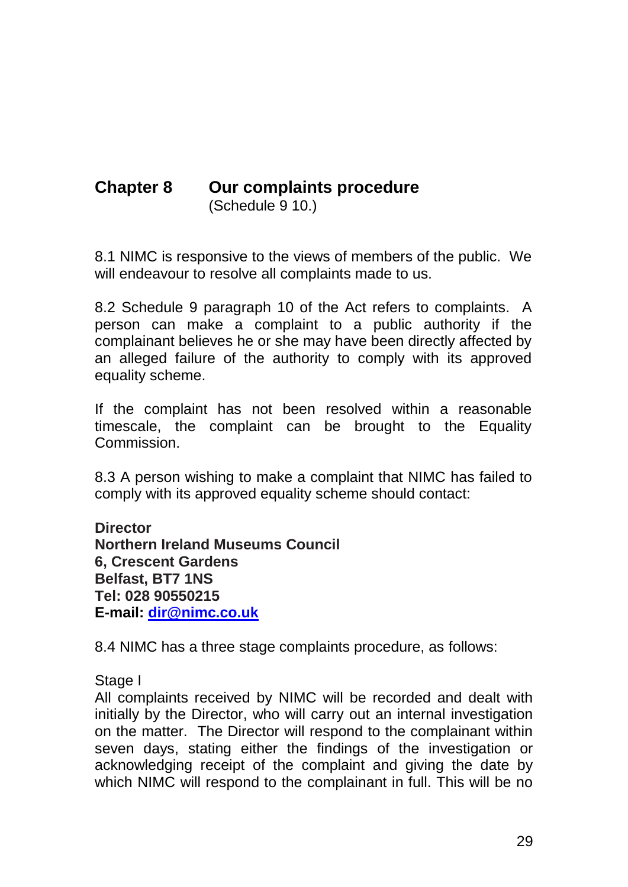## Chapter 8 Our complaints procedure

(Schedule 9 10.)

8.1 NIMC is responsive to the views of members of the public. We will endeavour to resolve all complaints made to us.

8.2 Schedule 9 paragraph 10 of the Act refers to complaints. A person can make a complaint to a public authority if the complainant believes he or she may have been directly affected by an alleged failure of the authority to comply with its approved equality scheme.

If the complaint has not been resolved within a reasonable timescale, the complaint can be brought to the Equality Commission.

8.3 A person wishing to make a complaint that NIMC has failed to comply with its approved equality scheme should contact:

**Director**
**Northern Ireland Museums Council**
**6, Crescent Gardens**
**Belfast, BT7 1NS**
**Tel: 028 90550215**
**E-mail: dir@nimc.co.uk**

8.4 NIMC has a three stage complaints procedure, as follows:

Stage I
All complaints received by NIMC will be recorded and dealt with initially by the Director, who will carry out an internal investigation on the matter. The Director will respond to the complainant within seven days, stating either the findings of the investigation or acknowledging receipt of the complaint and giving the date by which NIMC will respond to the complainant in full. This will be no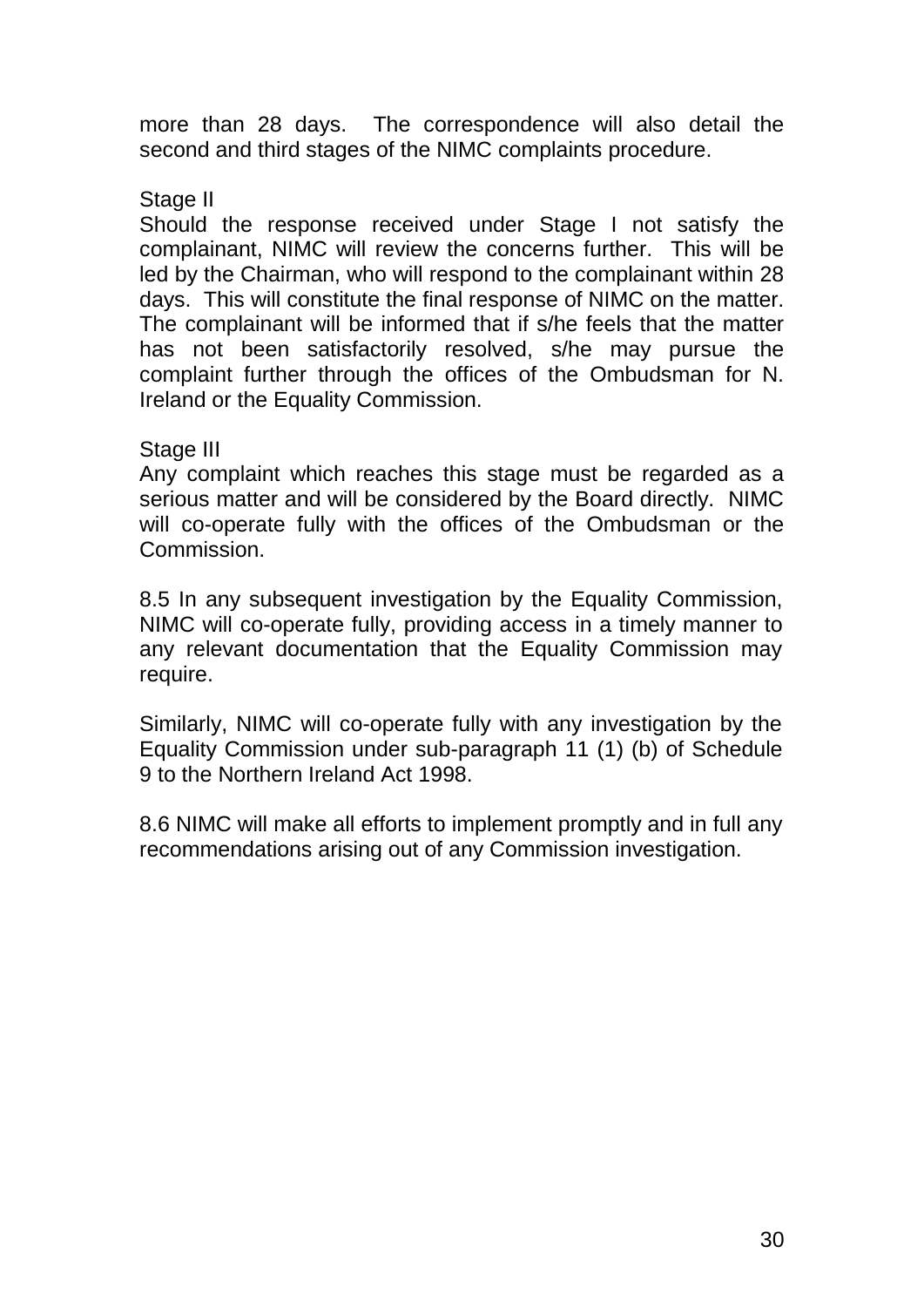more than 28 days. The correspondence will also detail the second and third stages of the NIMC complaints procedure.

Stage II

Should the response received under Stage I not satisfy the complainant, NIMC will review the concerns further. This will be led by the Chairman, who will respond to the complainant within 28 days. This will constitute the final response of NIMC on the matter. The complainant will be informed that if s/he feels that the matter has not been satisfactorily resolved, s/he may pursue the complaint further through the offices of the Ombudsman for N. Ireland or the Equality Commission.

Stage III

Any complaint which reaches this stage must be regarded as a serious matter and will be considered by the Board directly. NIMC will co-operate fully with the offices of the Ombudsman or the Commission.

8.5 In any subsequent investigation by the Equality Commission, NIMC will co-operate fully, providing access in a timely manner to any relevant documentation that the Equality Commission may require.

Similarly, NIMC will co-operate fully with any investigation by the Equality Commission under sub-paragraph 11 (1) (b) of Schedule 9 to the Northern Ireland Act 1998.

8.6 NIMC will make all efforts to implement promptly and in full any recommendations arising out of any Commission investigation.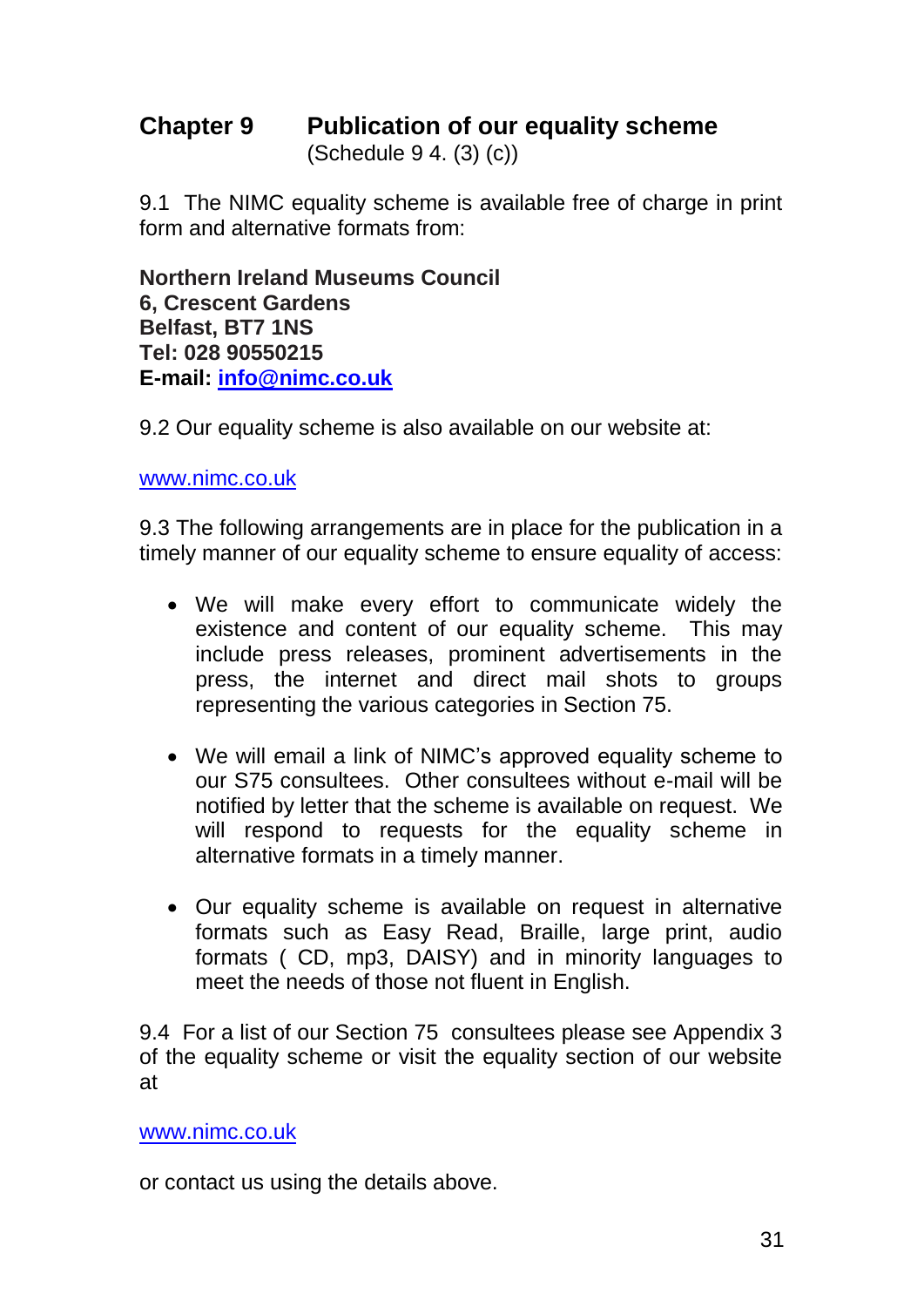## Chapter 9 Publication of our equality scheme

(Schedule 9 4. (3) (c))

9.1 The NIMC equality scheme is available free of charge in print form and alternative formats from:

**Northern Ireland Museums Council**
**6, Crescent Gardens**
**Belfast, BT7 1NS**
**Tel: 028 90550215**
**E-mail: info@nimc.co.uk**

9.2 Our equality scheme is also available on our website at:

www.nimc.co.uk

9.3 The following arrangements are in place for the publication in a timely manner of our equality scheme to ensure equality of access:

- We will make every effort to communicate widely the existence and content of our equality scheme. This may include press releases, prominent advertisements in the press, the internet and direct mail shots to groups representing the various categories in Section 75.
- We will email a link of NIMC's approved equality scheme to our S75 consultees. Other consultees without e-mail will be notified by letter that the scheme is available on request. We will respond to requests for the equality scheme in alternative formats in a timely manner.
- Our equality scheme is available on request in alternative formats such as Easy Read, Braille, large print, audio formats ( CD, mp3, DAISY) and in minority languages to meet the needs of those not fluent in English.

9.4 For a list of our Section 75 consultees please see Appendix 3 of the equality scheme or visit the equality section of our website at

www.nimc.co.uk

or contact us using the details above.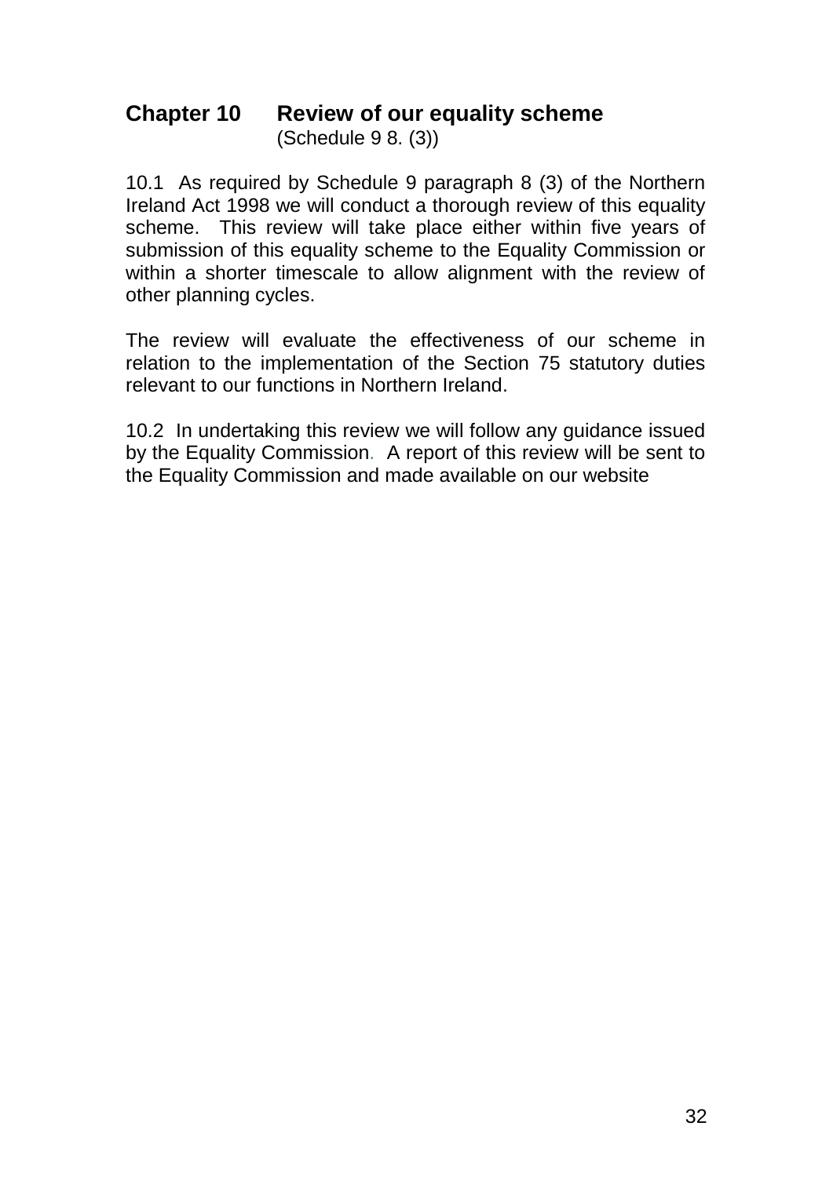## Chapter 10 Review of our equality scheme

(Schedule 9 8. (3))

10.1 As required by Schedule 9 paragraph 8 (3) of the Northern Ireland Act 1998 we will conduct a thorough review of this equality scheme. This review will take place either within five years of submission of this equality scheme to the Equality Commission or within a shorter timescale to allow alignment with the review of other planning cycles.

The review will evaluate the effectiveness of our scheme in relation to the implementation of the Section 75 statutory duties relevant to our functions in Northern Ireland.

10.2 In undertaking this review we will follow any guidance issued by the Equality Commission. A report of this review will be sent to the Equality Commission and made available on our website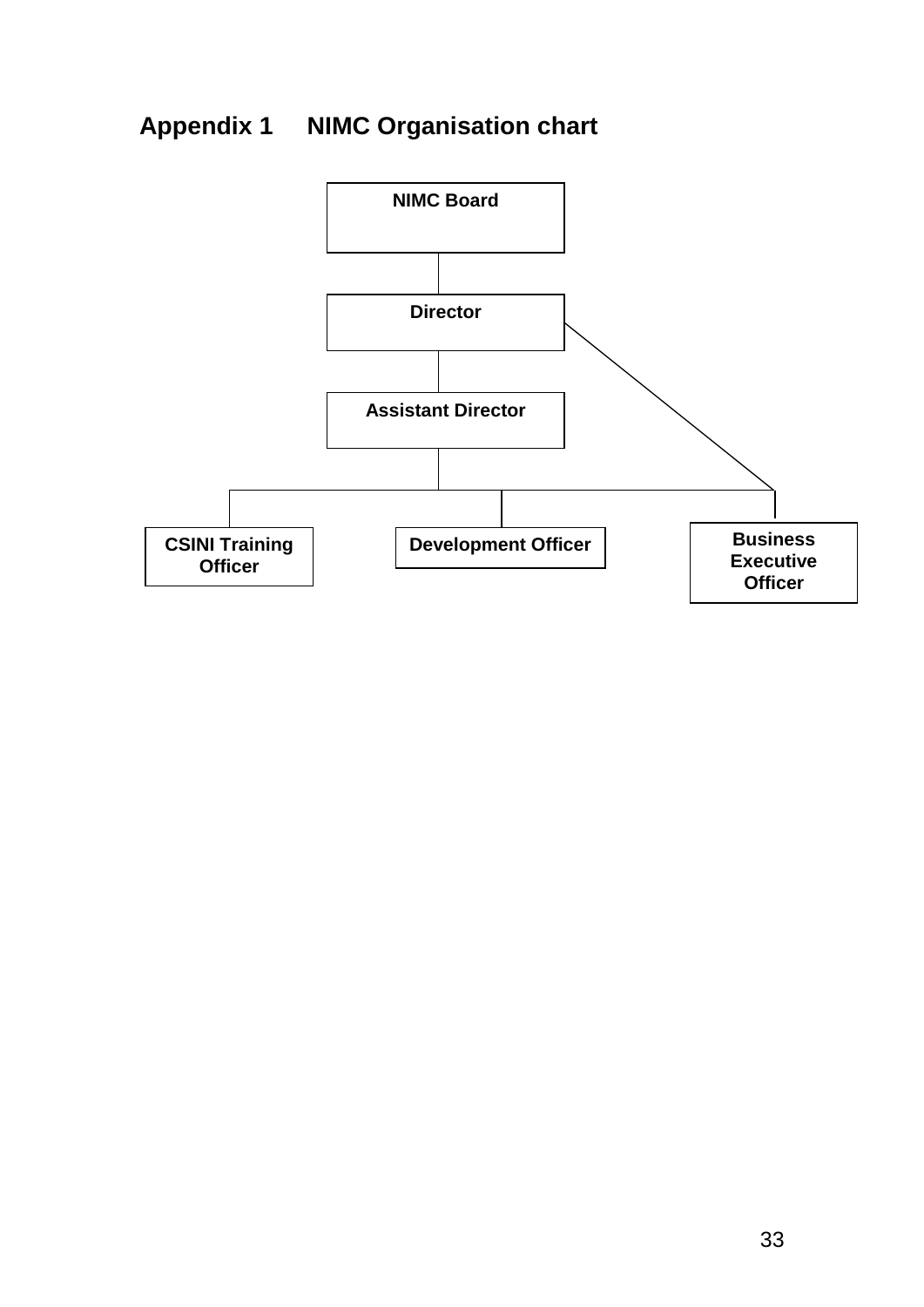# Appendix 1 NIMC Organisation chart

- **NIMC Board**
  - **Director**
    - **Assistant Director**
      - **CSINI Training Officer**
      - **Development Officer**
      - **Business Executive Officer**
    - **Business Executive Officer**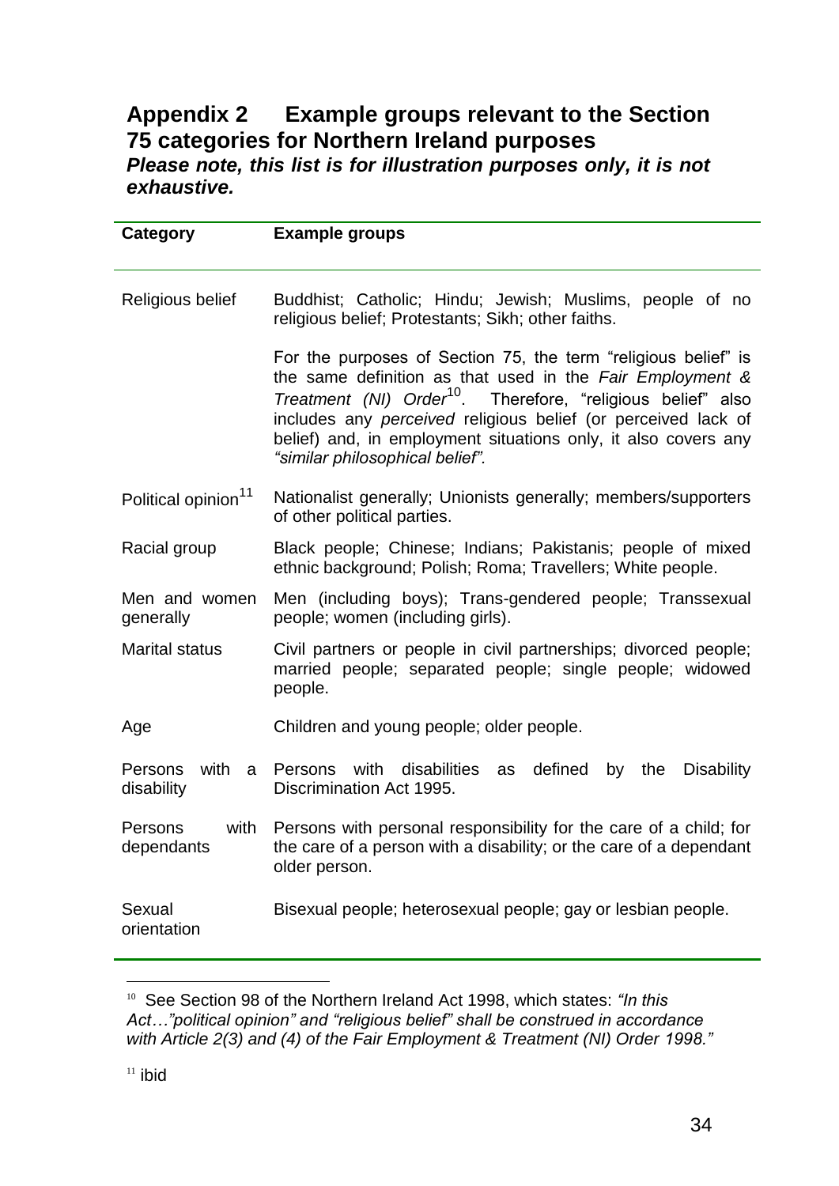## Appendix 2 Example groups relevant to the Section 75 categories for Northern Ireland purposes

***Please note, this list is for illustration purposes only, it is not exhaustive.***

| Category | Example groups |
|---|---|
| Religious belief | Buddhist; Catholic; Hindu; Jewish; Muslims, people of no religious belief; Protestants; Sikh; other faiths.<br><br>For the purposes of Section 75, the term "religious belief" is the same definition as that used in the *Fair Employment & Treatment (NI) Order*[10]. Therefore, "religious belief" also includes any *perceived* religious belief (or perceived lack of belief) and, in employment situations only, it also covers any *"similar philosophical belief".* |
| Political opinion[11] | Nationalist generally; Unionists generally; members/supporters of other political parties. |
| Racial group | Black people; Chinese; Indians; Pakistanis; people of mixed ethnic background; Polish; Roma; Travellers; White people. |
| Men and women generally | Men (including boys); Trans-gendered people; Transsexual people; women (including girls). |
| Marital status | Civil partners or people in civil partnerships; divorced people; married people; separated people; single people; widowed people. |
| Age | Children and young people; older people. |
| Persons with a disability | Persons with disabilities as defined by the Disability Discrimination Act 1995. |
| Persons with dependants | Persons with personal responsibility for the care of a child; for the care of a person with a disability; or the care of a dependant older person. |
| Sexual orientation | Bisexual people; heterosexual people; gay or lesbian people. |

[10] See Section 98 of the Northern Ireland Act 1998, which states: *"In this Act…"political opinion" and "religious belief" shall be construed in accordance with Article 2(3) and (4) of the Fair Employment & Treatment (NI) Order 1998."*

[11] ibid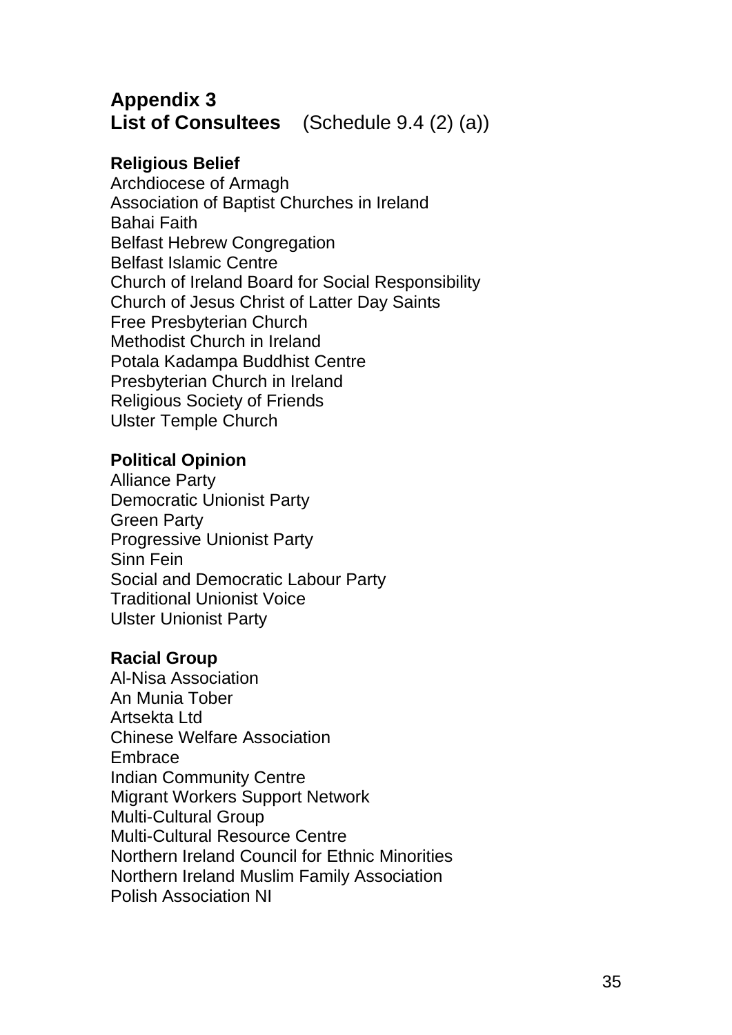# Appendix 3

## List of Consultees (Schedule 9.4 (2) (a))

**Religious Belief**

Archdiocese of Armagh
Association of Baptist Churches in Ireland
Bahai Faith
Belfast Hebrew Congregation
Belfast Islamic Centre
Church of Ireland Board for Social Responsibility
Church of Jesus Christ of Latter Day Saints
Free Presbyterian Church
Methodist Church in Ireland
Potala Kadampa Buddhist Centre
Presbyterian Church in Ireland
Religious Society of Friends
Ulster Temple Church

**Political Opinion**

Alliance Party
Democratic Unionist Party
Green Party
Progressive Unionist Party
Sinn Fein
Social and Democratic Labour Party
Traditional Unionist Voice
Ulster Unionist Party

**Racial Group**

Al-Nisa Association
An Munia Tober
Artsekta Ltd
Chinese Welfare Association
Embrace
Indian Community Centre
Migrant Workers Support Network
Multi-Cultural Group
Multi-Cultural Resource Centre
Northern Ireland Council for Ethnic Minorities
Northern Ireland Muslim Family Association
Polish Association NI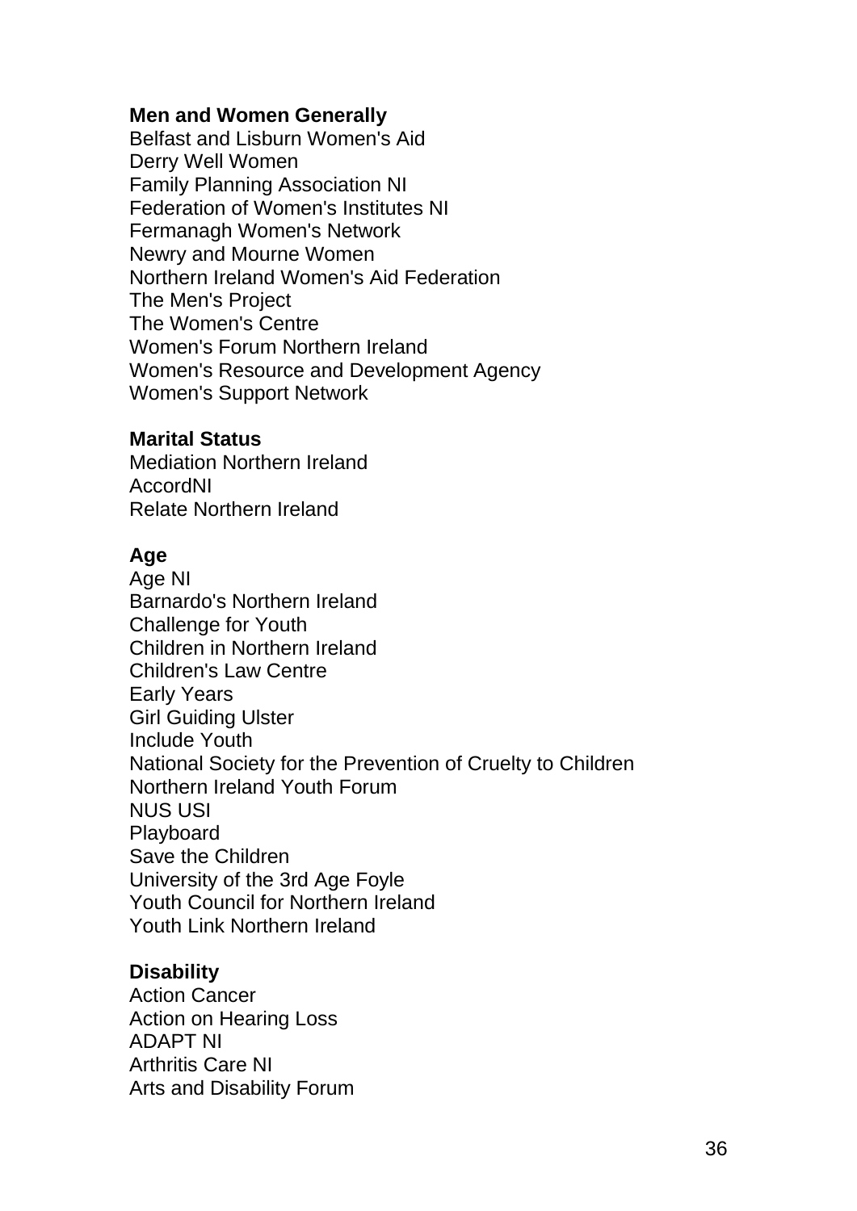**Men and Women Generally**

Belfast and Lisburn Women's Aid
Derry Well Women
Family Planning Association NI
Federation of Women's Institutes NI
Fermanagh Women's Network
Newry and Mourne Women
Northern Ireland Women's Aid Federation
The Men's Project
The Women's Centre
Women's Forum Northern Ireland
Women's Resource and Development Agency
Women's Support Network

**Marital Status**

Mediation Northern Ireland
AccordNI
Relate Northern Ireland

**Age**

Age NI
Barnardo's Northern Ireland
Challenge for Youth
Children in Northern Ireland
Children's Law Centre
Early Years
Girl Guiding Ulster
Include Youth
National Society for the Prevention of Cruelty to Children
Northern Ireland Youth Forum
NUS USI
Playboard
Save the Children
University of the 3rd Age Foyle
Youth Council for Northern Ireland
Youth Link Northern Ireland

**Disability**

Action Cancer
Action on Hearing Loss
ADAPT NI
Arthritis Care NI
Arts and Disability Forum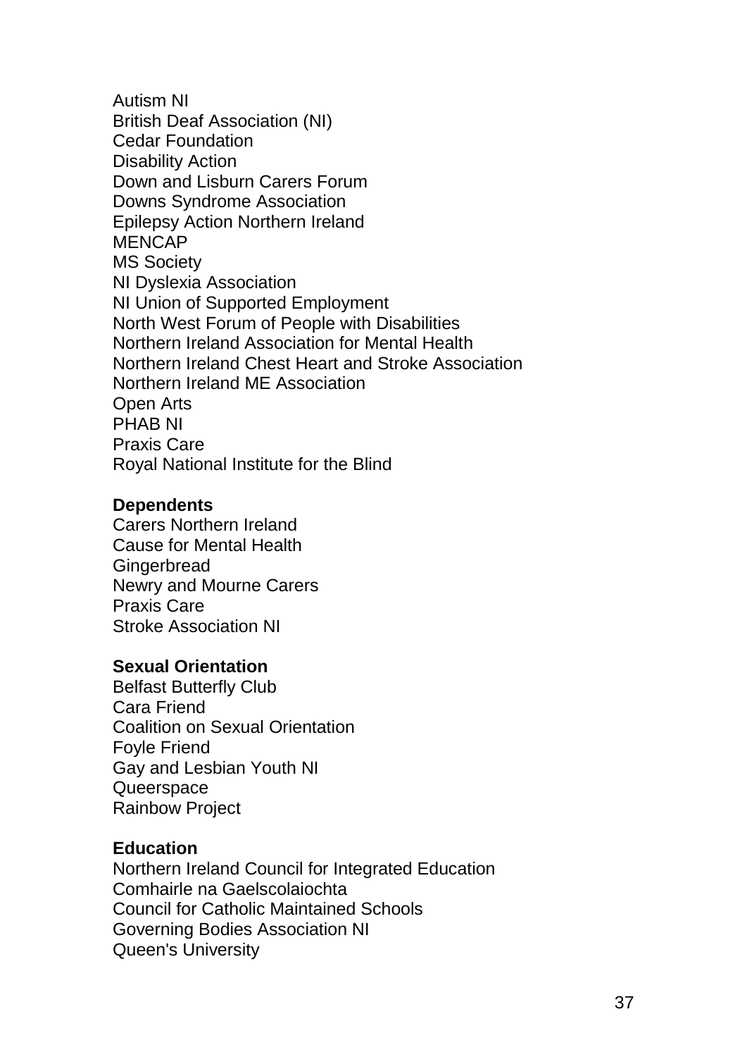Autism NI
British Deaf Association (NI)
Cedar Foundation
Disability Action
Down and Lisburn Carers Forum
Downs Syndrome Association
Epilepsy Action Northern Ireland
MENCAP
MS Society
NI Dyslexia Association
NI Union of Supported Employment
North West Forum of People with Disabilities
Northern Ireland Association for Mental Health
Northern Ireland Chest Heart and Stroke Association
Northern Ireland ME Association
Open Arts
PHAB NI
Praxis Care
Royal National Institute for the Blind

**Dependents**
Carers Northern Ireland
Cause for Mental Health
Gingerbread
Newry and Mourne Carers
Praxis Care
Stroke Association NI

**Sexual Orientation**
Belfast Butterfly Club
Cara Friend
Coalition on Sexual Orientation
Foyle Friend
Gay and Lesbian Youth NI
Queerspace
Rainbow Project

**Education**
Northern Ireland Council for Integrated Education
Comhairle na Gaelscolaiochta
Council for Catholic Maintained Schools
Governing Bodies Association NI
Queen's University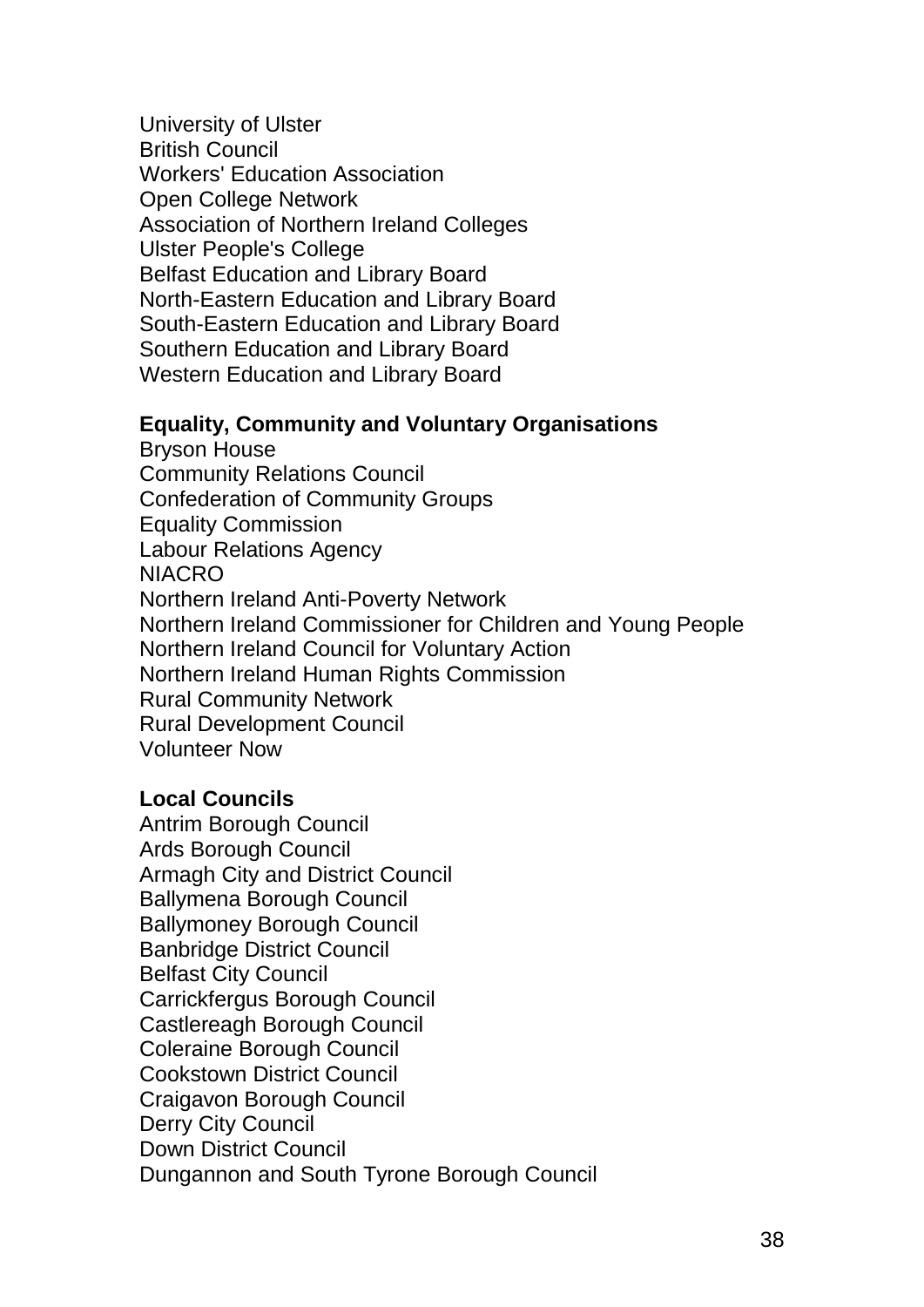University of Ulster
British Council
Workers' Education Association
Open College Network
Association of Northern Ireland Colleges
Ulster People's College
Belfast Education and Library Board
North-Eastern Education and Library Board
South-Eastern Education and Library Board
Southern Education and Library Board
Western Education and Library Board

**Equality, Community and Voluntary Organisations**

Bryson House
Community Relations Council
Confederation of Community Groups
Equality Commission
Labour Relations Agency
NIACRO
Northern Ireland Anti-Poverty Network
Northern Ireland Commissioner for Children and Young People
Northern Ireland Council for Voluntary Action
Northern Ireland Human Rights Commission
Rural Community Network
Rural Development Council
Volunteer Now

**Local Councils**

Antrim Borough Council
Ards Borough Council
Armagh City and District Council
Ballymena Borough Council
Ballymoney Borough Council
Banbridge District Council
Belfast City Council
Carrickfergus Borough Council
Castlereagh Borough Council
Coleraine Borough Council
Cookstown District Council
Craigavon Borough Council
Derry City Council
Down District Council
Dungannon and South Tyrone Borough Council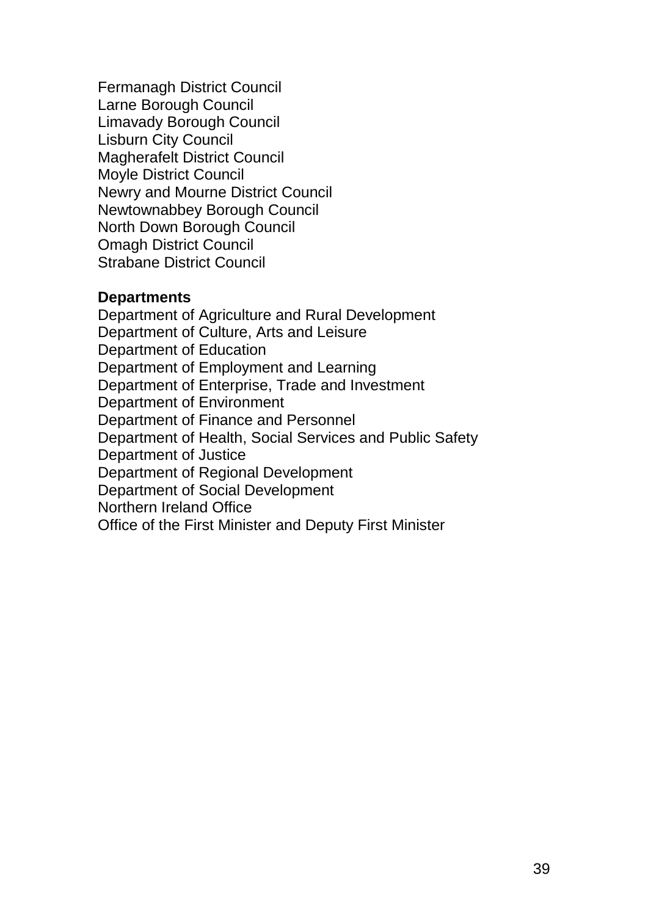Fermanagh District Council
Larne Borough Council
Limavady Borough Council
Lisburn City Council
Magherafelt District Council
Moyle District Council
Newry and Mourne District Council
Newtownabbey Borough Council
North Down Borough Council
Omagh District Council
Strabane District Council

**Departments**

Department of Agriculture and Rural Development
Department of Culture, Arts and Leisure
Department of Education
Department of Employment and Learning
Department of Enterprise, Trade and Investment
Department of Environment
Department of Finance and Personnel
Department of Health, Social Services and Public Safety
Department of Justice
Department of Regional Development
Department of Social Development
Northern Ireland Office
Office of the First Minister and Deputy First Minister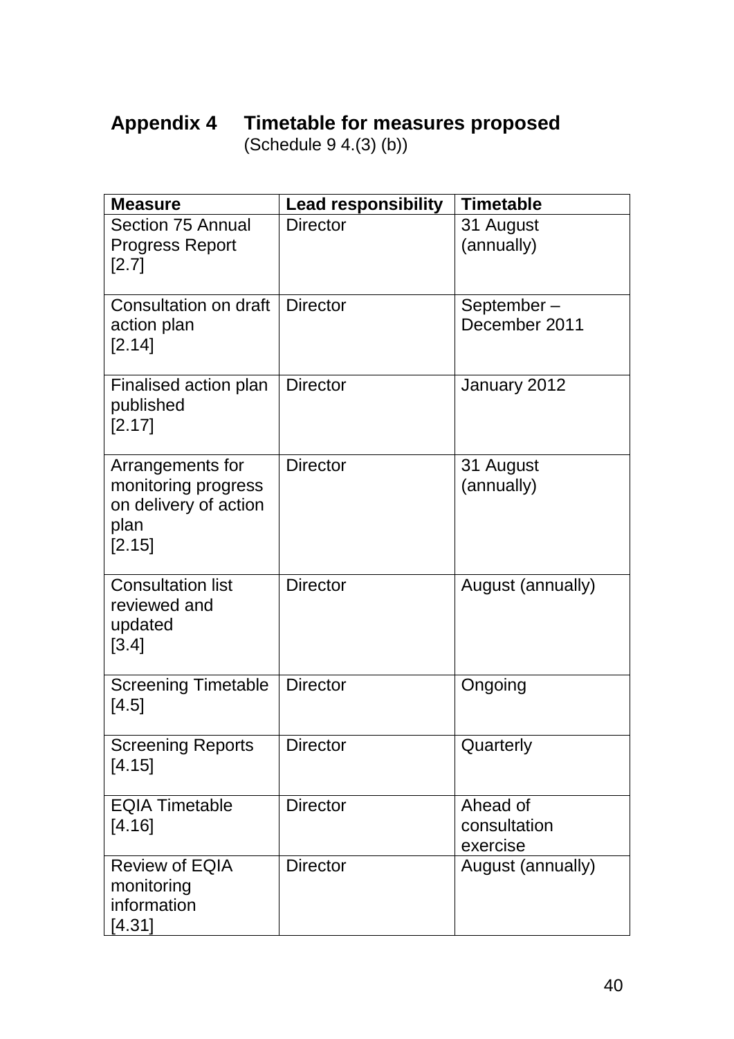## Appendix 4 Timetable for measures proposed

(Schedule 9 4.(3) (b))

| Measure | Lead responsibility | Timetable |
|---|---|---|
| Section 75 Annual Progress Report [2.7] | Director | 31 August (annually) |
| Consultation on draft action plan [2.14] | Director | September – December 2011 |
| Finalised action plan published [2.17] | Director | January 2012 |
| Arrangements for monitoring progress on delivery of action plan [2.15] | Director | 31 August (annually) |
| Consultation list reviewed and updated [3.4] | Director | August (annually) |
| Screening Timetable [4.5] | Director | Ongoing |
| Screening Reports [4.15] | Director | Quarterly |
| EQIA Timetable [4.16] | Director | Ahead of consultation exercise |
| Review of EQIA monitoring information [4.31] | Director | August (annually) |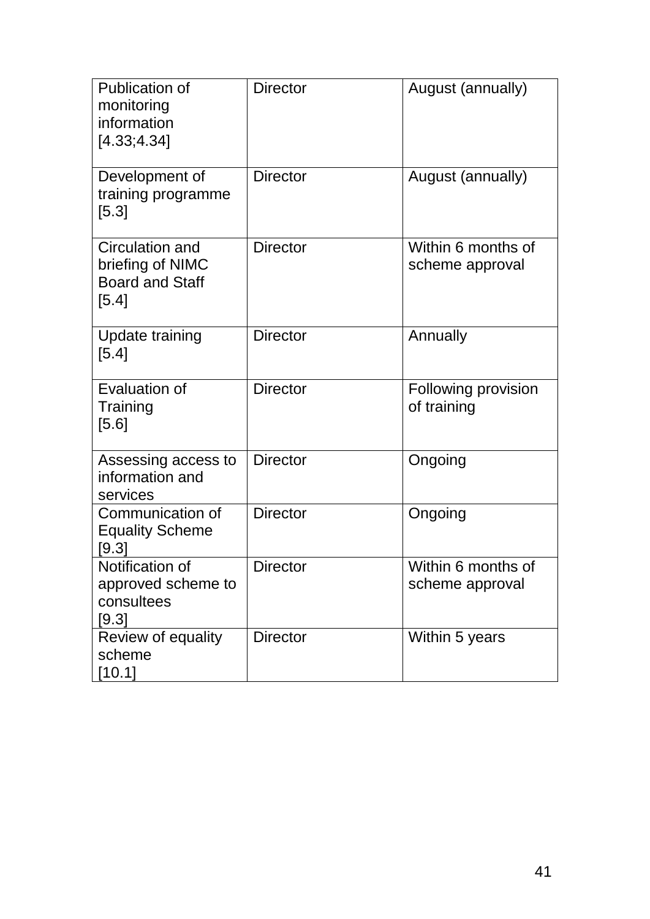| Publication of monitoring information [4.33;4.34] | Director | August (annually) |
| --- | --- | --- |
| Development of training programme [5.3] | Director | August (annually) |
| Circulation and briefing of NIMC Board and Staff [5.4] | Director | Within 6 months of scheme approval |
| Update training [5.4] | Director | Annually |
| Evaluation of Training [5.6] | Director | Following provision of training |
| Assessing access to information and services | Director | Ongoing |
| Communication of Equality Scheme [9.3] | Director | Ongoing |
| Notification of approved scheme to consultees [9.3] | Director | Within 6 months of scheme approval |
| Review of equality scheme [10.1] | Director | Within 5 years |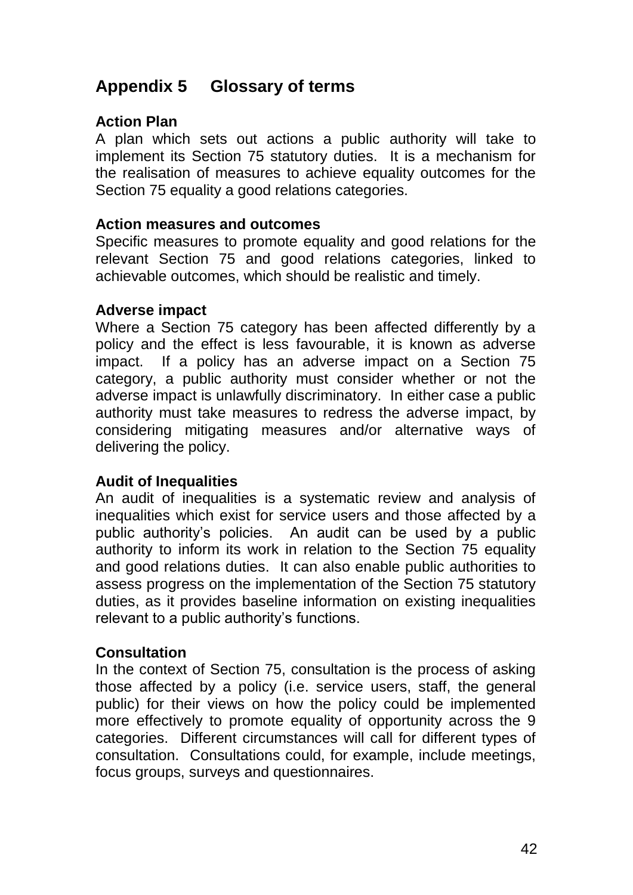## Appendix 5 Glossary of terms

**Action Plan**
A plan which sets out actions a public authority will take to implement its Section 75 statutory duties. It is a mechanism for the realisation of measures to achieve equality outcomes for the Section 75 equality a good relations categories.

**Action measures and outcomes**
Specific measures to promote equality and good relations for the relevant Section 75 and good relations categories, linked to achievable outcomes, which should be realistic and timely.

**Adverse impact**
Where a Section 75 category has been affected differently by a policy and the effect is less favourable, it is known as adverse impact. If a policy has an adverse impact on a Section 75 category, a public authority must consider whether or not the adverse impact is unlawfully discriminatory. In either case a public authority must take measures to redress the adverse impact, by considering mitigating measures and/or alternative ways of delivering the policy.

**Audit of Inequalities**
An audit of inequalities is a systematic review and analysis of inequalities which exist for service users and those affected by a public authority's policies. An audit can be used by a public authority to inform its work in relation to the Section 75 equality and good relations duties. It can also enable public authorities to assess progress on the implementation of the Section 75 statutory duties, as it provides baseline information on existing inequalities relevant to a public authority's functions.

**Consultation**
In the context of Section 75, consultation is the process of asking those affected by a policy (i.e. service users, staff, the general public) for their views on how the policy could be implemented more effectively to promote equality of opportunity across the 9 categories. Different circumstances will call for different types of consultation. Consultations could, for example, include meetings, focus groups, surveys and questionnaires.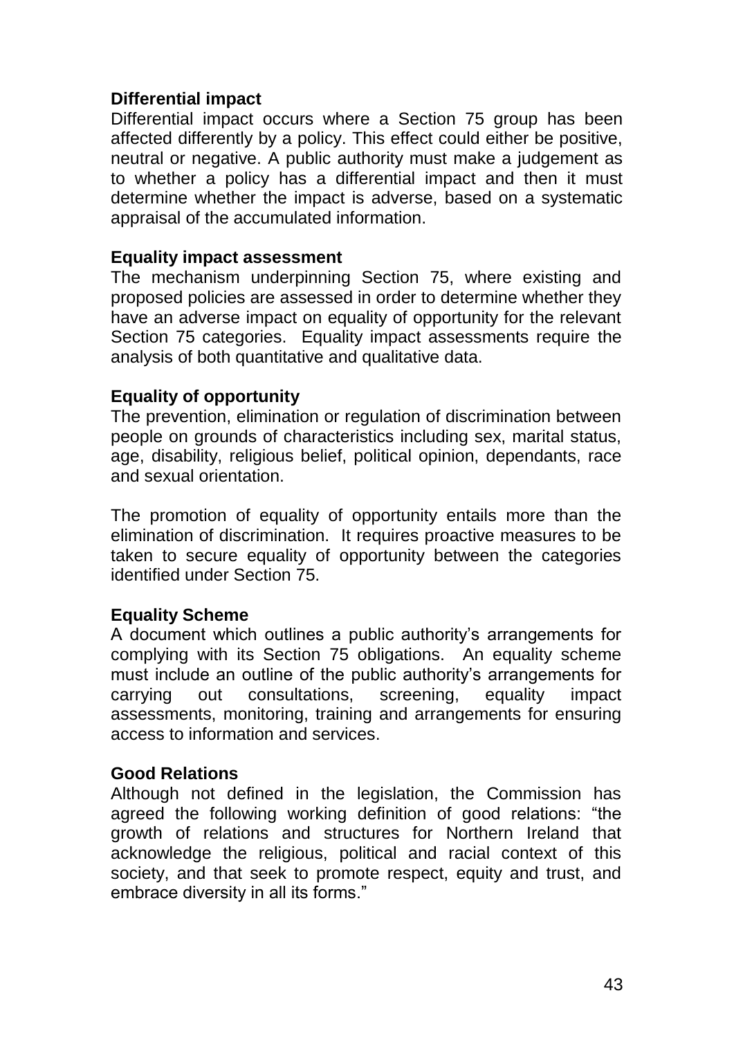**Differential impact**

Differential impact occurs where a Section 75 group has been affected differently by a policy. This effect could either be positive, neutral or negative. A public authority must make a judgement as to whether a policy has a differential impact and then it must determine whether the impact is adverse, based on a systematic appraisal of the accumulated information.

**Equality impact assessment**

The mechanism underpinning Section 75, where existing and proposed policies are assessed in order to determine whether they have an adverse impact on equality of opportunity for the relevant Section 75 categories. Equality impact assessments require the analysis of both quantitative and qualitative data.

**Equality of opportunity**

The prevention, elimination or regulation of discrimination between people on grounds of characteristics including sex, marital status, age, disability, religious belief, political opinion, dependants, race and sexual orientation.

The promotion of equality of opportunity entails more than the elimination of discrimination. It requires proactive measures to be taken to secure equality of opportunity between the categories identified under Section 75.

**Equality Scheme**

A document which outlines a public authority's arrangements for complying with its Section 75 obligations. An equality scheme must include an outline of the public authority's arrangements for carrying out consultations, screening, equality impact assessments, monitoring, training and arrangements for ensuring access to information and services.

**Good Relations**

Although not defined in the legislation, the Commission has agreed the following working definition of good relations: "the growth of relations and structures for Northern Ireland that acknowledge the religious, political and racial context of this society, and that seek to promote respect, equity and trust, and embrace diversity in all its forms."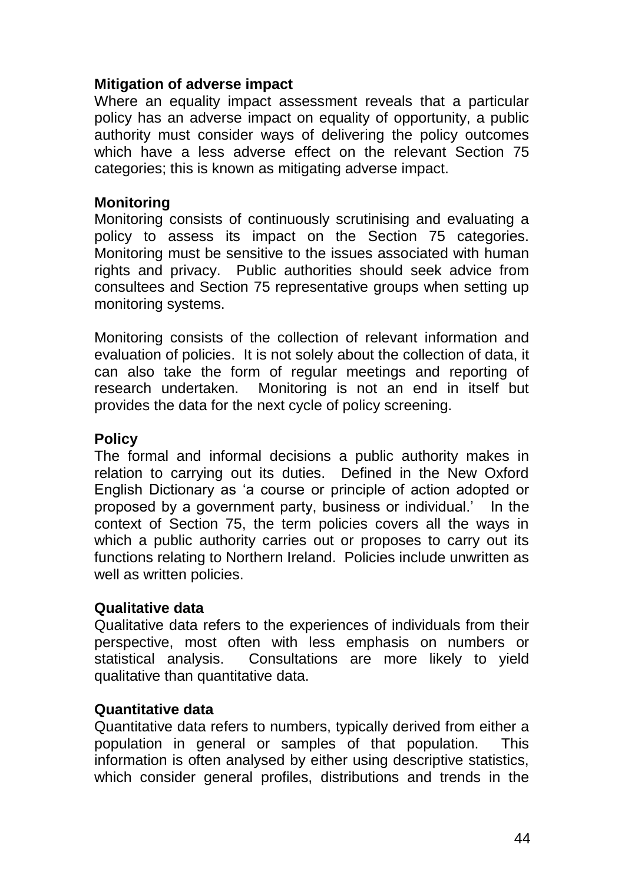**Mitigation of adverse impact**

Where an equality impact assessment reveals that a particular policy has an adverse impact on equality of opportunity, a public authority must consider ways of delivering the policy outcomes which have a less adverse effect on the relevant Section 75 categories; this is known as mitigating adverse impact.

**Monitoring**

Monitoring consists of continuously scrutinising and evaluating a policy to assess its impact on the Section 75 categories. Monitoring must be sensitive to the issues associated with human rights and privacy. Public authorities should seek advice from consultees and Section 75 representative groups when setting up monitoring systems.

Monitoring consists of the collection of relevant information and evaluation of policies. It is not solely about the collection of data, it can also take the form of regular meetings and reporting of research undertaken. Monitoring is not an end in itself but provides the data for the next cycle of policy screening.

**Policy**

The formal and informal decisions a public authority makes in relation to carrying out its duties. Defined in the New Oxford English Dictionary as 'a course or principle of action adopted or proposed by a government party, business or individual.' In the context of Section 75, the term policies covers all the ways in which a public authority carries out or proposes to carry out its functions relating to Northern Ireland. Policies include unwritten as well as written policies.

**Qualitative data**

Qualitative data refers to the experiences of individuals from their perspective, most often with less emphasis on numbers or statistical analysis. Consultations are more likely to yield qualitative than quantitative data.

**Quantitative data**

Quantitative data refers to numbers, typically derived from either a population in general or samples of that population. This information is often analysed by either using descriptive statistics, which consider general profiles, distributions and trends in the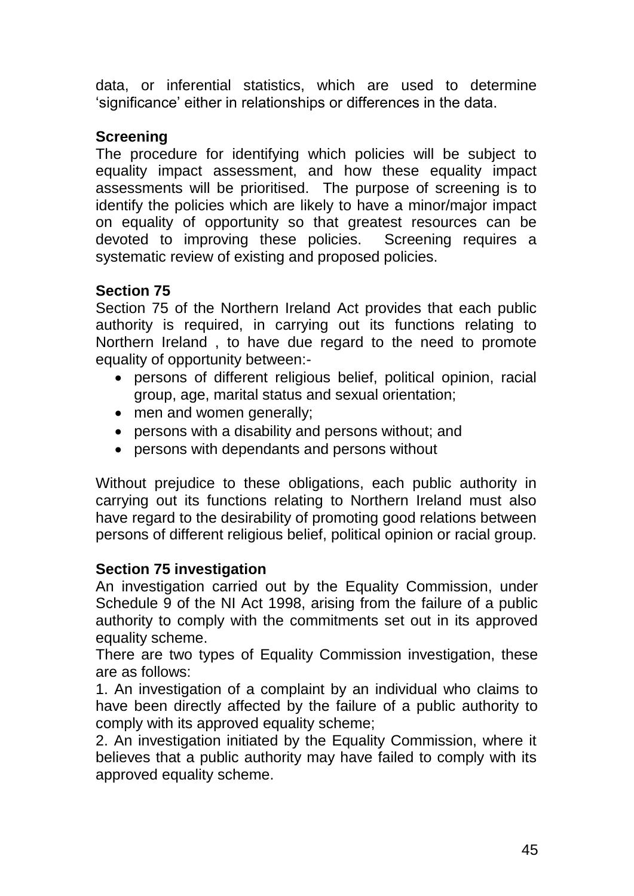data, or inferential statistics, which are used to determine 'significance' either in relationships or differences in the data.

**Screening**

The procedure for identifying which policies will be subject to equality impact assessment, and how these equality impact assessments will be prioritised. The purpose of screening is to identify the policies which are likely to have a minor/major impact on equality of opportunity so that greatest resources can be devoted to improving these policies. Screening requires a systematic review of existing and proposed policies.

**Section 75**

Section 75 of the Northern Ireland Act provides that each public authority is required, in carrying out its functions relating to Northern Ireland , to have due regard to the need to promote equality of opportunity between:-

- persons of different religious belief, political opinion, racial group, age, marital status and sexual orientation;
- men and women generally;
- persons with a disability and persons without; and
- persons with dependants and persons without

Without prejudice to these obligations, each public authority in carrying out its functions relating to Northern Ireland must also have regard to the desirability of promoting good relations between persons of different religious belief, political opinion or racial group.

**Section 75 investigation**

An investigation carried out by the Equality Commission, under Schedule 9 of the NI Act 1998, arising from the failure of a public authority to comply with the commitments set out in its approved equality scheme.

There are two types of Equality Commission investigation, these are as follows:

1. An investigation of a complaint by an individual who claims to have been directly affected by the failure of a public authority to comply with its approved equality scheme;
2. An investigation initiated by the Equality Commission, where it believes that a public authority may have failed to comply with its approved equality scheme.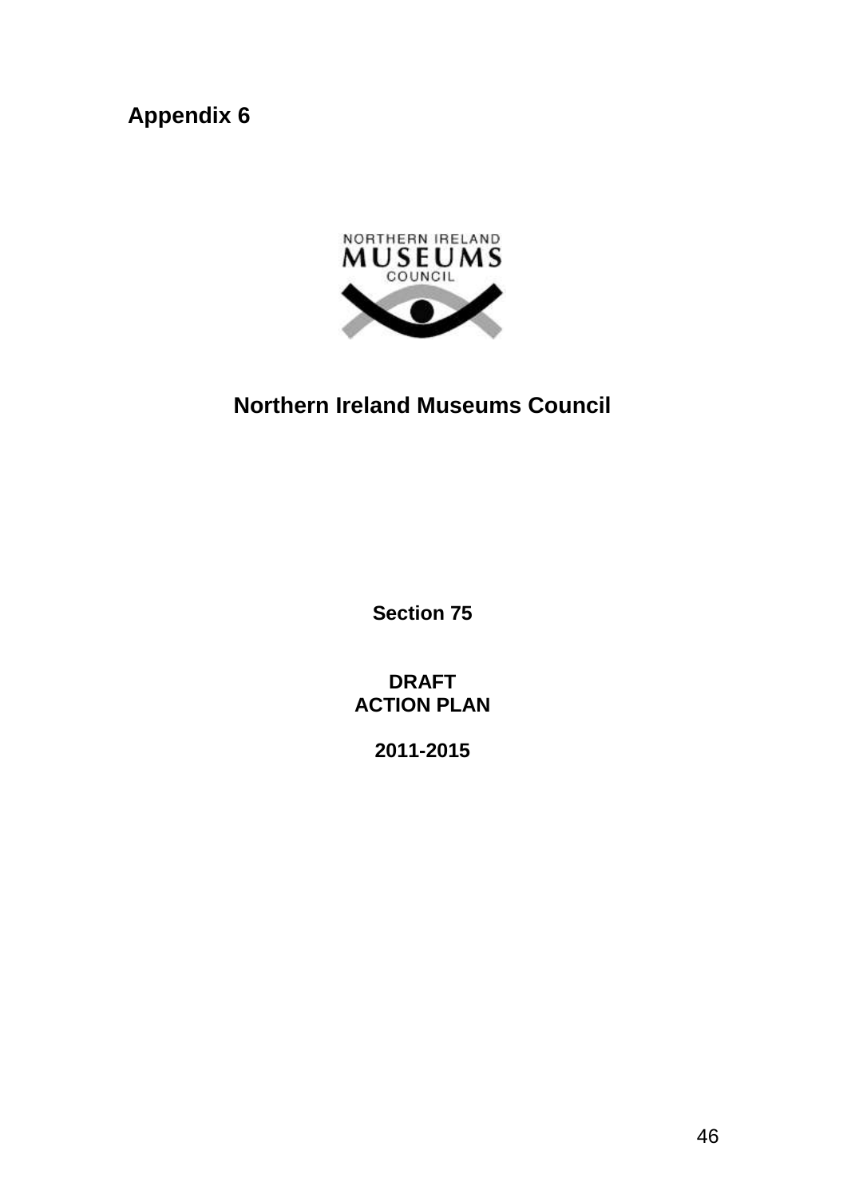# Appendix 6

NORTHERN IRELAND MUSEUMS COUNCIL

## Northern Ireland Museums Council

**Section 75**

**DRAFT**
**ACTION PLAN**

**2011-2015**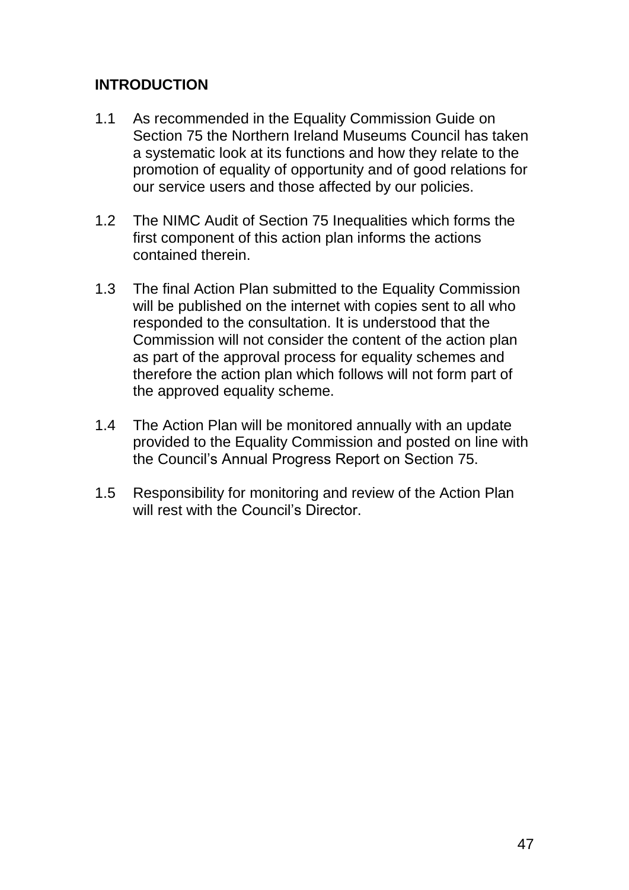## INTRODUCTION

1.1 As recommended in the Equality Commission Guide on Section 75 the Northern Ireland Museums Council has taken a systematic look at its functions and how they relate to the promotion of equality of opportunity and of good relations for our service users and those affected by our policies.

1.2 The NIMC Audit of Section 75 Inequalities which forms the first component of this action plan informs the actions contained therein.

1.3 The final Action Plan submitted to the Equality Commission will be published on the internet with copies sent to all who responded to the consultation. It is understood that the Commission will not consider the content of the action plan as part of the approval process for equality schemes and therefore the action plan which follows will not form part of the approved equality scheme.

1.4 The Action Plan will be monitored annually with an update provided to the Equality Commission and posted on line with the Council's Annual Progress Report on Section 75.

1.5 Responsibility for monitoring and review of the Action Plan will rest with the Council's Director.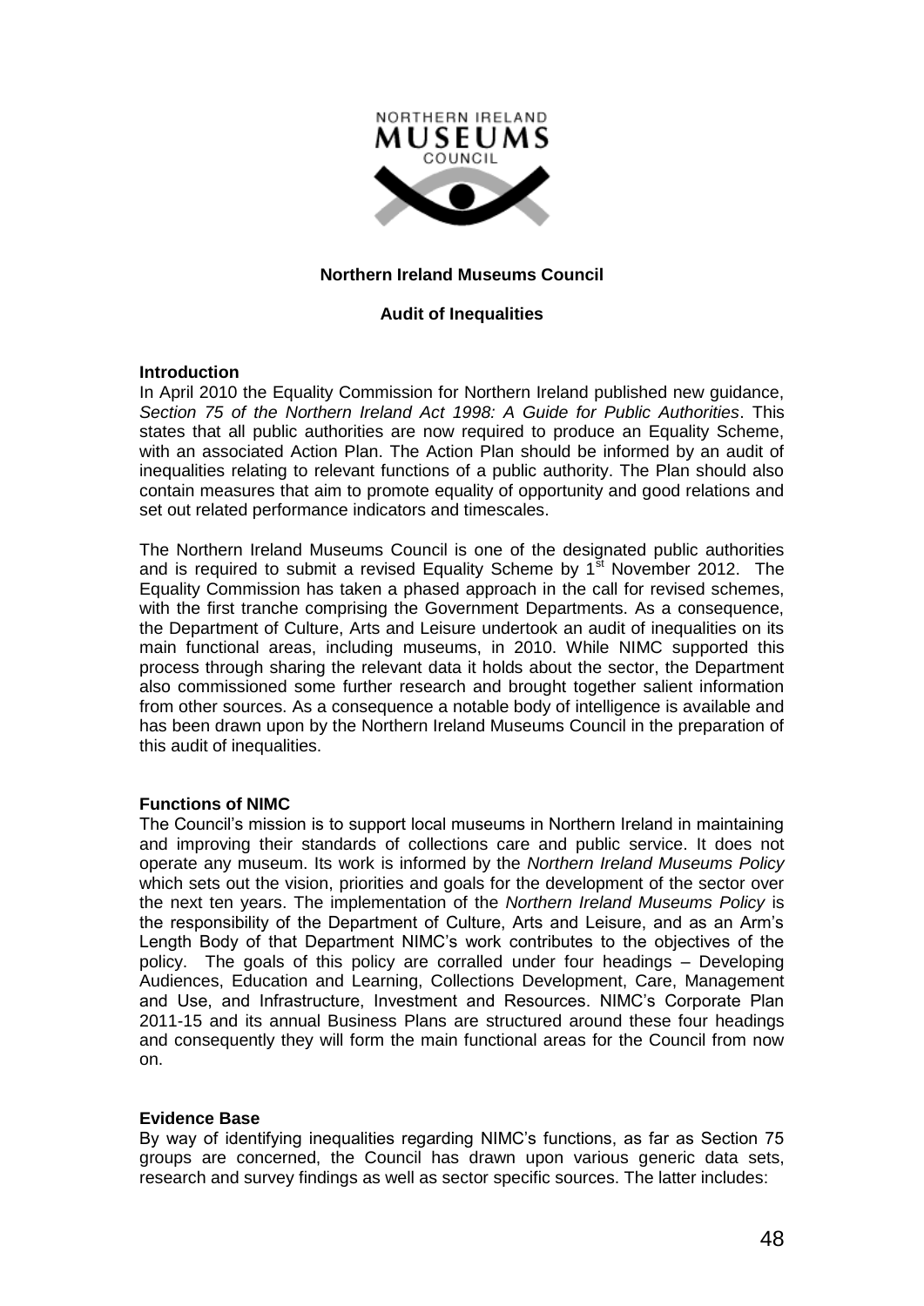**Northern Ireland Museums Council**

**Audit of Inequalities**

**Introduction**

In April 2010 the Equality Commission for Northern Ireland published new guidance, *Section 75 of the Northern Ireland Act 1998: A Guide for Public Authorities*. This states that all public authorities are now required to produce an Equality Scheme, with an associated Action Plan. The Action Plan should be informed by an audit of inequalities relating to relevant functions of a public authority. The Plan should also contain measures that aim to promote equality of opportunity and good relations and set out related performance indicators and timescales.

The Northern Ireland Museums Council is one of the designated public authorities and is required to submit a revised Equality Scheme by 1st November 2012. The Equality Commission has taken a phased approach in the call for revised schemes, with the first tranche comprising the Government Departments. As a consequence, the Department of Culture, Arts and Leisure undertook an audit of inequalities on its main functional areas, including museums, in 2010. While NIMC supported this process through sharing the relevant data it holds about the sector, the Department also commissioned some further research and brought together salient information from other sources. As a consequence a notable body of intelligence is available and has been drawn upon by the Northern Ireland Museums Council in the preparation of this audit of inequalities.

**Functions of NIMC**

The Council's mission is to support local museums in Northern Ireland in maintaining and improving their standards of collections care and public service. It does not operate any museum. Its work is informed by the *Northern Ireland Museums Policy* which sets out the vision, priorities and goals for the development of the sector over the next ten years. The implementation of the *Northern Ireland Museums Policy* is the responsibility of the Department of Culture, Arts and Leisure, and as an Arm's Length Body of that Department NIMC's work contributes to the objectives of the policy. The goals of this policy are corralled under four headings – Developing Audiences, Education and Learning, Collections Development, Care, Management and Use, and Infrastructure, Investment and Resources. NIMC's Corporate Plan 2011-15 and its annual Business Plans are structured around these four headings and consequently they will form the main functional areas for the Council from now on.

**Evidence Base**

By way of identifying inequalities regarding NIMC's functions, as far as Section 75 groups are concerned, the Council has drawn upon various generic data sets, research and survey findings as well as sector specific sources. The latter includes: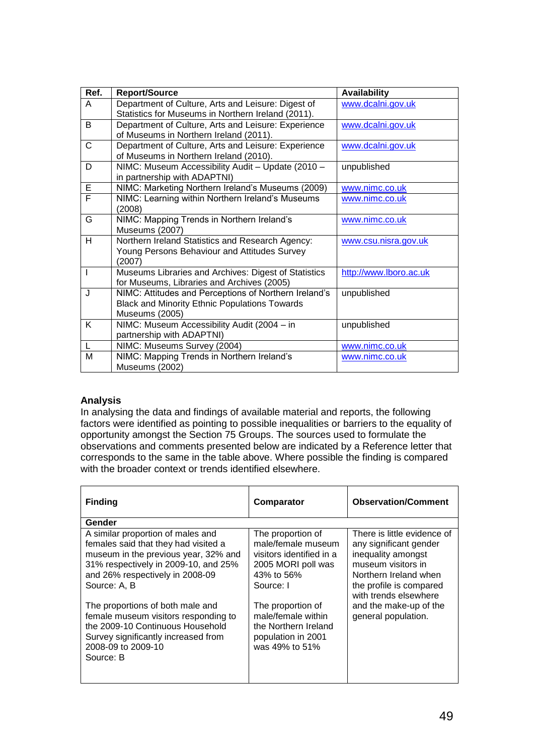| Ref. | Report/Source | Availability |
|---|---|---|
| A | Department of Culture, Arts and Leisure: Digest of Statistics for Museums in Northern Ireland (2011). | www.dcalni.gov.uk |
| B | Department of Culture, Arts and Leisure: Experience of Museums in Northern Ireland (2011). | www.dcalni.gov.uk |
| C | Department of Culture, Arts and Leisure: Experience of Museums in Northern Ireland (2010). | www.dcalni.gov.uk |
| D | NIMC: Museum Accessibility Audit – Update (2010 – in partnership with ADAPTNI) | unpublished |
| E | NIMC: Marketing Northern Ireland's Museums (2009) | www.nimc.co.uk |
| F | NIMC: Learning within Northern Ireland's Museums (2008) | www.nimc.co.uk |
| G | NIMC: Mapping Trends in Northern Ireland's Museums (2007) | www.nimc.co.uk |
| H | Northern Ireland Statistics and Research Agency: Young Persons Behaviour and Attitudes Survey (2007) | www.csu.nisra.gov.uk |
| I | Museums Libraries and Archives: Digest of Statistics for Museums, Libraries and Archives (2005) | http://www.lboro.ac.uk |
| J | NIMC: Attitudes and Perceptions of Northern Ireland's Black and Minority Ethnic Populations Towards Museums (2005) | unpublished |
| K | NIMC: Museum Accessibility Audit (2004 – in partnership with ADAPTNI) | unpublished |
| L | NIMC: Museums Survey (2004) | www.nimc.co.uk |
| M | NIMC: Mapping Trends in Northern Ireland's Museums (2002) | www.nimc.co.uk |

**Analysis**

In analysing the data and findings of available material and reports, the following factors were identified as pointing to possible inequalities or barriers to the equality of opportunity amongst the Section 75 Groups. The sources used to formulate the observations and comments presented below are indicated by a Reference letter that corresponds to the same in the table above. Where possible the finding is compared with the broader context or trends identified elsewhere.

| Finding | Comparator | Observation/Comment |
|---|---|---|
| **Gender** | | |
| A similar proportion of males and females said that they had visited a museum in the previous year, 32% and 31% respectively in 2009-10, and 25% and 26% respectively in 2008-09<br>Source: A, B<br><br>The proportions of both male and female museum visitors responding to the 2009-10 Continuous Household Survey significantly increased from 2008-09 to 2009-10<br>Source: B | The proportion of male/female museum visitors identified in a 2005 MORI poll was 43% to 56%<br>Source: I<br><br>The proportion of male/female within the Northern Ireland population in 2001 was 49% to 51% | There is little evidence of any significant gender inequality amongst museum visitors in Northern Ireland when the profile is compared with trends elsewhere and the make-up of the general population. |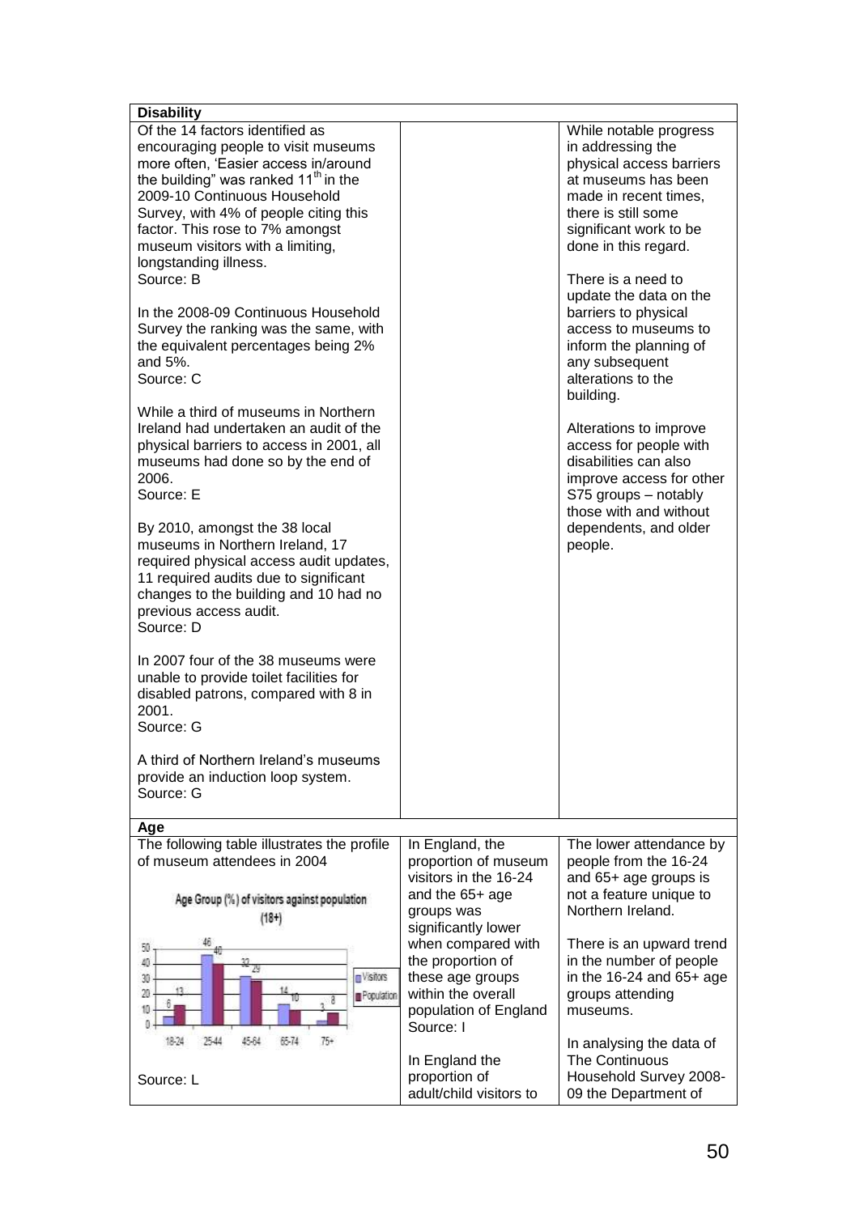| **Disability** | | |
|---|---|---|
| Of the 14 factors identified as encouraging people to visit museums more often, 'Easier access in/around the building" was ranked 11th in the 2009-10 Continuous Household Survey, with 4% of people citing this factor. This rose to 7% amongst museum visitors with a limiting, longstanding illness.<br>Source: B<br><br>In the 2008-09 Continuous Household Survey the ranking was the same, with the equivalent percentages being 2% and 5%.<br>Source: C<br><br>While a third of museums in Northern Ireland had undertaken an audit of the physical barriers to access in 2001, all museums had done so by the end of 2006.<br>Source: E<br><br>By 2010, amongst the 38 local museums in Northern Ireland, 17 required physical access audit updates, 11 required audits due to significant changes to the building and 10 had no previous access audit.<br>Source: D<br><br>In 2007 four of the 38 museums were unable to provide toilet facilities for disabled patrons, compared with 8 in 2001.<br>Source: G<br><br>A third of Northern Ireland's museums provide an induction loop system.<br>Source: G | | While notable progress in addressing the physical access barriers at museums has been made in recent times, there is still some significant work to be done in this regard.<br><br>There is a need to update the data on the barriers to physical access to museums to inform the planning of any subsequent alterations to the building.<br><br>Alterations to improve access for people with disabilities can also improve access for other S75 groups – notably those with and without dependents, and older people. |
| **Age** | | |
| The following table illustrates the profile of museum attendees in 2004<br><br>Age Group (%) of visitors against population (18+)<br><br>18-24: Visitors 6, Population 13<br>25-44: Visitors 46, Population 40<br>45-64: Visitors 32, Population 29<br>65-74: Visitors 14, Population 10<br>75+: Visitors 3, Population 8<br><br>Source: L | In England, the proportion of museum visitors in the 16-24 and the 65+ age groups was significantly lower when compared with the proportion of these age groups within the overall population of England<br>Source: I<br><br>In England the proportion of adult/child visitors to | The lower attendance by people from the 16-24 and 65+ age groups is not a feature unique to Northern Ireland.<br><br>There is an upward trend in the number of people in the 16-24 and 65+ age groups attending museums.<br><br>In analysing the data of The Continuous Household Survey 2008-09 the Department of |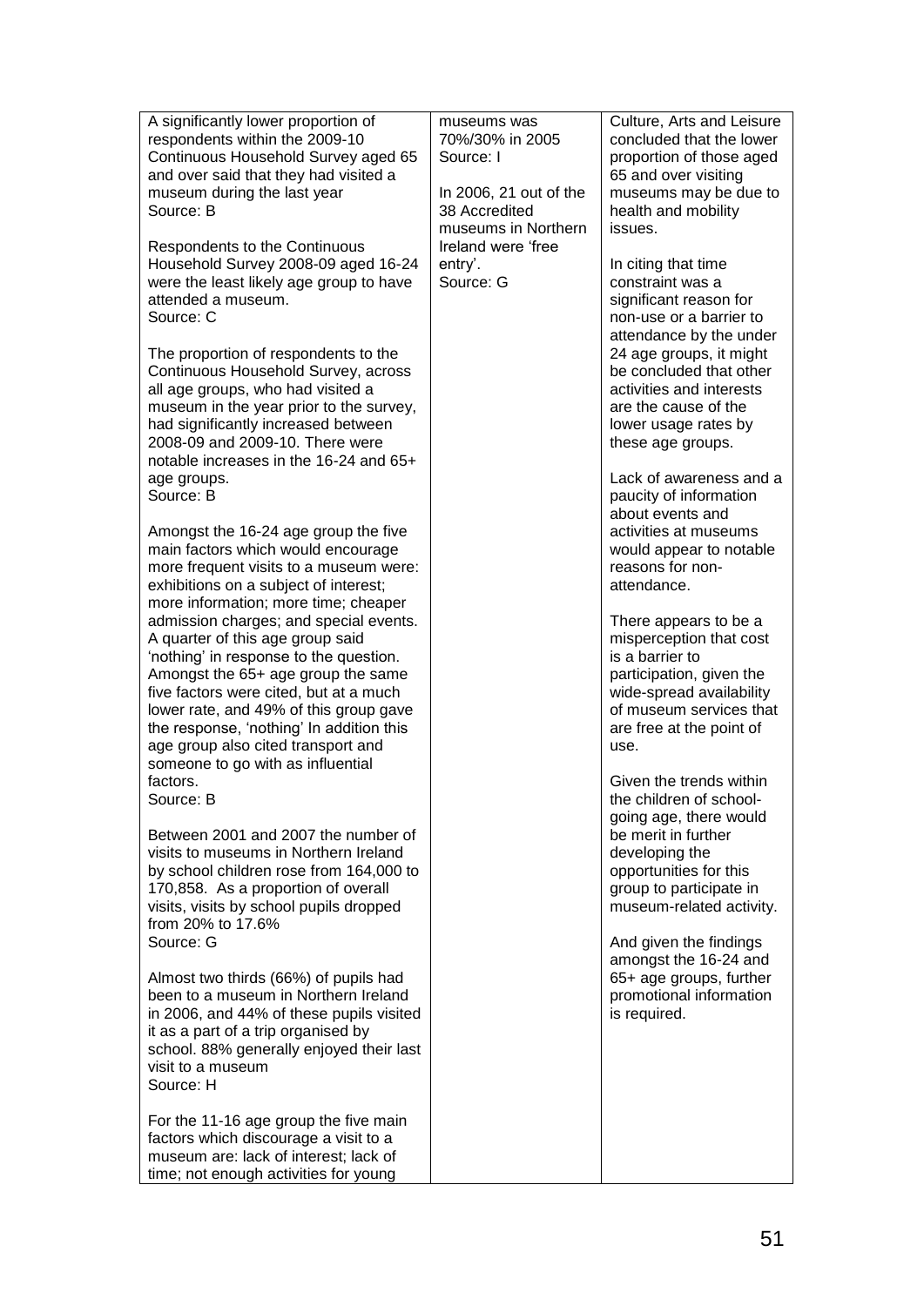| | | |
|---|---|---|
| A significantly lower proportion of respondents within the 2009-10 Continuous Household Survey aged 65 and over said that they had visited a museum during the last year<br>Source: B<br><br>Respondents to the Continuous Household Survey 2008-09 aged 16-24 were the least likely age group to have attended a museum.<br>Source: C<br><br>The proportion of respondents to the Continuous Household Survey, across all age groups, who had visited a museum in the year prior to the survey, had significantly increased between 2008-09 and 2009-10. There were notable increases in the 16-24 and 65+ age groups.<br>Source: B<br><br>Amongst the 16-24 age group the five main factors which would encourage more frequent visits to a museum were: exhibitions on a subject of interest; more information; more time; cheaper admission charges; and special events. A quarter of this age group said 'nothing' in response to the question. Amongst the 65+ age group the same five factors were cited, but at a much lower rate, and 49% of this group gave the response, 'nothing' In addition this age group also cited transport and someone to go with as influential factors.<br>Source: B<br><br>Between 2001 and 2007 the number of visits to museums in Northern Ireland by school children rose from 164,000 to 170,858. As a proportion of overall visits, visits by school pupils dropped from 20% to 17.6%<br>Source: G<br><br>Almost two thirds (66%) of pupils had been to a museum in Northern Ireland in 2006, and 44% of these pupils visited it as a part of a trip organised by school. 88% generally enjoyed their last visit to a museum<br>Source: H<br><br>For the 11-16 age group the five main factors which discourage a visit to a museum are: lack of interest; lack of time; not enough activities for young | museums was 70%/30% in 2005<br>Source: I<br><br>In 2006, 21 out of the 38 Accredited museums in Northern Ireland were 'free entry'.<br>Source: G | Culture, Arts and Leisure concluded that the lower proportion of those aged 65 and over visiting museums may be due to health and mobility issues.<br><br>In citing that time constraint was a significant reason for non-use or a barrier to attendance by the under 24 age groups, it might be concluded that other activities and interests are the cause of the lower usage rates by these age groups.<br><br>Lack of awareness and a paucity of information about events and activities at museums would appear to notable reasons for non-attendance.<br><br>There appears to be a misperception that cost is a barrier to participation, given the wide-spread availability of museum services that are free at the point of use.<br><br>Given the trends within the children of school-going age, there would be merit in further developing the opportunities for this group to participate in museum-related activity.<br><br>And given the findings amongst the 16-24 and 65+ age groups, further promotional information is required. |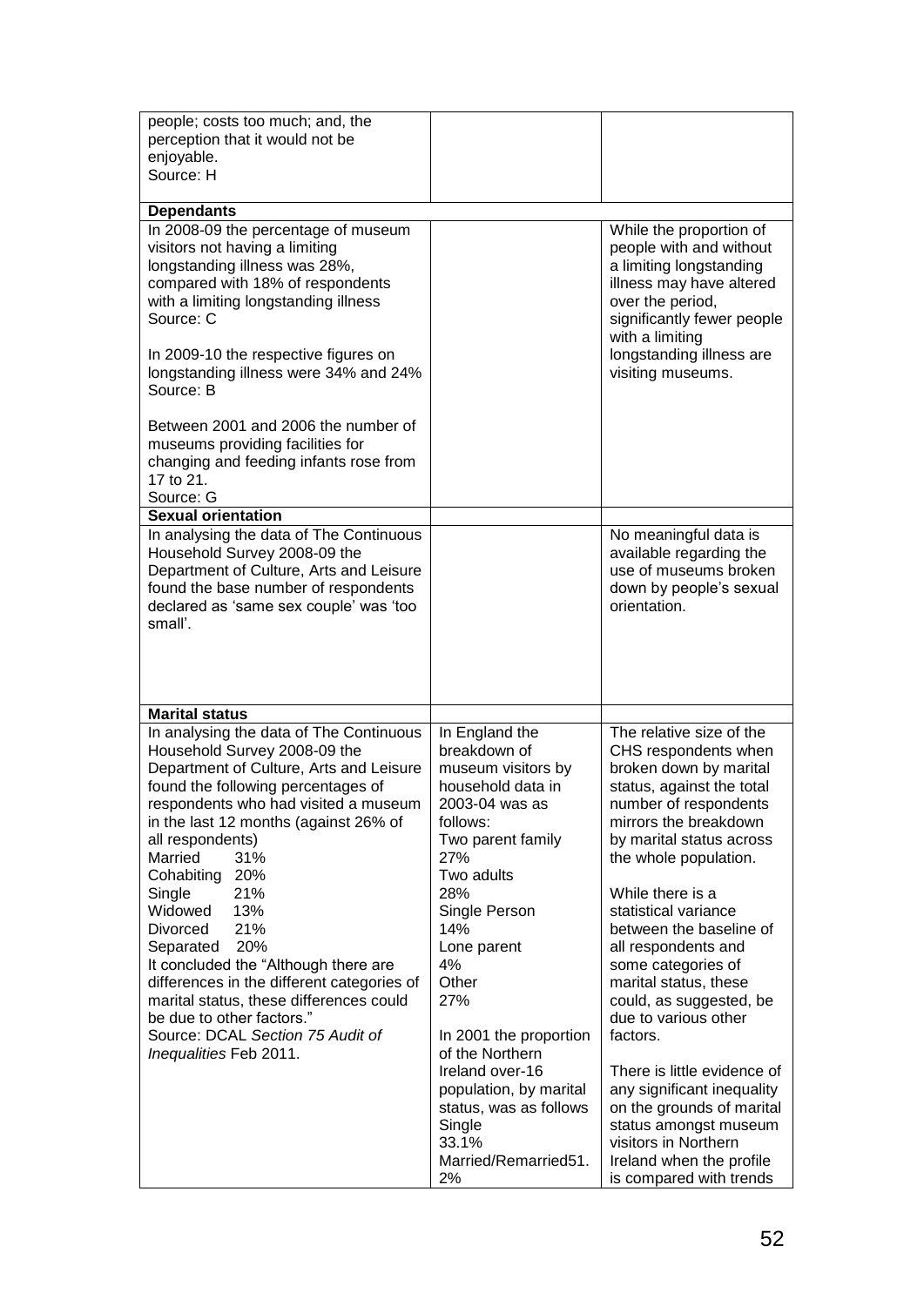| | | |
|---|---|---|
| people; costs too much; and, the perception that it would not be enjoyable.<br>Source: H | | |
| **Dependants** | | |
| In 2008-09 the percentage of museum visitors not having a limiting longstanding illness was 28%, compared with 18% of respondents with a limiting longstanding illness<br>Source: C<br><br>In 2009-10 the respective figures on longstanding illness were 34% and 24%<br>Source: B<br><br>Between 2001 and 2006 the number of museums providing facilities for changing and feeding infants rose from 17 to 21.<br>Source: G | | While the proportion of people with and without a limiting longstanding illness may have altered over the period, significantly fewer people with a limiting longstanding illness are visiting museums. |
| **Sexual orientation** | | |
| In analysing the data of The Continuous Household Survey 2008-09 the Department of Culture, Arts and Leisure found the base number of respondents declared as 'same sex couple' was 'too small'. | | No meaningful data is available regarding the use of museums broken down by people's sexual orientation. |
| **Marital status** | | |
| In analysing the data of The Continuous Household Survey 2008-09 the Department of Culture, Arts and Leisure found the following percentages of respondents who had visited a museum in the last 12 months (against 26% of all respondents)<br>Married 31%<br>Cohabiting 20%<br>Single 21%<br>Widowed 13%<br>Divorced 21%<br>Separated 20%<br>It concluded the "Although there are differences in the different categories of marital status, these differences could be due to other factors."<br>Source: DCAL *Section 75 Audit of Inequalities* Feb 2011. | In England the breakdown of museum visitors by household data in 2003-04 was as follows:<br>Two parent family 27%<br>Two adults 28%<br>Single Person 14%<br>Lone parent 4%<br>Other 27%<br><br>In 2001 the proportion of the Northern Ireland over-16 population, by marital status, was as follows<br>Single 33.1%<br>Married/Remarried51.2% | The relative size of the CHS respondents when broken down by marital status, against the total number of respondents mirrors the breakdown by marital status across the whole population.<br><br>While there is a statistical variance between the baseline of all respondents and some categories of marital status, these could, as suggested, be due to various other factors.<br><br>There is little evidence of any significant inequality on the grounds of marital status amongst museum visitors in Northern Ireland when the profile is compared with trends |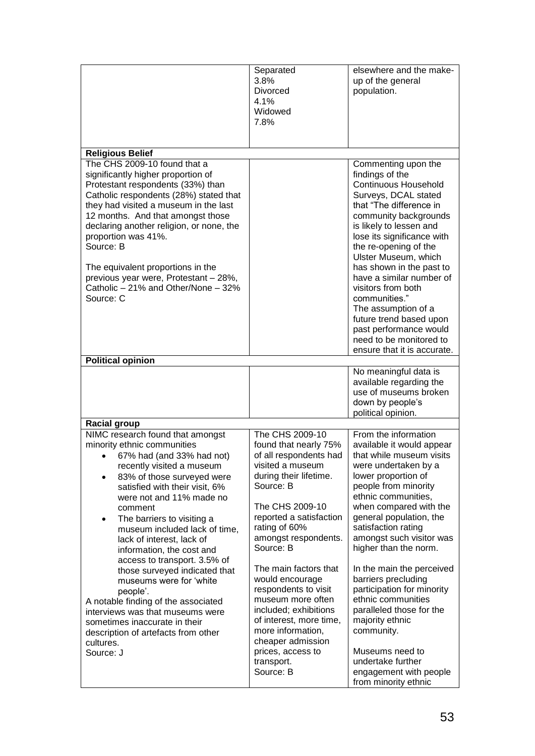|  |  |  |
|---|---|---|
|  | Separated<br>3.8%<br>Divorced<br>4.1%<br>Widowed<br>7.8% | elsewhere and the make-up of the general population. |
| **Religious Belief** |  |  |
| The CHS 2009-10 found that a significantly higher proportion of Protestant respondents (33%) than Catholic respondents (28%) stated that they had visited a museum in the last 12 months. And that amongst those declaring another religion, or none, the proportion was 41%.<br>Source: B<br><br>The equivalent proportions in the previous year were, Protestant – 28%, Catholic – 21% and Other/None – 32%<br>Source: C |  | Commenting upon the findings of the Continuous Household Surveys, DCAL stated that "The difference in community backgrounds is likely to lessen and lose its significance with the re-opening of the Ulster Museum, which has shown in the past to have a similar number of visitors from both communities."<br>The assumption of a future trend based upon past performance would need to be monitored to ensure that it is accurate. |
| **Political opinion** |  |  |
|  |  | No meaningful data is available regarding the use of museums broken down by people's political opinion. |
| **Racial group** |  |  |
| NIMC research found that amongst minority ethnic communities<br>• 67% had (and 33% had not) recently visited a museum<br>• 83% of those surveyed were satisfied with their visit, 6% were not and 11% made no comment<br>• The barriers to visiting a museum included lack of time, lack of interest, lack of information, the cost and access to transport. 3.5% of those surveyed indicated that museums were for 'white people'.<br>A notable finding of the associated interviews was that museums were sometimes inaccurate in their description of artefacts from other cultures.<br>Source: J | The CHS 2009-10 found that nearly 75% of all respondents had visited a museum during their lifetime.<br>Source: B<br><br>The CHS 2009-10 reported a satisfaction rating of 60% amongst respondents.<br>Source: B<br><br>The main factors that would encourage respondents to visit museum more often included; exhibitions of interest, more time, more information, cheaper admission prices, access to transport.<br>Source: B | From the information available it would appear that while museum visits were undertaken by a lower proportion of people from minority ethnic communities, when compared with the general population, the satisfaction rating amongst such visitor was higher than the norm.<br><br>In the main the perceived barriers precluding participation for minority ethnic communities paralleled those for the majority ethnic community.<br><br>Museums need to undertake further engagement with people from minority ethnic |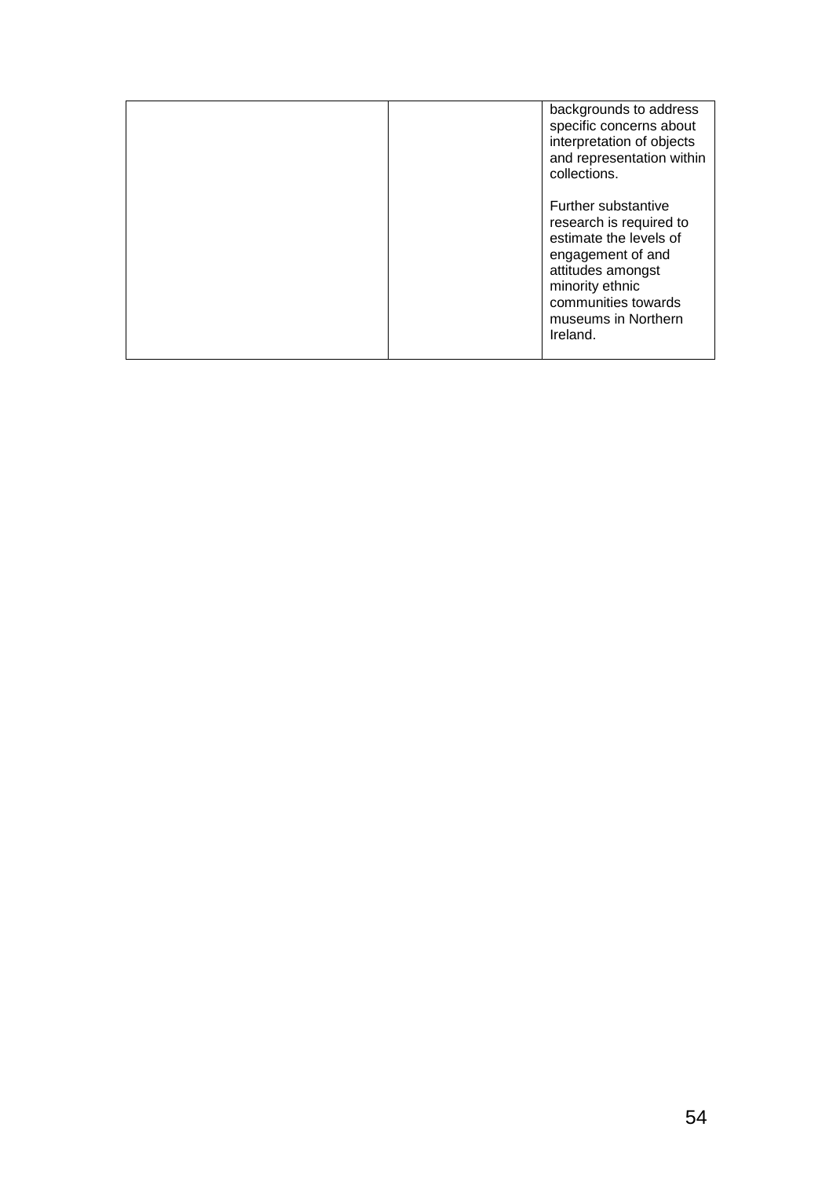|  |  |  |
|---|---|---|
|  |  | backgrounds to address specific concerns about interpretation of objects and representation within collections.<br><br>Further substantive research is required to estimate the levels of engagement of and attitudes amongst minority ethnic communities towards museums in Northern Ireland. |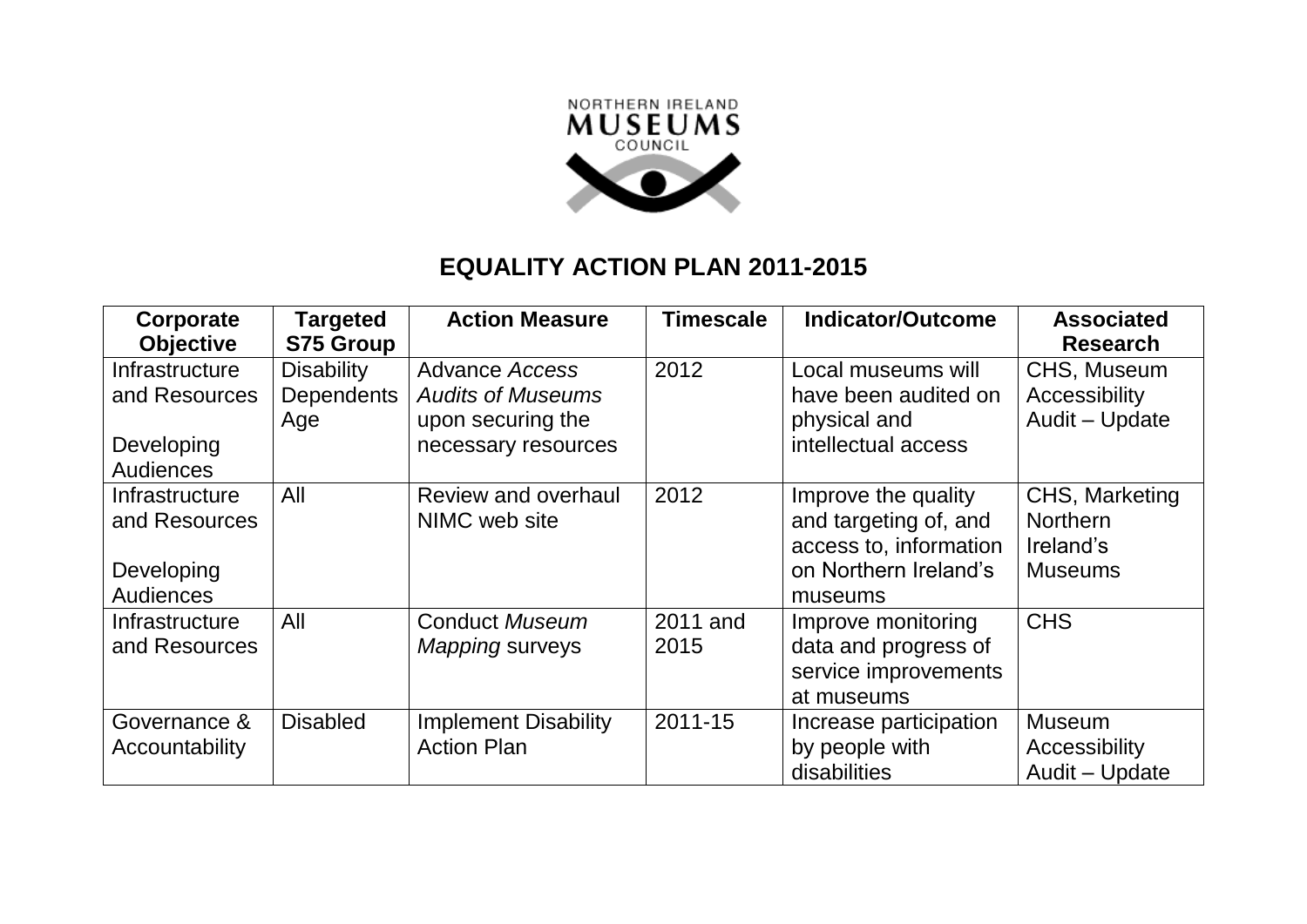NORTHERN IRELAND
MUSEUMS
COUNCIL

# EQUALITY ACTION PLAN 2011-2015

| Corporate Objective | Targeted S75 Group | Action Measure | Timescale | Indicator/Outcome | Associated Research |
|---|---|---|---|---|---|
| Infrastructure and Resources<br><br>Developing Audiences | Disability<br>Dependents<br>Age | Advance *Access Audits of Museums* upon securing the necessary resources | 2012 | Local museums will have been audited on physical and intellectual access | CHS, Museum Accessibility Audit – Update |
| Infrastructure and Resources<br><br>Developing Audiences | All | Review and overhaul NIMC web site | 2012 | Improve the quality and targeting of, and access to, information on Northern Ireland's museums | CHS, Marketing Northern Ireland's Museums |
| Infrastructure and Resources | All | Conduct *Museum Mapping* surveys | 2011 and 2015 | Improve monitoring data and progress of service improvements at museums | CHS |
| Governance & Accountability | Disabled | Implement Disability Action Plan | 2011-15 | Increase participation by people with disabilities | Museum Accessibility Audit – Update |